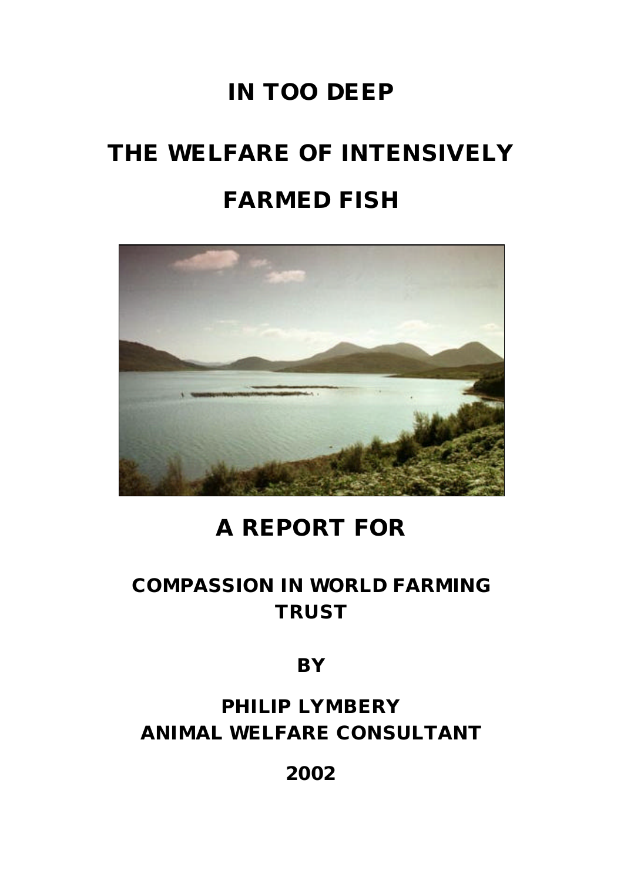# IN TOO DEEP

# THE WELFARE OF INTENSIVELY FARMED FISH

## A REPORT FOR

## COMPASSION IN WORLD FARMING TRUST

**BY**

**PHILIP LYMBERY**
**ANIMAL WELFARE CONSULTANT**

**2002**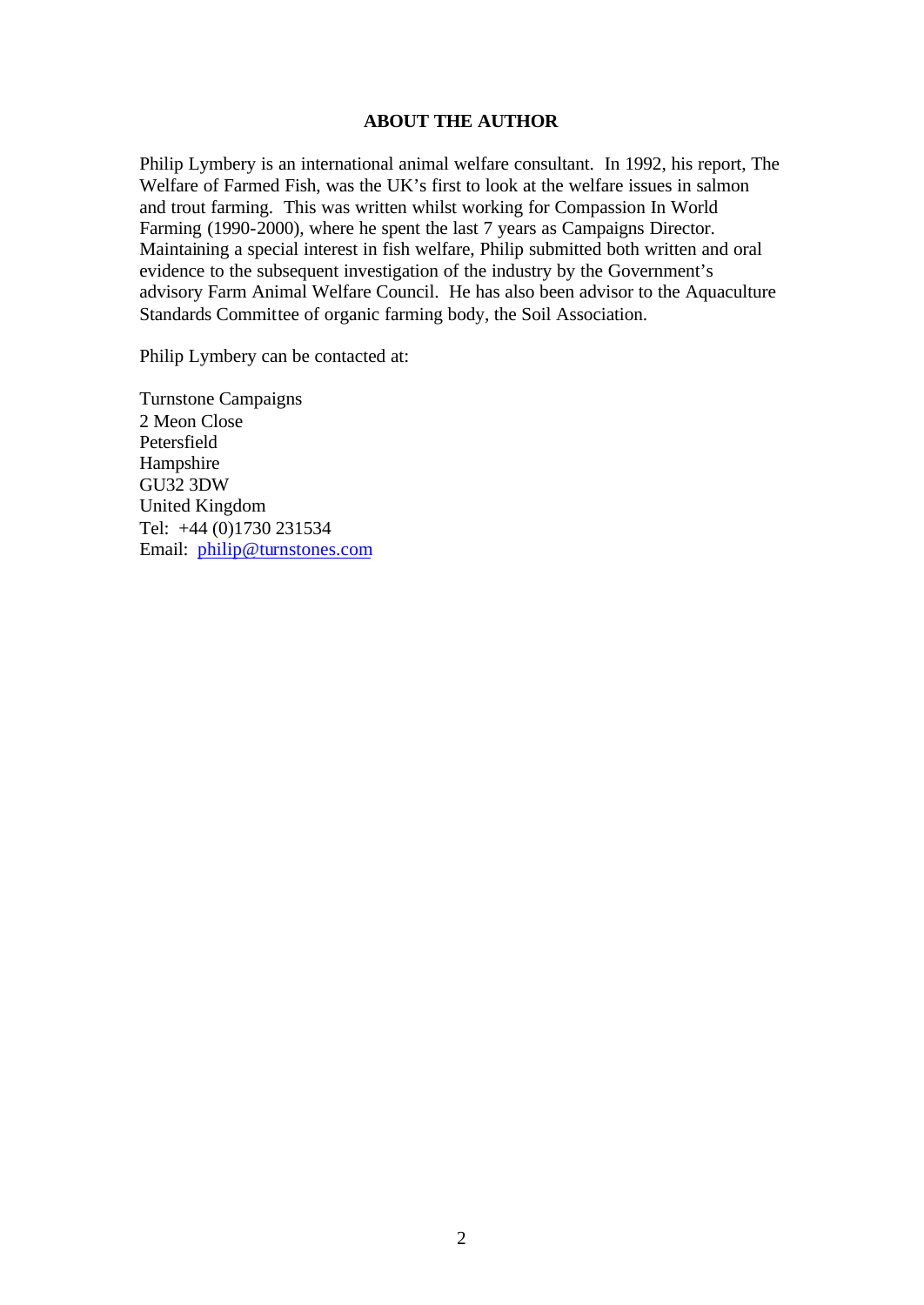## ABOUT THE AUTHOR

Philip Lymbery is an international animal welfare consultant. In 1992, his report, The Welfare of Farmed Fish, was the UK's first to look at the welfare issues in salmon and trout farming. This was written whilst working for Compassion In World Farming (1990-2000), where he spent the last 7 years as Campaigns Director. Maintaining a special interest in fish welfare, Philip submitted both written and oral evidence to the subsequent investigation of the industry by the Government's advisory Farm Animal Welfare Council. He has also been advisor to the Aquaculture Standards Committee of organic farming body, the Soil Association.

Philip Lymbery can be contacted at:

Turnstone Campaigns  
2 Meon Close  
Petersfield  
Hampshire  
GU32 3DW  
United Kingdom  
Tel: +44 (0)1730 231534  
Email: philip@turnstones.com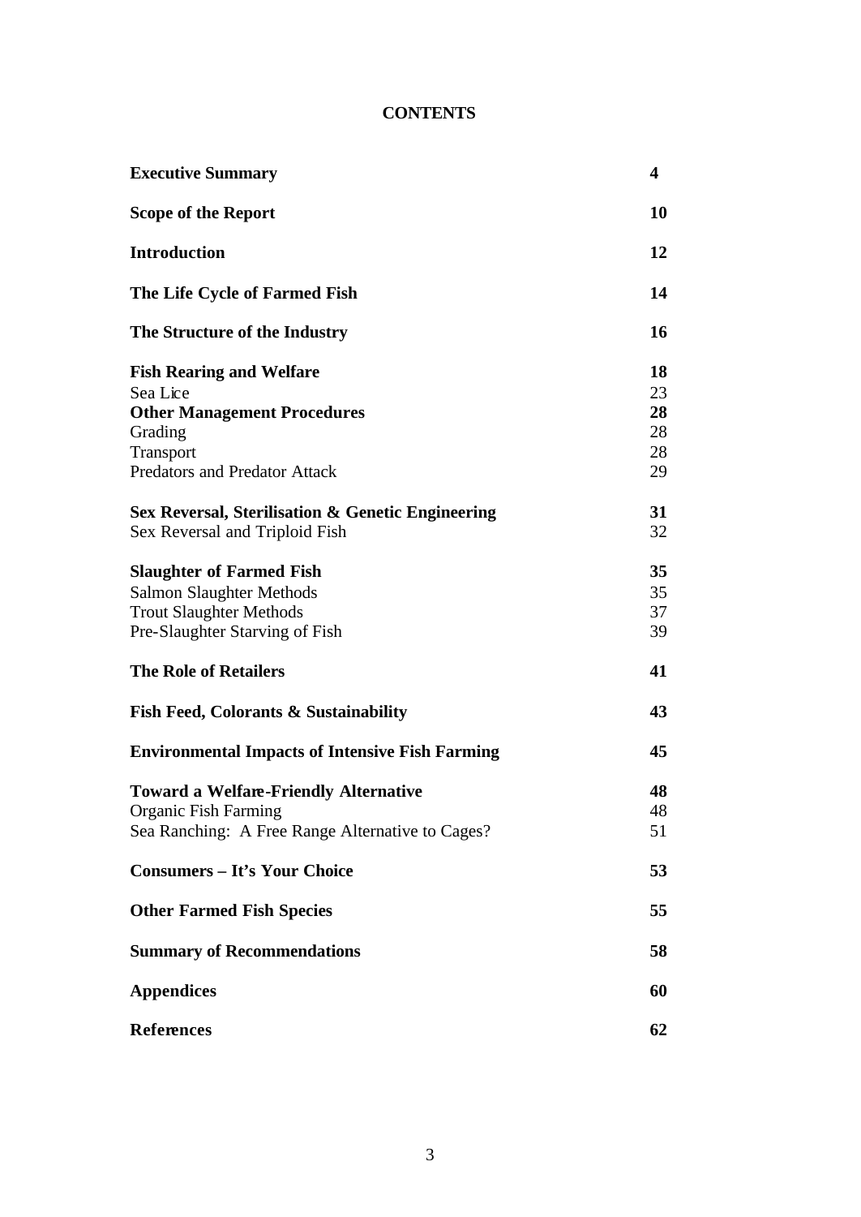# CONTENTS

| | |
|---|---|
| **Executive Summary** | **4** |
| **Scope of the Report** | **10** |
| **Introduction** | **12** |
| **The Life Cycle of Farmed Fish** | **14** |
| **The Structure of the Industry** | **16** |
| **Fish Rearing and Welfare** | **18** |
| Sea Lice | 23 |
| **Other Management Procedures** | **28** |
| Grading | 28 |
| Transport | 28 |
| Predators and Predator Attack | 29 |
| **Sex Reversal, Sterilisation & Genetic Engineering** | **31** |
| Sex Reversal and Triploid Fish | 32 |
| **Slaughter of Farmed Fish** | **35** |
| Salmon Slaughter Methods | 35 |
| Trout Slaughter Methods | 37 |
| Pre-Slaughter Starving of Fish | 39 |
| **The Role of Retailers** | **41** |
| **Fish Feed, Colorants & Sustainability** | **43** |
| **Environmental Impacts of Intensive Fish Farming** | **45** |
| **Toward a Welfare-Friendly Alternative** | **48** |
| Organic Fish Farming | 48 |
| Sea Ranching: A Free Range Alternative to Cages? | 51 |
| **Consumers – It's Your Choice** | **53** |
| **Other Farmed Fish Species** | **55** |
| **Summary of Recommendations** | **58** |
| **Appendices** | **60** |
| **References** | **62** |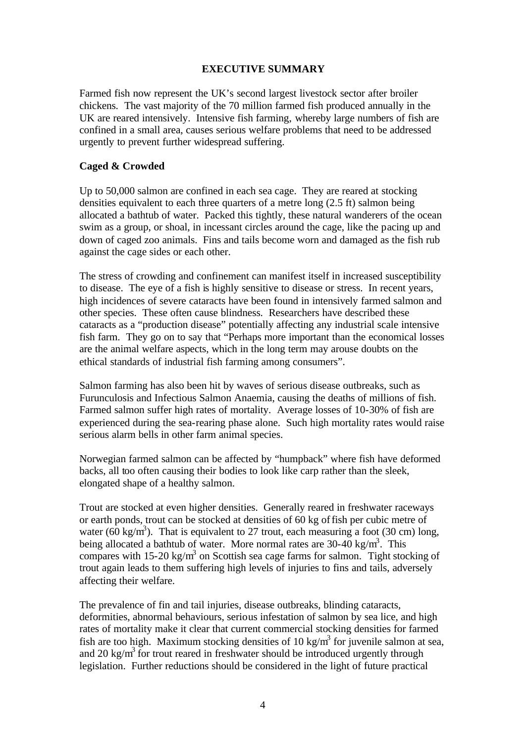## EXECUTIVE SUMMARY

Farmed fish now represent the UK's second largest livestock sector after broiler chickens. The vast majority of the 70 million farmed fish produced annually in the UK are reared intensively. Intensive fish farming, whereby large numbers of fish are confined in a small area, causes serious welfare problems that need to be addressed urgently to prevent further widespread suffering.

### Caged & Crowded

Up to 50,000 salmon are confined in each sea cage. They are reared at stocking densities equivalent to each three quarters of a metre long (2.5 ft) salmon being allocated a bathtub of water. Packed this tightly, these natural wanderers of the ocean swim as a group, or shoal, in incessant circles around the cage, like the pacing up and down of caged zoo animals. Fins and tails become worn and damaged as the fish rub against the cage sides or each other.

The stress of crowding and confinement can manifest itself in increased susceptibility to disease. The eye of a fish is highly sensitive to disease or stress. In recent years, high incidences of severe cataracts have been found in intensively farmed salmon and other species. These often cause blindness. Researchers have described these cataracts as a "production disease" potentially affecting any industrial scale intensive fish farm. They go on to say that "Perhaps more important than the economical losses are the animal welfare aspects, which in the long term may arouse doubts on the ethical standards of industrial fish farming among consumers".

Salmon farming has also been hit by waves of serious disease outbreaks, such as Furunculosis and Infectious Salmon Anaemia, causing the deaths of millions of fish. Farmed salmon suffer high rates of mortality. Average losses of 10-30% of fish are experienced during the sea-rearing phase alone. Such high mortality rates would raise serious alarm bells in other farm animal species.

Norwegian farmed salmon can be affected by "humpback" where fish have deformed backs, all too often causing their bodies to look like carp rather than the sleek, elongated shape of a healthy salmon.

Trout are stocked at even higher densities. Generally reared in freshwater raceways or earth ponds, trout can be stocked at densities of 60 kg of fish per cubic metre of water (60 kg/m$^3$). That is equivalent to 27 trout, each measuring a foot (30 cm) long, being allocated a bathtub of water. More normal rates are 30-40 kg/m$^3$. This compares with 15-20 kg/m$^3$ on Scottish sea cage farms for salmon. Tight stocking of trout again leads to them suffering high levels of injuries to fins and tails, adversely affecting their welfare.

The prevalence of fin and tail injuries, disease outbreaks, blinding cataracts, deformities, abnormal behaviours, serious infestation of salmon by sea lice, and high rates of mortality make it clear that current commercial stocking densities for farmed fish are too high. Maximum stocking densities of 10 kg/m$^3$ for juvenile salmon at sea, and 20 kg/m$^3$ for trout reared in freshwater should be introduced urgently through legislation. Further reductions should be considered in the light of future practical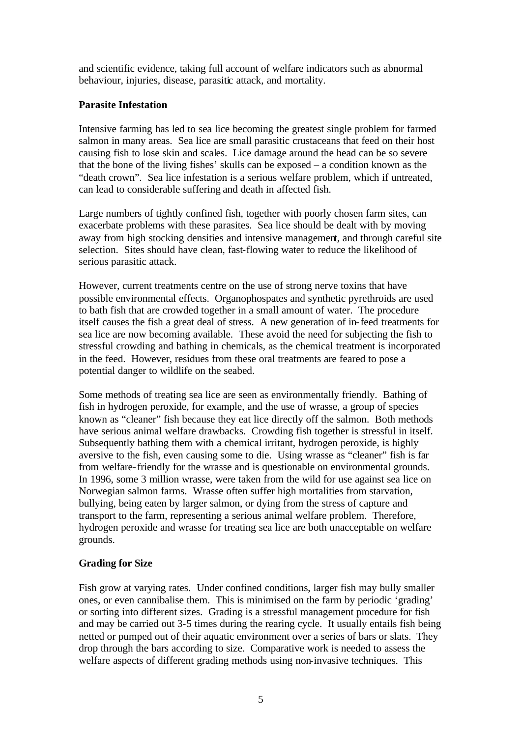and scientific evidence, taking full account of welfare indicators such as abnormal behaviour, injuries, disease, parasitic attack, and mortality.

**Parasite Infestation**

Intensive farming has led to sea lice becoming the greatest single problem for farmed salmon in many areas. Sea lice are small parasitic crustaceans that feed on their host causing fish to lose skin and scales. Lice damage around the head can be so severe that the bone of the living fishes' skulls can be exposed – a condition known as the "death crown". Sea lice infestation is a serious welfare problem, which if untreated, can lead to considerable suffering and death in affected fish.

Large numbers of tightly confined fish, together with poorly chosen farm sites, can exacerbate problems with these parasites. Sea lice should be dealt with by moving away from high stocking densities and intensive management, and through careful site selection. Sites should have clean, fast-flowing water to reduce the likelihood of serious parasitic attack.

However, current treatments centre on the use of strong nerve toxins that have possible environmental effects. Organophospates and synthetic pyrethroids are used to bath fish that are crowded together in a small amount of water. The procedure itself causes the fish a great deal of stress. A new generation of in-feed treatments for sea lice are now becoming available. These avoid the need for subjecting the fish to stressful crowding and bathing in chemicals, as the chemical treatment is incorporated in the feed. However, residues from these oral treatments are feared to pose a potential danger to wildlife on the seabed.

Some methods of treating sea lice are seen as environmentally friendly. Bathing of fish in hydrogen peroxide, for example, and the use of wrasse, a group of species known as "cleaner" fish because they eat lice directly off the salmon. Both methods have serious animal welfare drawbacks. Crowding fish together is stressful in itself. Subsequently bathing them with a chemical irritant, hydrogen peroxide, is highly aversive to the fish, even causing some to die. Using wrasse as "cleaner" fish is far from welfare-friendly for the wrasse and is questionable on environmental grounds. In 1996, some 3 million wrasse, were taken from the wild for use against sea lice on Norwegian salmon farms. Wrasse often suffer high mortalities from starvation, bullying, being eaten by larger salmon, or dying from the stress of capture and transport to the farm, representing a serious animal welfare problem. Therefore, hydrogen peroxide and wrasse for treating sea lice are both unacceptable on welfare grounds.

**Grading for Size**

Fish grow at varying rates. Under confined conditions, larger fish may bully smaller ones, or even cannibalise them. This is minimised on the farm by periodic 'grading' or sorting into different sizes. Grading is a stressful management procedure for fish and may be carried out 3-5 times during the rearing cycle. It usually entails fish being netted or pumped out of their aquatic environment over a series of bars or slats. They drop through the bars according to size. Comparative work is needed to assess the welfare aspects of different grading methods using non-invasive techniques. This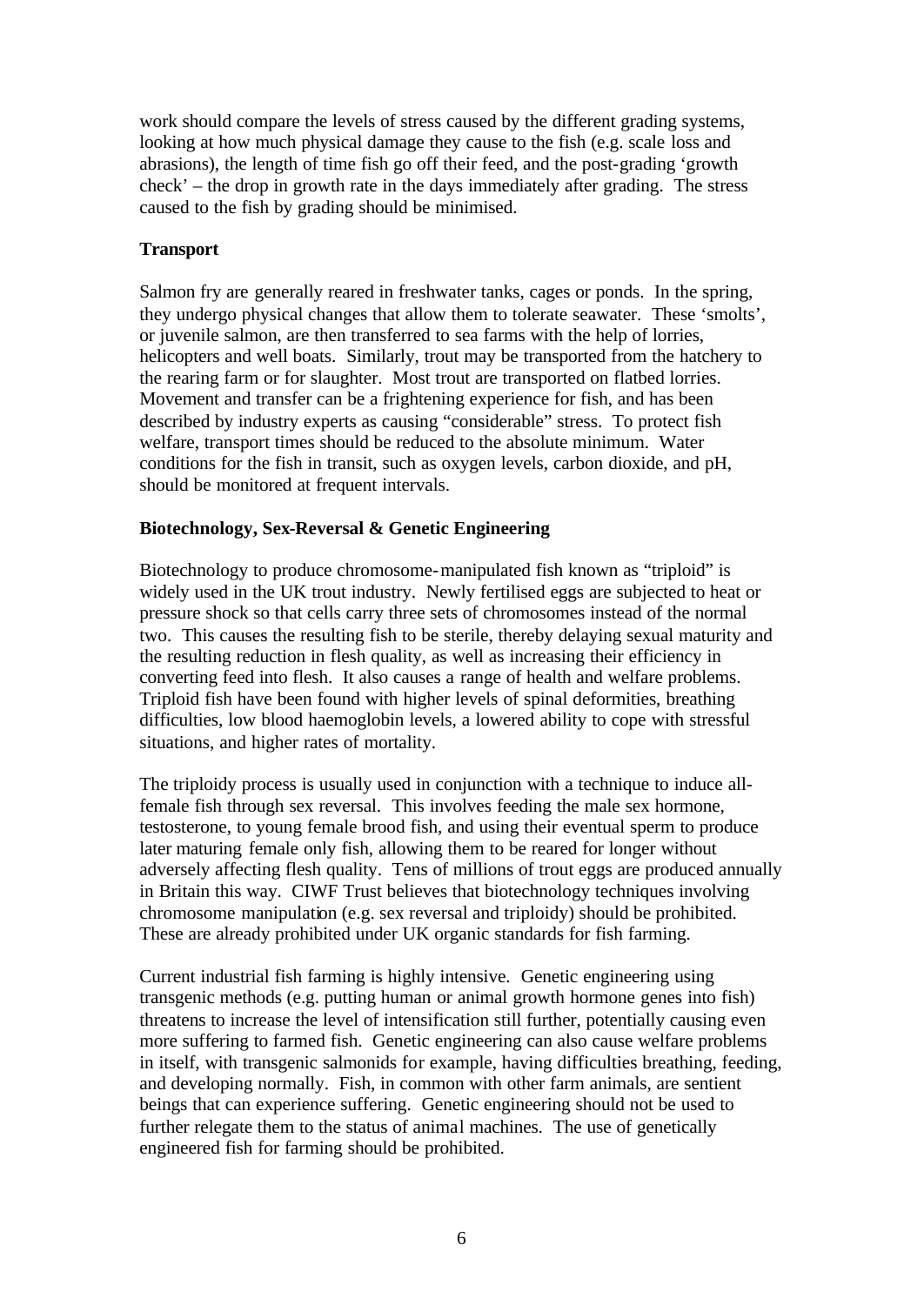work should compare the levels of stress caused by the different grading systems, looking at how much physical damage they cause to the fish (e.g. scale loss and abrasions), the length of time fish go off their feed, and the post-grading 'growth check' – the drop in growth rate in the days immediately after grading. The stress caused to the fish by grading should be minimised.

**Transport**

Salmon fry are generally reared in freshwater tanks, cages or ponds. In the spring, they undergo physical changes that allow them to tolerate seawater. These 'smolts', or juvenile salmon, are then transferred to sea farms with the help of lorries, helicopters and well boats. Similarly, trout may be transported from the hatchery to the rearing farm or for slaughter. Most trout are transported on flatbed lorries. Movement and transfer can be a frightening experience for fish, and has been described by industry experts as causing "considerable" stress. To protect fish welfare, transport times should be reduced to the absolute minimum. Water conditions for the fish in transit, such as oxygen levels, carbon dioxide, and pH, should be monitored at frequent intervals.

**Biotechnology, Sex-Reversal & Genetic Engineering**

Biotechnology to produce chromosome-manipulated fish known as "triploid" is widely used in the UK trout industry. Newly fertilised eggs are subjected to heat or pressure shock so that cells carry three sets of chromosomes instead of the normal two. This causes the resulting fish to be sterile, thereby delaying sexual maturity and the resulting reduction in flesh quality, as well as increasing their efficiency in converting feed into flesh. It also causes a range of health and welfare problems. Triploid fish have been found with higher levels of spinal deformities, breathing difficulties, low blood haemoglobin levels, a lowered ability to cope with stressful situations, and higher rates of mortality.

The triploidy process is usually used in conjunction with a technique to induce all-female fish through sex reversal. This involves feeding the male sex hormone, testosterone, to young female brood fish, and using their eventual sperm to produce later maturing female only fish, allowing them to be reared for longer without adversely affecting flesh quality. Tens of millions of trout eggs are produced annually in Britain this way. CIWF Trust believes that biotechnology techniques involving chromosome manipulation (e.g. sex reversal and triploidy) should be prohibited. These are already prohibited under UK organic standards for fish farming.

Current industrial fish farming is highly intensive. Genetic engineering using transgenic methods (e.g. putting human or animal growth hormone genes into fish) threatens to increase the level of intensification still further, potentially causing even more suffering to farmed fish. Genetic engineering can also cause welfare problems in itself, with transgenic salmonids for example, having difficulties breathing, feeding, and developing normally. Fish, in common with other farm animals, are sentient beings that can experience suffering. Genetic engineering should not be used to further relegate them to the status of animal machines. The use of genetically engineered fish for farming should be prohibited.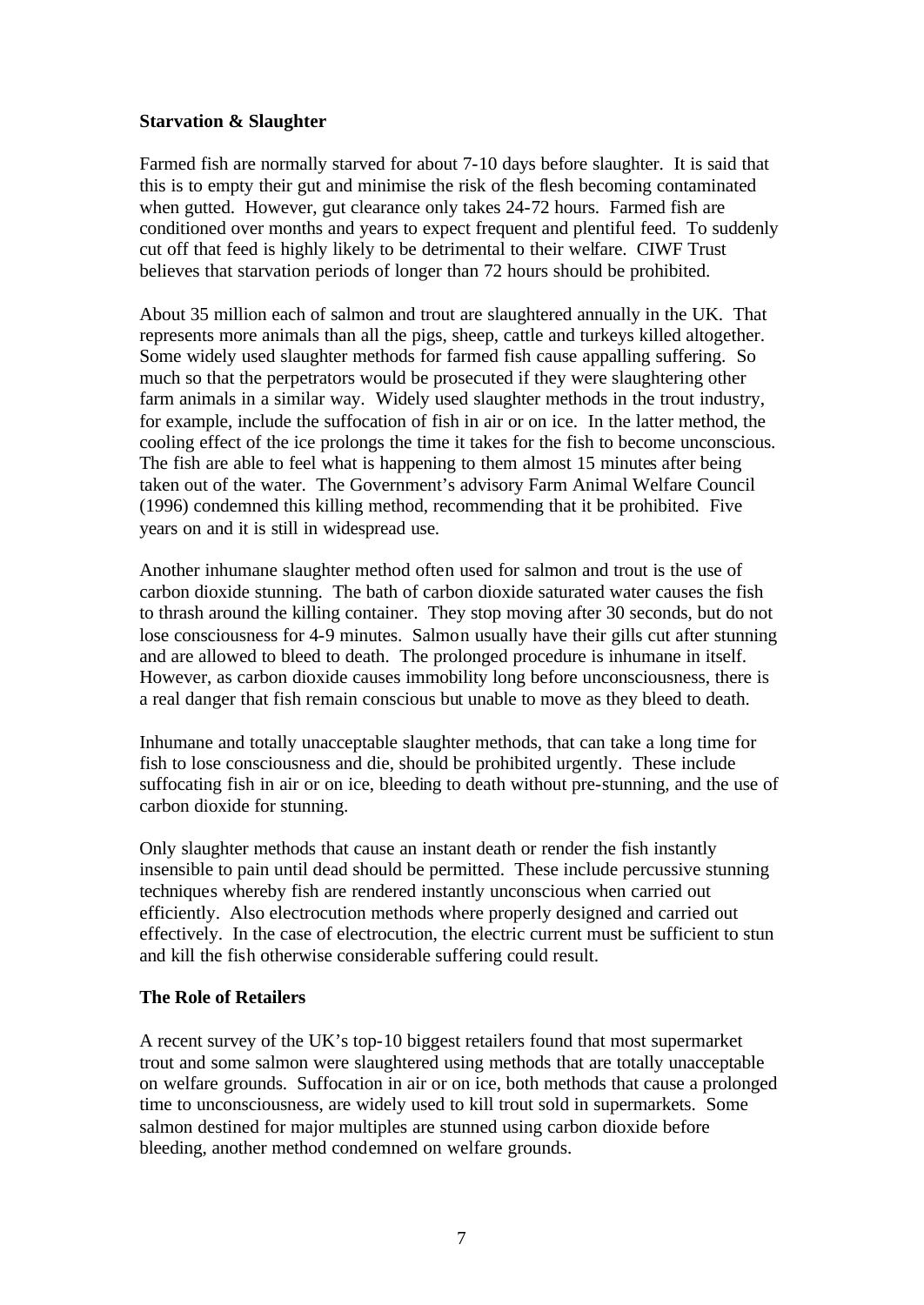**Starvation & Slaughter**

Farmed fish are normally starved for about 7-10 days before slaughter. It is said that this is to empty their gut and minimise the risk of the flesh becoming contaminated when gutted. However, gut clearance only takes 24-72 hours. Farmed fish are conditioned over months and years to expect frequent and plentiful feed. To suddenly cut off that feed is highly likely to be detrimental to their welfare. CIWF Trust believes that starvation periods of longer than 72 hours should be prohibited.

About 35 million each of salmon and trout are slaughtered annually in the UK. That represents more animals than all the pigs, sheep, cattle and turkeys killed altogether. Some widely used slaughter methods for farmed fish cause appalling suffering. So much so that the perpetrators would be prosecuted if they were slaughtering other farm animals in a similar way. Widely used slaughter methods in the trout industry, for example, include the suffocation of fish in air or on ice. In the latter method, the cooling effect of the ice prolongs the time it takes for the fish to become unconscious. The fish are able to feel what is happening to them almost 15 minutes after being taken out of the water. The Government's advisory Farm Animal Welfare Council (1996) condemned this killing method, recommending that it be prohibited. Five years on and it is still in widespread use.

Another inhumane slaughter method often used for salmon and trout is the use of carbon dioxide stunning. The bath of carbon dioxide saturated water causes the fish to thrash around the killing container. They stop moving after 30 seconds, but do not lose consciousness for 4-9 minutes. Salmon usually have their gills cut after stunning and are allowed to bleed to death. The prolonged procedure is inhumane in itself. However, as carbon dioxide causes immobility long before unconsciousness, there is a real danger that fish remain conscious but unable to move as they bleed to death.

Inhumane and totally unacceptable slaughter methods, that can take a long time for fish to lose consciousness and die, should be prohibited urgently. These include suffocating fish in air or on ice, bleeding to death without pre-stunning, and the use of carbon dioxide for stunning.

Only slaughter methods that cause an instant death or render the fish instantly insensible to pain until dead should be permitted. These include percussive stunning techniques whereby fish are rendered instantly unconscious when carried out efficiently. Also electrocution methods where properly designed and carried out effectively. In the case of electrocution, the electric current must be sufficient to stun and kill the fish otherwise considerable suffering could result.

**The Role of Retailers**

A recent survey of the UK's top-10 biggest retailers found that most supermarket trout and some salmon were slaughtered using methods that are totally unacceptable on welfare grounds. Suffocation in air or on ice, both methods that cause a prolonged time to unconsciousness, are widely used to kill trout sold in supermarkets. Some salmon destined for major multiples are stunned using carbon dioxide before bleeding, another method condemned on welfare grounds.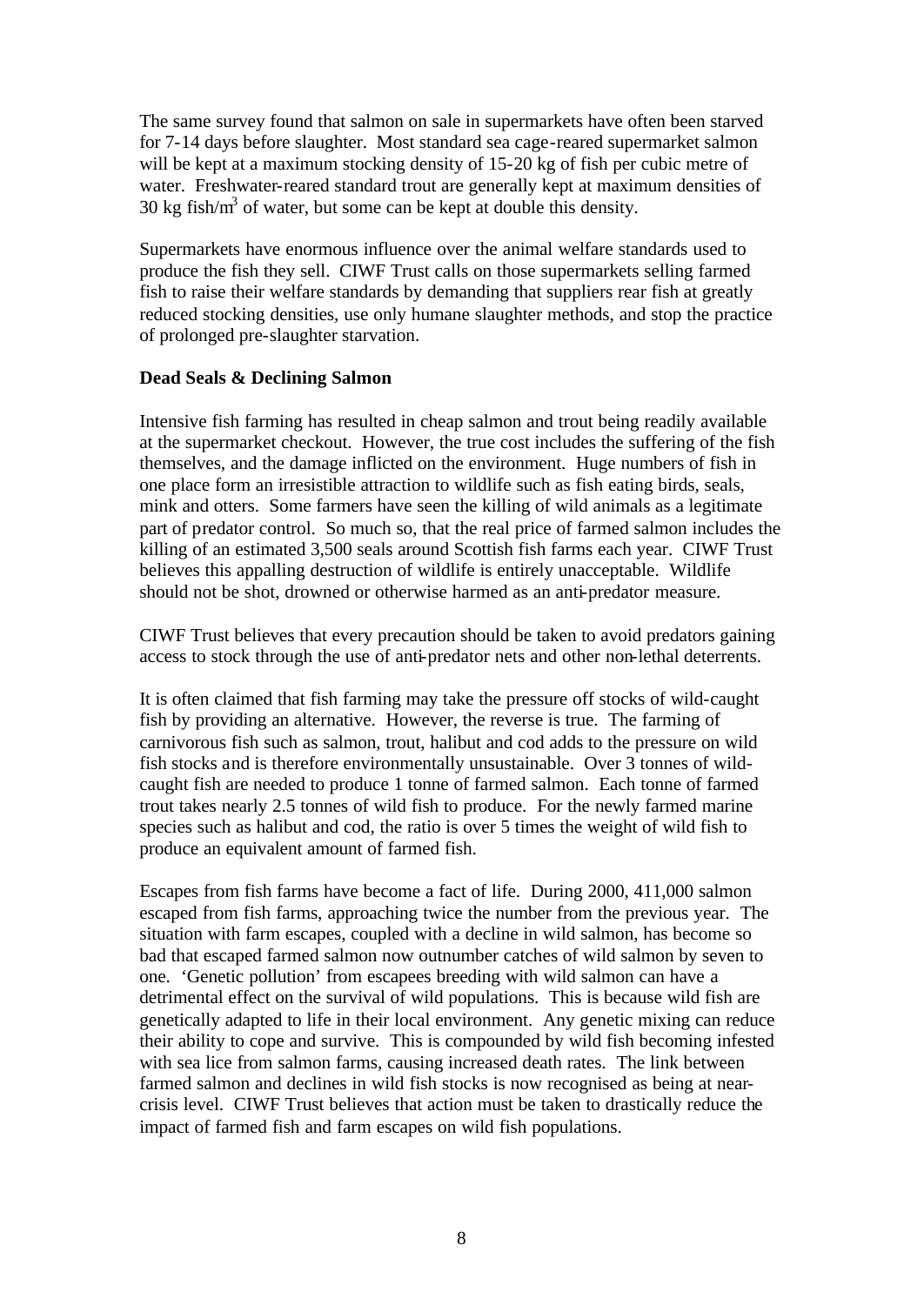The same survey found that salmon on sale in supermarkets have often been starved for 7-14 days before slaughter. Most standard sea cage-reared supermarket salmon will be kept at a maximum stocking density of 15-20 kg of fish per cubic metre of water. Freshwater-reared standard trout are generally kept at maximum densities of 30 kg fish/$m^3$ of water, but some can be kept at double this density.

Supermarkets have enormous influence over the animal welfare standards used to produce the fish they sell. CIWF Trust calls on those supermarkets selling farmed fish to raise their welfare standards by demanding that suppliers rear fish at greatly reduced stocking densities, use only humane slaughter methods, and stop the practice of prolonged pre-slaughter starvation.

**Dead Seals & Declining Salmon**

Intensive fish farming has resulted in cheap salmon and trout being readily available at the supermarket checkout. However, the true cost includes the suffering of the fish themselves, and the damage inflicted on the environment. Huge numbers of fish in one place form an irresistible attraction to wildlife such as fish eating birds, seals, mink and otters. Some farmers have seen the killing of wild animals as a legitimate part of predator control. So much so, that the real price of farmed salmon includes the killing of an estimated 3,500 seals around Scottish fish farms each year. CIWF Trust believes this appalling destruction of wildlife is entirely unacceptable. Wildlife should not be shot, drowned or otherwise harmed as an anti-predator measure.

CIWF Trust believes that every precaution should be taken to avoid predators gaining access to stock through the use of anti-predator nets and other non-lethal deterrents.

It is often claimed that fish farming may take the pressure off stocks of wild-caught fish by providing an alternative. However, the reverse is true. The farming of carnivorous fish such as salmon, trout, halibut and cod adds to the pressure on wild fish stocks and is therefore environmentally unsustainable. Over 3 tonnes of wild-caught fish are needed to produce 1 tonne of farmed salmon. Each tonne of farmed trout takes nearly 2.5 tonnes of wild fish to produce. For the newly farmed marine species such as halibut and cod, the ratio is over 5 times the weight of wild fish to produce an equivalent amount of farmed fish.

Escapes from fish farms have become a fact of life. During 2000, 411,000 salmon escaped from fish farms, approaching twice the number from the previous year. The situation with farm escapes, coupled with a decline in wild salmon, has become so bad that escaped farmed salmon now outnumber catches of wild salmon by seven to one. 'Genetic pollution' from escapees breeding with wild salmon can have a detrimental effect on the survival of wild populations. This is because wild fish are genetically adapted to life in their local environment. Any genetic mixing can reduce their ability to cope and survive. This is compounded by wild fish becoming infested with sea lice from salmon farms, causing increased death rates. The link between farmed salmon and declines in wild fish stocks is now recognised as being at near-crisis level. CIWF Trust believes that action must be taken to drastically reduce the impact of farmed fish and farm escapes on wild fish populations.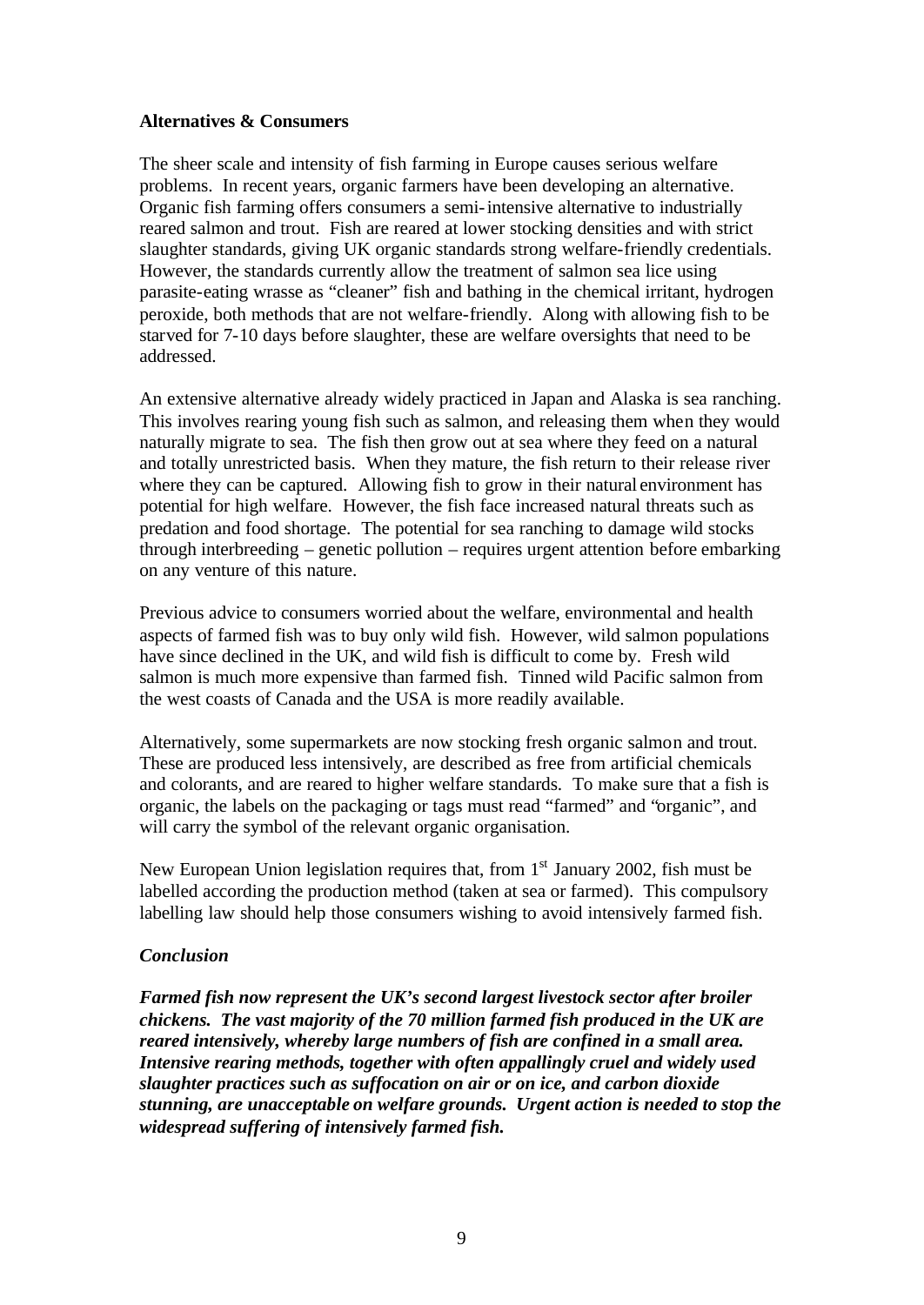**Alternatives & Consumers**

The sheer scale and intensity of fish farming in Europe causes serious welfare problems. In recent years, organic farmers have been developing an alternative. Organic fish farming offers consumers a semi-intensive alternative to industrially reared salmon and trout. Fish are reared at lower stocking densities and with strict slaughter standards, giving UK organic standards strong welfare-friendly credentials. However, the standards currently allow the treatment of salmon sea lice using parasite-eating wrasse as "cleaner" fish and bathing in the chemical irritant, hydrogen peroxide, both methods that are not welfare-friendly. Along with allowing fish to be starved for 7-10 days before slaughter, these are welfare oversights that need to be addressed.

An extensive alternative already widely practiced in Japan and Alaska is sea ranching. This involves rearing young fish such as salmon, and releasing them when they would naturally migrate to sea. The fish then grow out at sea where they feed on a natural and totally unrestricted basis. When they mature, the fish return to their release river where they can be captured. Allowing fish to grow in their natural environment has potential for high welfare. However, the fish face increased natural threats such as predation and food shortage. The potential for sea ranching to damage wild stocks through interbreeding – genetic pollution – requires urgent attention before embarking on any venture of this nature.

Previous advice to consumers worried about the welfare, environmental and health aspects of farmed fish was to buy only wild fish. However, wild salmon populations have since declined in the UK, and wild fish is difficult to come by. Fresh wild salmon is much more expensive than farmed fish. Tinned wild Pacific salmon from the west coasts of Canada and the USA is more readily available.

Alternatively, some supermarkets are now stocking fresh organic salmon and trout. These are produced less intensively, are described as free from artificial chemicals and colorants, and are reared to higher welfare standards. To make sure that a fish is organic, the labels on the packaging or tags must read "farmed" and "organic", and will carry the symbol of the relevant organic organisation.

New European Union legislation requires that, from 1st January 2002, fish must be labelled according the production method (taken at sea or farmed). This compulsory labelling law should help those consumers wishing to avoid intensively farmed fish.

***Conclusion***

***Farmed fish now represent the UK's second largest livestock sector after broiler chickens. The vast majority of the 70 million farmed fish produced in the UK are reared intensively, whereby large numbers of fish are confined in a small area. Intensive rearing methods, together with often appallingly cruel and widely used slaughter practices such as suffocation on air or on ice, and carbon dioxide stunning, are unacceptable on welfare grounds. Urgent action is needed to stop the widespread suffering of intensively farmed fish.***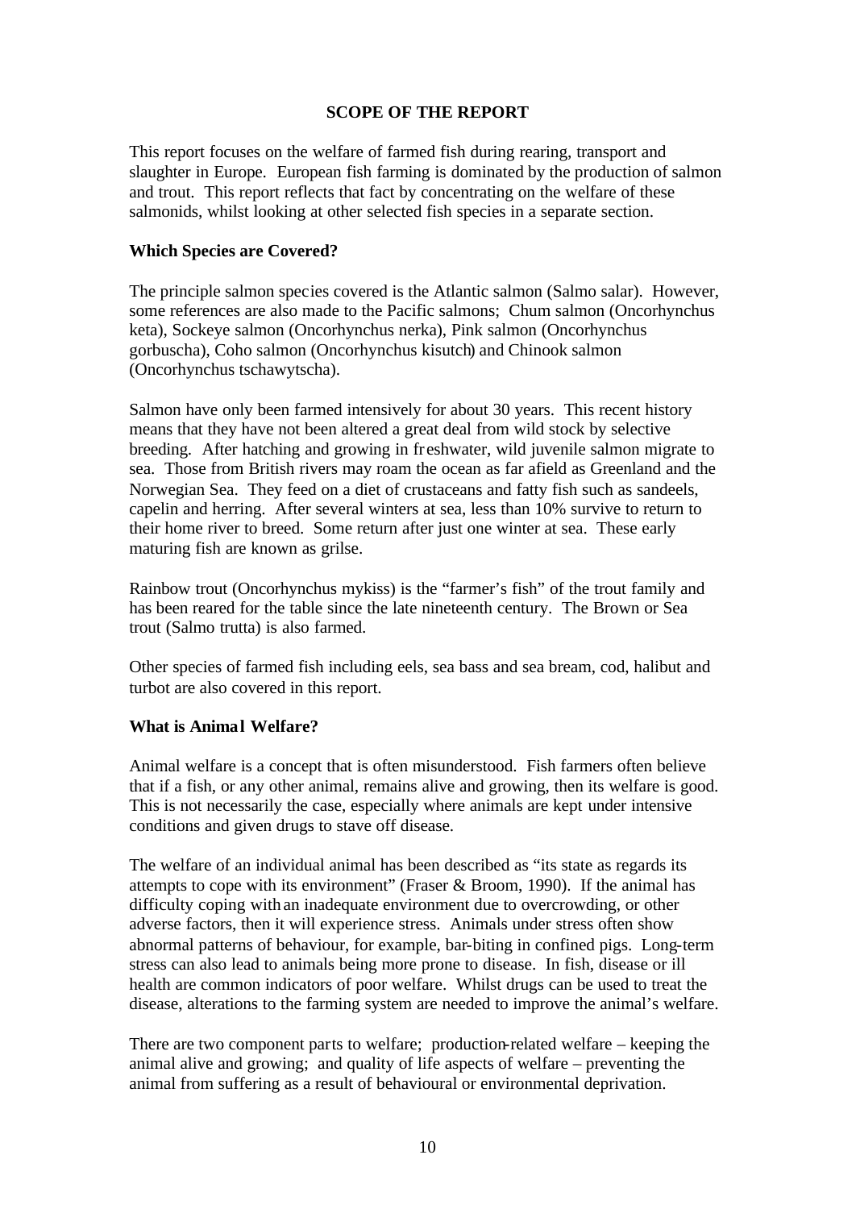## SCOPE OF THE REPORT

This report focuses on the welfare of farmed fish during rearing, transport and slaughter in Europe. European fish farming is dominated by the production of salmon and trout. This report reflects that fact by concentrating on the welfare of these salmonids, whilst looking at other selected fish species in a separate section.

### Which Species are Covered?

The principle salmon species covered is the Atlantic salmon (Salmo salar). However, some references are also made to the Pacific salmons; Chum salmon (Oncorhynchus keta), Sockeye salmon (Oncorhynchus nerka), Pink salmon (Oncorhynchus gorbuscha), Coho salmon (Oncorhynchus kisutch) and Chinook salmon (Oncorhynchus tschawytscha).

Salmon have only been farmed intensively for about 30 years. This recent history means that they have not been altered a great deal from wild stock by selective breeding. After hatching and growing in freshwater, wild juvenile salmon migrate to sea. Those from British rivers may roam the ocean as far afield as Greenland and the Norwegian Sea. They feed on a diet of crustaceans and fatty fish such as sandeels, capelin and herring. After several winters at sea, less than 10% survive to return to their home river to breed. Some return after just one winter at sea. These early maturing fish are known as grilse.

Rainbow trout (Oncorhynchus mykiss) is the "farmer's fish" of the trout family and has been reared for the table since the late nineteenth century. The Brown or Sea trout (Salmo trutta) is also farmed.

Other species of farmed fish including eels, sea bass and sea bream, cod, halibut and turbot are also covered in this report.

### What is Animal Welfare?

Animal welfare is a concept that is often misunderstood. Fish farmers often believe that if a fish, or any other animal, remains alive and growing, then its welfare is good. This is not necessarily the case, especially where animals are kept under intensive conditions and given drugs to stave off disease.

The welfare of an individual animal has been described as "its state as regards its attempts to cope with its environment" (Fraser & Broom, 1990). If the animal has difficulty coping with an inadequate environment due to overcrowding, or other adverse factors, then it will experience stress. Animals under stress often show abnormal patterns of behaviour, for example, bar-biting in confined pigs. Long-term stress can also lead to animals being more prone to disease. In fish, disease or ill health are common indicators of poor welfare. Whilst drugs can be used to treat the disease, alterations to the farming system are needed to improve the animal's welfare.

There are two component parts to welfare; production-related welfare – keeping the animal alive and growing; and quality of life aspects of welfare – preventing the animal from suffering as a result of behavioural or environmental deprivation.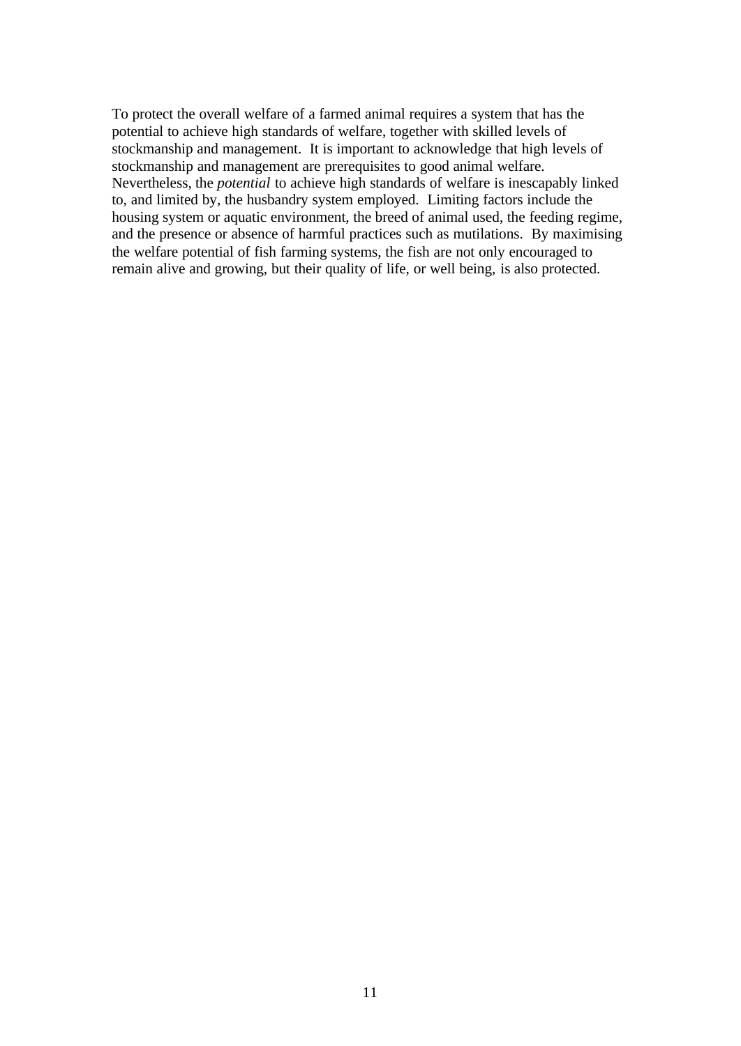To protect the overall welfare of a farmed animal requires a system that has the potential to achieve high standards of welfare, together with skilled levels of stockmanship and management. It is important to acknowledge that high levels of stockmanship and management are prerequisites to good animal welfare. Nevertheless, the *potential* to achieve high standards of welfare is inescapably linked to, and limited by, the husbandry system employed. Limiting factors include the housing system or aquatic environment, the breed of animal used, the feeding regime, and the presence or absence of harmful practices such as mutilations. By maximising the welfare potential of fish farming systems, the fish are not only encouraged to remain alive and growing, but their quality of life, or well being, is also protected.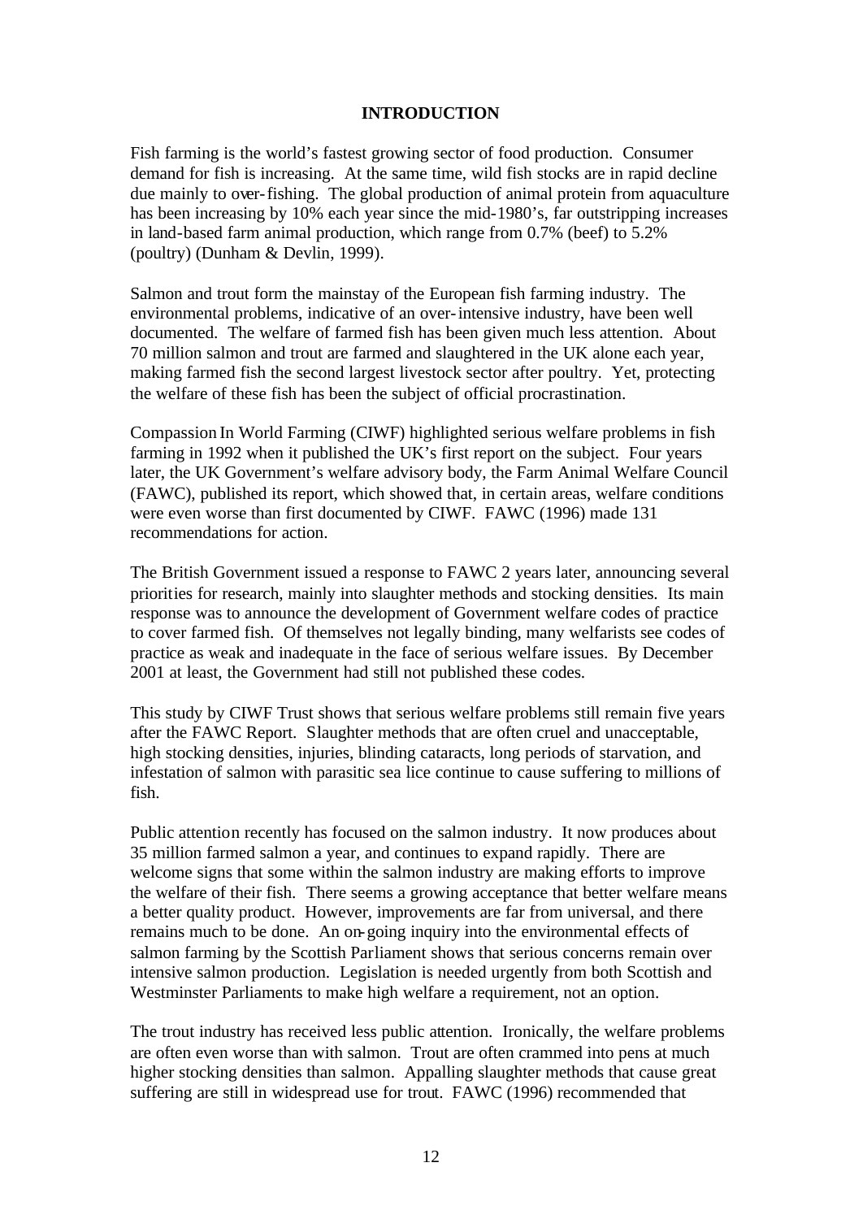## INTRODUCTION

Fish farming is the world's fastest growing sector of food production. Consumer demand for fish is increasing. At the same time, wild fish stocks are in rapid decline due mainly to over-fishing. The global production of animal protein from aquaculture has been increasing by 10% each year since the mid-1980's, far outstripping increases in land-based farm animal production, which range from 0.7% (beef) to 5.2% (poultry) (Dunham & Devlin, 1999).

Salmon and trout form the mainstay of the European fish farming industry. The environmental problems, indicative of an over-intensive industry, have been well documented. The welfare of farmed fish has been given much less attention. About 70 million salmon and trout are farmed and slaughtered in the UK alone each year, making farmed fish the second largest livestock sector after poultry. Yet, protecting the welfare of these fish has been the subject of official procrastination.

Compassion In World Farming (CIWF) highlighted serious welfare problems in fish farming in 1992 when it published the UK's first report on the subject. Four years later, the UK Government's welfare advisory body, the Farm Animal Welfare Council (FAWC), published its report, which showed that, in certain areas, welfare conditions were even worse than first documented by CIWF. FAWC (1996) made 131 recommendations for action.

The British Government issued a response to FAWC 2 years later, announcing several priorities for research, mainly into slaughter methods and stocking densities. Its main response was to announce the development of Government welfare codes of practice to cover farmed fish. Of themselves not legally binding, many welfarists see codes of practice as weak and inadequate in the face of serious welfare issues. By December 2001 at least, the Government had still not published these codes.

This study by CIWF Trust shows that serious welfare problems still remain five years after the FAWC Report. Slaughter methods that are often cruel and unacceptable, high stocking densities, injuries, blinding cataracts, long periods of starvation, and infestation of salmon with parasitic sea lice continue to cause suffering to millions of fish.

Public attention recently has focused on the salmon industry. It now produces about 35 million farmed salmon a year, and continues to expand rapidly. There are welcome signs that some within the salmon industry are making efforts to improve the welfare of their fish. There seems a growing acceptance that better welfare means a better quality product. However, improvements are far from universal, and there remains much to be done. An on-going inquiry into the environmental effects of salmon farming by the Scottish Parliament shows that serious concerns remain over intensive salmon production. Legislation is needed urgently from both Scottish and Westminster Parliaments to make high welfare a requirement, not an option.

The trout industry has received less public attention. Ironically, the welfare problems are often even worse than with salmon. Trout are often crammed into pens at much higher stocking densities than salmon. Appalling slaughter methods that cause great suffering are still in widespread use for trout. FAWC (1996) recommended that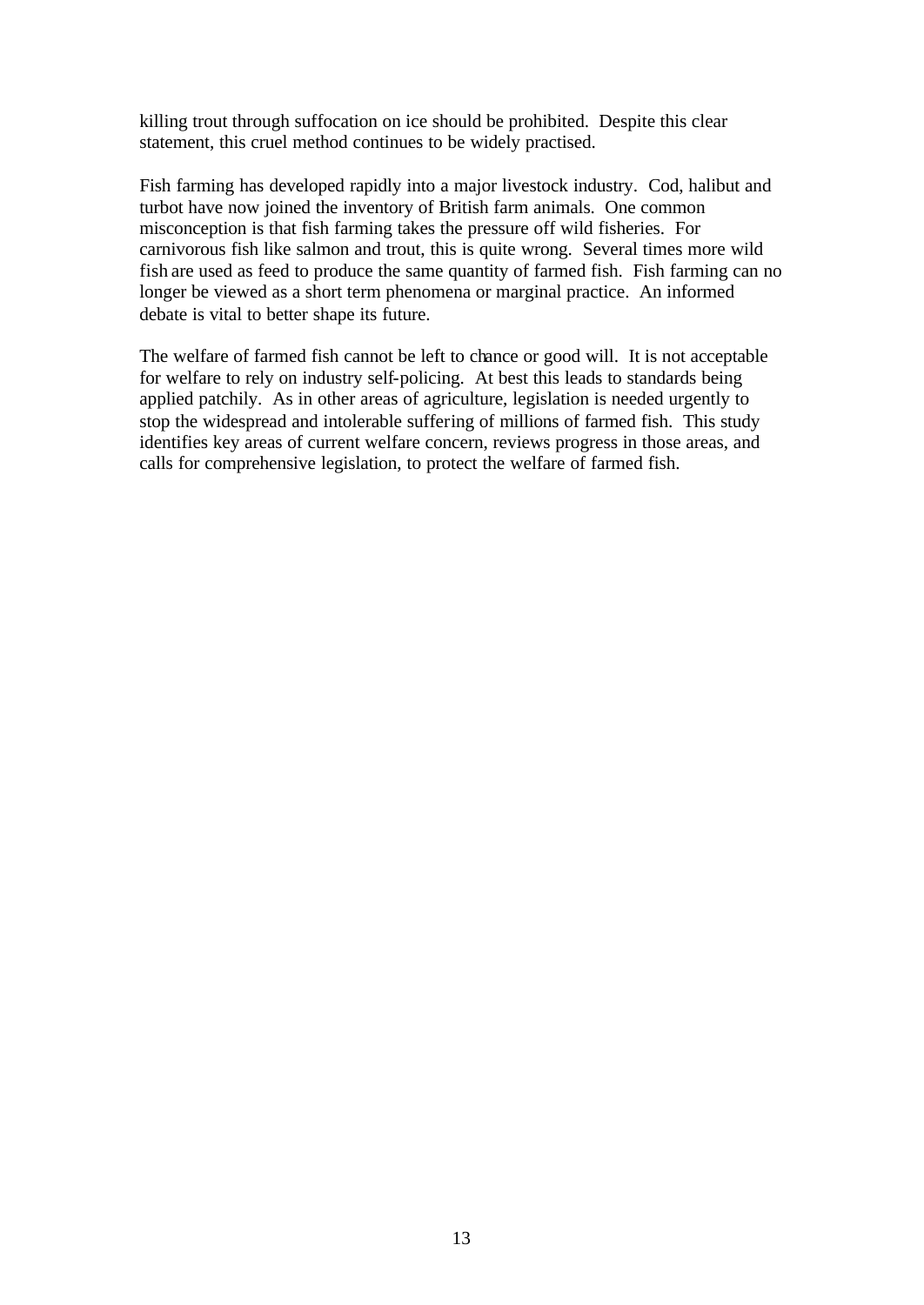killing trout through suffocation on ice should be prohibited. Despite this clear statement, this cruel method continues to be widely practised.

Fish farming has developed rapidly into a major livestock industry. Cod, halibut and turbot have now joined the inventory of British farm animals. One common misconception is that fish farming takes the pressure off wild fisheries. For carnivorous fish like salmon and trout, this is quite wrong. Several times more wild fish are used as feed to produce the same quantity of farmed fish. Fish farming can no longer be viewed as a short term phenomena or marginal practice. An informed debate is vital to better shape its future.

The welfare of farmed fish cannot be left to chance or good will. It is not acceptable for welfare to rely on industry self-policing. At best this leads to standards being applied patchily. As in other areas of agriculture, legislation is needed urgently to stop the widespread and intolerable suffering of millions of farmed fish. This study identifies key areas of current welfare concern, reviews progress in those areas, and calls for comprehensive legislation, to protect the welfare of farmed fish.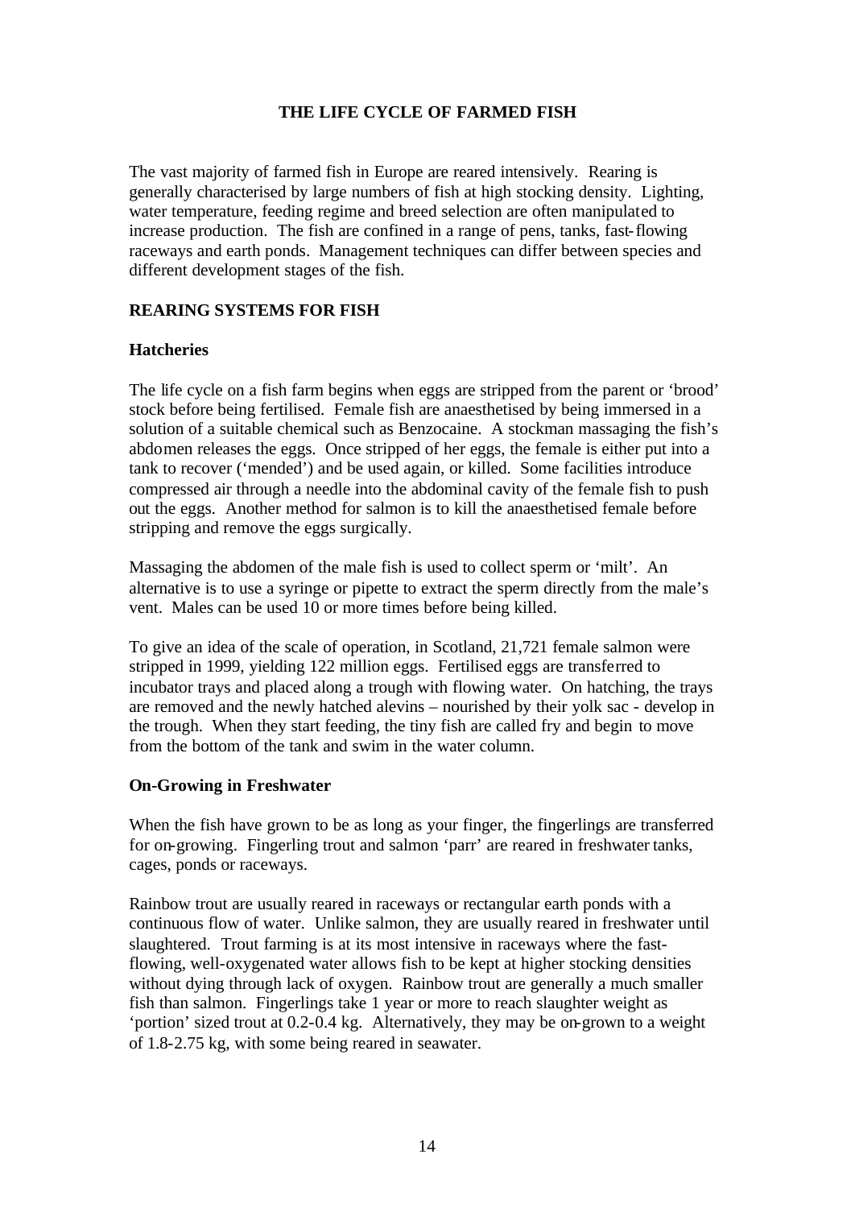# THE LIFE CYCLE OF FARMED FISH

The vast majority of farmed fish in Europe are reared intensively. Rearing is generally characterised by large numbers of fish at high stocking density. Lighting, water temperature, feeding regime and breed selection are often manipulated to increase production. The fish are confined in a range of pens, tanks, fast-flowing raceways and earth ponds. Management techniques can differ between species and different development stages of the fish.

## REARING SYSTEMS FOR FISH

### Hatcheries

The life cycle on a fish farm begins when eggs are stripped from the parent or 'brood' stock before being fertilised. Female fish are anaesthetised by being immersed in a solution of a suitable chemical such as Benzocaine. A stockman massaging the fish's abdomen releases the eggs. Once stripped of her eggs, the female is either put into a tank to recover ('mended') and be used again, or killed. Some facilities introduce compressed air through a needle into the abdominal cavity of the female fish to push out the eggs. Another method for salmon is to kill the anaesthetised female before stripping and remove the eggs surgically.

Massaging the abdomen of the male fish is used to collect sperm or 'milt'. An alternative is to use a syringe or pipette to extract the sperm directly from the male's vent. Males can be used 10 or more times before being killed.

To give an idea of the scale of operation, in Scotland, 21,721 female salmon were stripped in 1999, yielding 122 million eggs. Fertilised eggs are transferred to incubator trays and placed along a trough with flowing water. On hatching, the trays are removed and the newly hatched alevins – nourished by their yolk sac - develop in the trough. When they start feeding, the tiny fish are called fry and begin to move from the bottom of the tank and swim in the water column.

### On-Growing in Freshwater

When the fish have grown to be as long as your finger, the fingerlings are transferred for on-growing. Fingerling trout and salmon 'parr' are reared in freshwater tanks, cages, ponds or raceways.

Rainbow trout are usually reared in raceways or rectangular earth ponds with a continuous flow of water. Unlike salmon, they are usually reared in freshwater until slaughtered. Trout farming is at its most intensive in raceways where the fast-flowing, well-oxygenated water allows fish to be kept at higher stocking densities without dying through lack of oxygen. Rainbow trout are generally a much smaller fish than salmon. Fingerlings take 1 year or more to reach slaughter weight as 'portion' sized trout at 0.2-0.4 kg. Alternatively, they may be on-grown to a weight of 1.8-2.75 kg, with some being reared in seawater.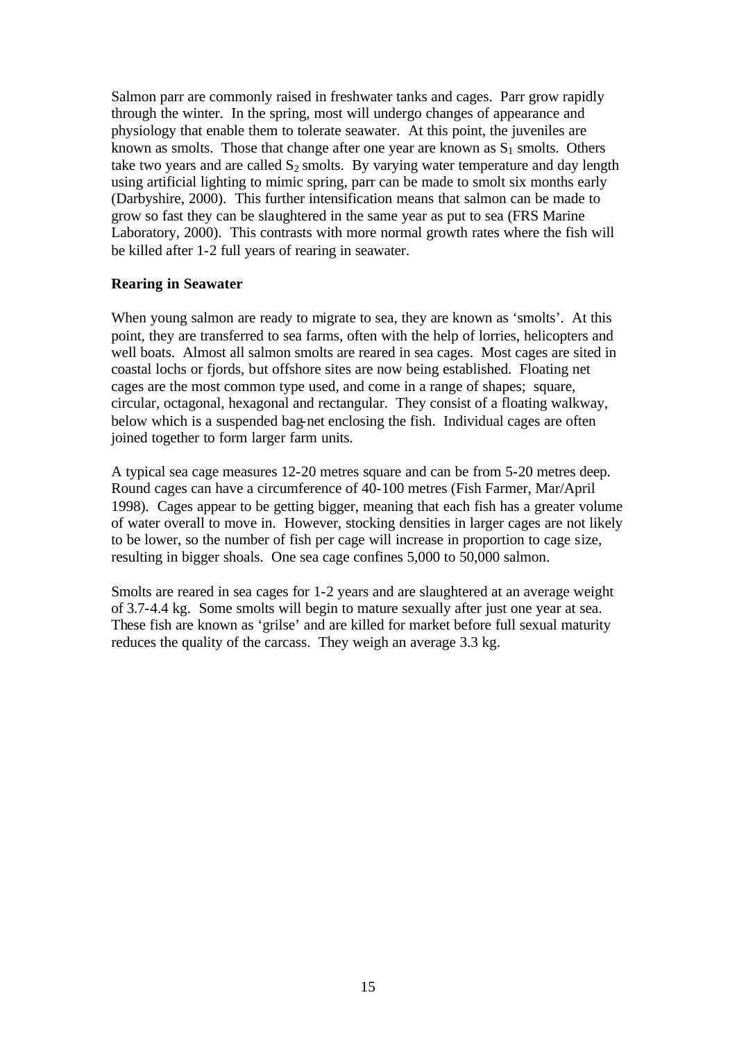Salmon parr are commonly raised in freshwater tanks and cages. Parr grow rapidly through the winter. In the spring, most will undergo changes of appearance and physiology that enable them to tolerate seawater. At this point, the juveniles are known as smolts. Those that change after one year are known as $S_1$ smolts. Others take two years and are called $S_2$ smolts. By varying water temperature and day length using artificial lighting to mimic spring, parr can be made to smolt six months early (Darbyshire, 2000). This further intensification means that salmon can be made to grow so fast they can be slaughtered in the same year as put to sea (FRS Marine Laboratory, 2000). This contrasts with more normal growth rates where the fish will be killed after 1-2 full years of rearing in seawater.

**Rearing in Seawater**

When young salmon are ready to migrate to sea, they are known as 'smolts'. At this point, they are transferred to sea farms, often with the help of lorries, helicopters and well boats. Almost all salmon smolts are reared in sea cages. Most cages are sited in coastal lochs or fjords, but offshore sites are now being established. Floating net cages are the most common type used, and come in a range of shapes; square, circular, octagonal, hexagonal and rectangular. They consist of a floating walkway, below which is a suspended bag-net enclosing the fish. Individual cages are often joined together to form larger farm units.

A typical sea cage measures 12-20 metres square and can be from 5-20 metres deep. Round cages can have a circumference of 40-100 metres (Fish Farmer, Mar/April 1998). Cages appear to be getting bigger, meaning that each fish has a greater volume of water overall to move in. However, stocking densities in larger cages are not likely to be lower, so the number of fish per cage will increase in proportion to cage size, resulting in bigger shoals. One sea cage confines 5,000 to 50,000 salmon.

Smolts are reared in sea cages for 1-2 years and are slaughtered at an average weight of 3.7-4.4 kg. Some smolts will begin to mature sexually after just one year at sea. These fish are known as 'grilse' and are killed for market before full sexual maturity reduces the quality of the carcass. They weigh an average 3.3 kg.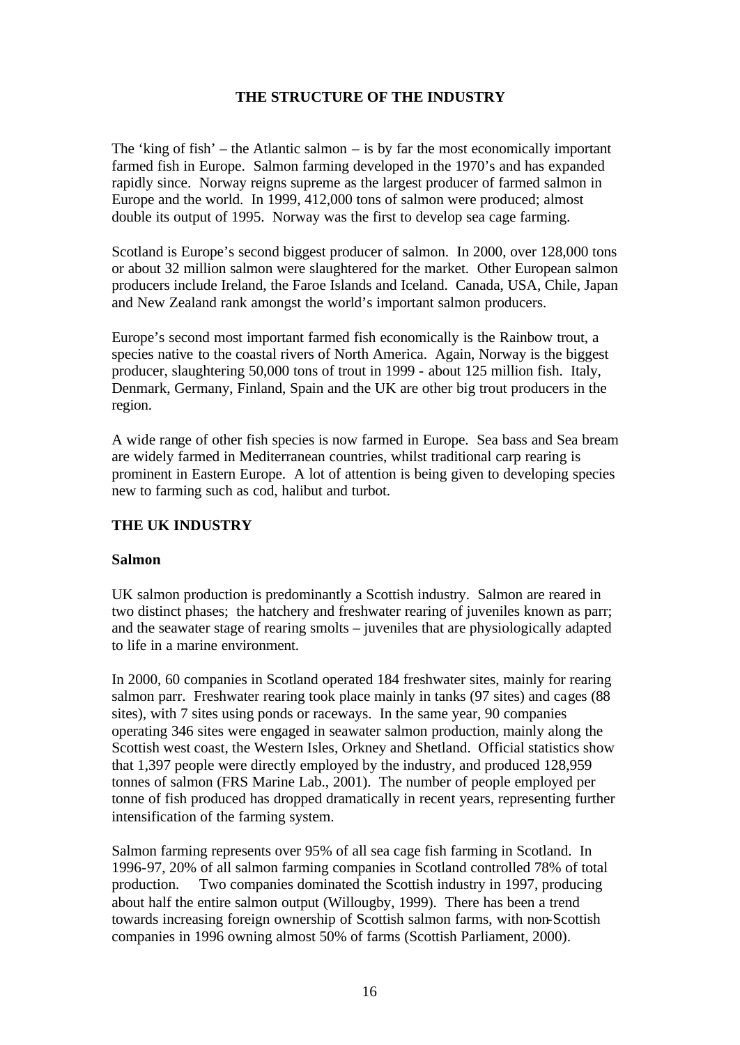## THE STRUCTURE OF THE INDUSTRY

The 'king of fish' – the Atlantic salmon – is by far the most economically important farmed fish in Europe. Salmon farming developed in the 1970's and has expanded rapidly since. Norway reigns supreme as the largest producer of farmed salmon in Europe and the world. In 1999, 412,000 tons of salmon were produced; almost double its output of 1995. Norway was the first to develop sea cage farming.

Scotland is Europe's second biggest producer of salmon. In 2000, over 128,000 tons or about 32 million salmon were slaughtered for the market. Other European salmon producers include Ireland, the Faroe Islands and Iceland. Canada, USA, Chile, Japan and New Zealand rank amongst the world's important salmon producers.

Europe's second most important farmed fish economically is the Rainbow trout, a species native to the coastal rivers of North America. Again, Norway is the biggest producer, slaughtering 50,000 tons of trout in 1999 - about 125 million fish. Italy, Denmark, Germany, Finland, Spain and the UK are other big trout producers in the region.

A wide range of other fish species is now farmed in Europe. Sea bass and Sea bream are widely farmed in Mediterranean countries, whilst traditional carp rearing is prominent in Eastern Europe. A lot of attention is being given to developing species new to farming such as cod, halibut and turbot.

## THE UK INDUSTRY

### Salmon

UK salmon production is predominantly a Scottish industry. Salmon are reared in two distinct phases; the hatchery and freshwater rearing of juveniles known as parr; and the seawater stage of rearing smolts – juveniles that are physiologically adapted to life in a marine environment.

In 2000, 60 companies in Scotland operated 184 freshwater sites, mainly for rearing salmon parr. Freshwater rearing took place mainly in tanks (97 sites) and cages (88 sites), with 7 sites using ponds or raceways. In the same year, 90 companies operating 346 sites were engaged in seawater salmon production, mainly along the Scottish west coast, the Western Isles, Orkney and Shetland. Official statistics show that 1,397 people were directly employed by the industry, and produced 128,959 tonnes of salmon (FRS Marine Lab., 2001). The number of people employed per tonne of fish produced has dropped dramatically in recent years, representing further intensification of the farming system.

Salmon farming represents over 95% of all sea cage fish farming in Scotland. In 1996-97, 20% of all salmon farming companies in Scotland controlled 78% of total production. Two companies dominated the Scottish industry in 1997, producing about half the entire salmon output (Willougby, 1999). There has been a trend towards increasing foreign ownership of Scottish salmon farms, with non-Scottish companies in 1996 owning almost 50% of farms (Scottish Parliament, 2000).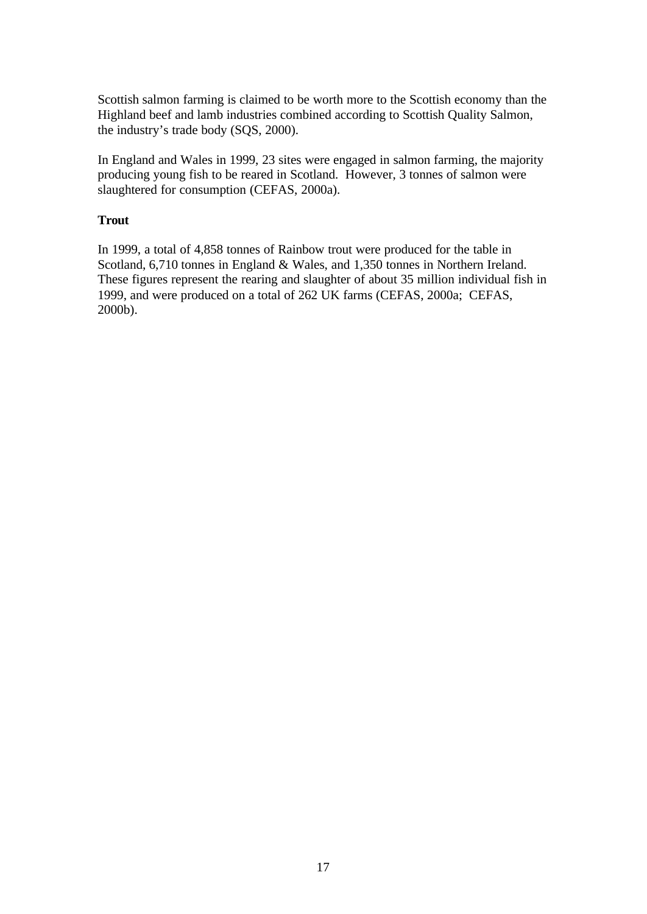Scottish salmon farming is claimed to be worth more to the Scottish economy than the Highland beef and lamb industries combined according to Scottish Quality Salmon, the industry's trade body (SQS, 2000).

In England and Wales in 1999, 23 sites were engaged in salmon farming, the majority producing young fish to be reared in Scotland. However, 3 tonnes of salmon were slaughtered for consumption (CEFAS, 2000a).

**Trout**

In 1999, a total of 4,858 tonnes of Rainbow trout were produced for the table in Scotland, 6,710 tonnes in England & Wales, and 1,350 tonnes in Northern Ireland. These figures represent the rearing and slaughter of about 35 million individual fish in 1999, and were produced on a total of 262 UK farms (CEFAS, 2000a; CEFAS, 2000b).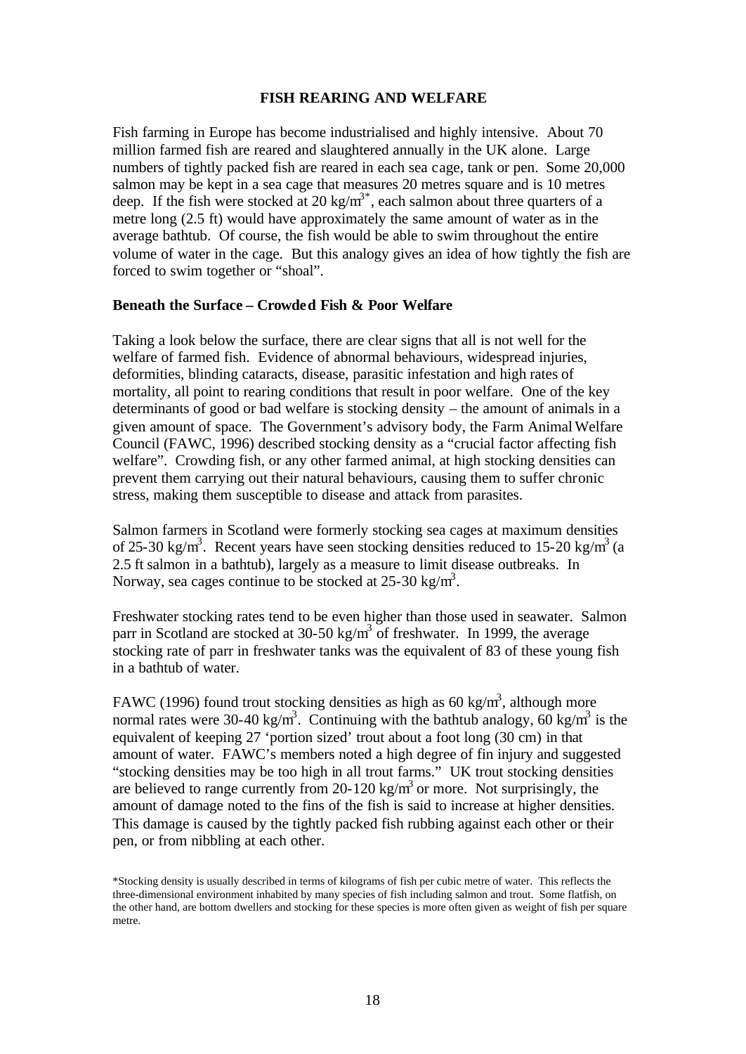## FISH REARING AND WELFARE

Fish farming in Europe has become industrialised and highly intensive. About 70 million farmed fish are reared and slaughtered annually in the UK alone. Large numbers of tightly packed fish are reared in each sea cage, tank or pen. Some 20,000 salmon may be kept in a sea cage that measures 20 metres square and is 10 metres deep. If the fish were stocked at 20 $kg/m^3$*, each salmon about three quarters of a metre long (2.5 ft) would have approximately the same amount of water as in the average bathtub. Of course, the fish would be able to swim throughout the entire volume of water in the cage. But this analogy gives an idea of how tightly the fish are forced to swim together or "shoal".

### Beneath the Surface – Crowded Fish & Poor Welfare

Taking a look below the surface, there are clear signs that all is not well for the welfare of farmed fish. Evidence of abnormal behaviours, widespread injuries, deformities, blinding cataracts, disease, parasitic infestation and high rates of mortality, all point to rearing conditions that result in poor welfare. One of the key determinants of good or bad welfare is stocking density – the amount of animals in a given amount of space. The Government's advisory body, the Farm Animal Welfare Council (FAWC, 1996) described stocking density as a "crucial factor affecting fish welfare". Crowding fish, or any other farmed animal, at high stocking densities can prevent them carrying out their natural behaviours, causing them to suffer chronic stress, making them susceptible to disease and attack from parasites.

Salmon farmers in Scotland were formerly stocking sea cages at maximum densities of 25-30 $kg/m^3$. Recent years have seen stocking densities reduced to 15-20 $kg/m^3$ (a 2.5 ft salmon in a bathtub), largely as a measure to limit disease outbreaks. In Norway, sea cages continue to be stocked at 25-30 $kg/m^3$.

Freshwater stocking rates tend to be even higher than those used in seawater. Salmon parr in Scotland are stocked at 30-50 $kg/m^3$ of freshwater. In 1999, the average stocking rate of parr in freshwater tanks was the equivalent of 83 of these young fish in a bathtub of water.

FAWC (1996) found trout stocking densities as high as 60 $kg/m^3$, although more normal rates were 30-40 $kg/m^3$. Continuing with the bathtub analogy, 60 $kg/m^3$ is the equivalent of keeping 27 'portion sized' trout about a foot long (30 cm) in that amount of water. FAWC's members noted a high degree of fin injury and suggested "stocking densities may be too high in all trout farms." UK trout stocking densities are believed to range currently from 20-120 $kg/m^3$ or more. Not surprisingly, the amount of damage noted to the fins of the fish is said to increase at higher densities. This damage is caused by the tightly packed fish rubbing against each other or their pen, or from nibbling at each other.

*Stocking density is usually described in terms of kilograms of fish per cubic metre of water. This reflects the three-dimensional environment inhabited by many species of fish including salmon and trout. Some flatfish, on the other hand, are bottom dwellers and stocking for these species is more often given as weight of fish per square metre.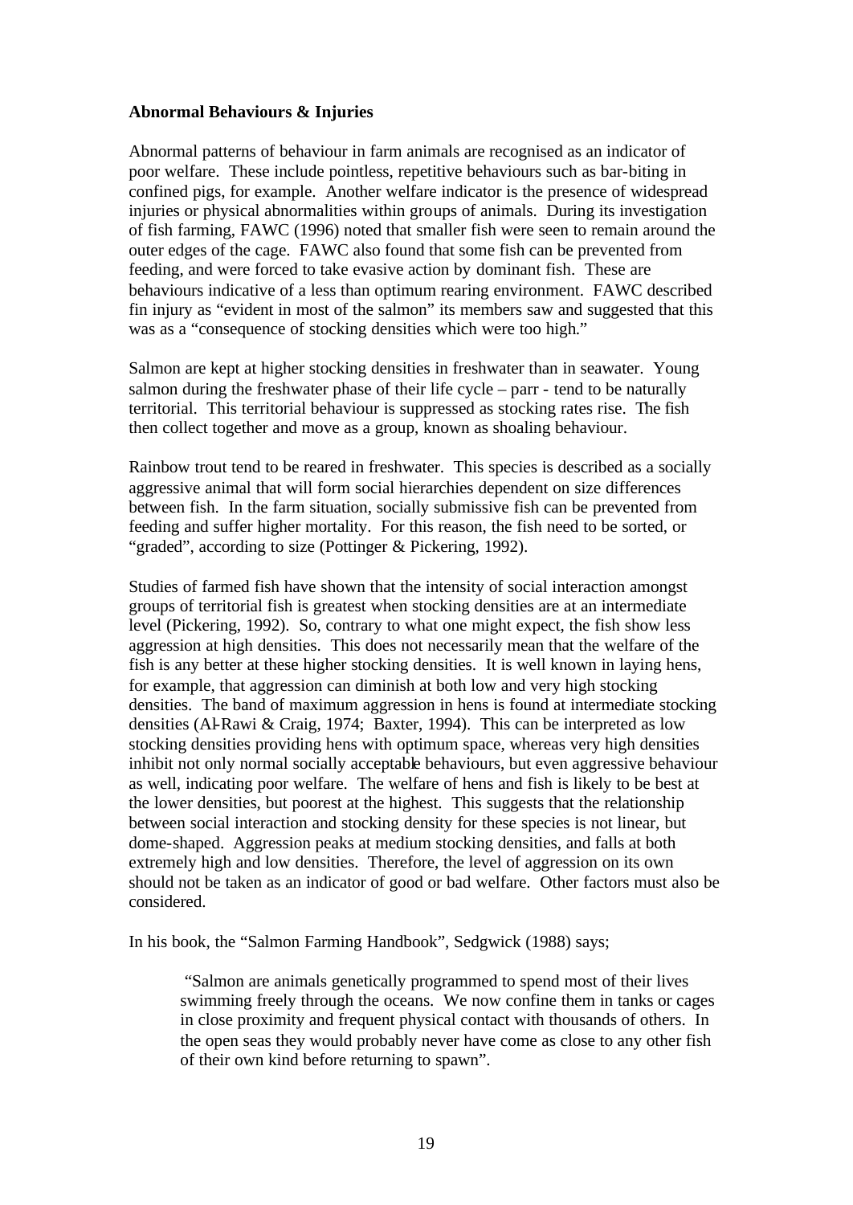**Abnormal Behaviours & Injuries**

Abnormal patterns of behaviour in farm animals are recognised as an indicator of poor welfare. These include pointless, repetitive behaviours such as bar-biting in confined pigs, for example. Another welfare indicator is the presence of widespread injuries or physical abnormalities within groups of animals. During its investigation of fish farming, FAWC (1996) noted that smaller fish were seen to remain around the outer edges of the cage. FAWC also found that some fish can be prevented from feeding, and were forced to take evasive action by dominant fish. These are behaviours indicative of a less than optimum rearing environment. FAWC described fin injury as "evident in most of the salmon" its members saw and suggested that this was as a "consequence of stocking densities which were too high."

Salmon are kept at higher stocking densities in freshwater than in seawater. Young salmon during the freshwater phase of their life cycle – parr - tend to be naturally territorial. This territorial behaviour is suppressed as stocking rates rise. The fish then collect together and move as a group, known as shoaling behaviour.

Rainbow trout tend to be reared in freshwater. This species is described as a socially aggressive animal that will form social hierarchies dependent on size differences between fish. In the farm situation, socially submissive fish can be prevented from feeding and suffer higher mortality. For this reason, the fish need to be sorted, or "graded", according to size (Pottinger & Pickering, 1992).

Studies of farmed fish have shown that the intensity of social interaction amongst groups of territorial fish is greatest when stocking densities are at an intermediate level (Pickering, 1992). So, contrary to what one might expect, the fish show less aggression at high densities. This does not necessarily mean that the welfare of the fish is any better at these higher stocking densities. It is well known in laying hens, for example, that aggression can diminish at both low and very high stocking densities. The band of maximum aggression in hens is found at intermediate stocking densities (Al-Rawi & Craig, 1974; Baxter, 1994). This can be interpreted as low stocking densities providing hens with optimum space, whereas very high densities inhibit not only normal socially acceptable behaviours, but even aggressive behaviour as well, indicating poor welfare. The welfare of hens and fish is likely to be best at the lower densities, but poorest at the highest. This suggests that the relationship between social interaction and stocking density for these species is not linear, but dome-shaped. Aggression peaks at medium stocking densities, and falls at both extremely high and low densities. Therefore, the level of aggression on its own should not be taken as an indicator of good or bad welfare. Other factors must also be considered.

In his book, the "Salmon Farming Handbook", Sedgwick (1988) says;

> "Salmon are animals genetically programmed to spend most of their lives swimming freely through the oceans. We now confine them in tanks or cages in close proximity and frequent physical contact with thousands of others. In the open seas they would probably never have come as close to any other fish of their own kind before returning to spawn".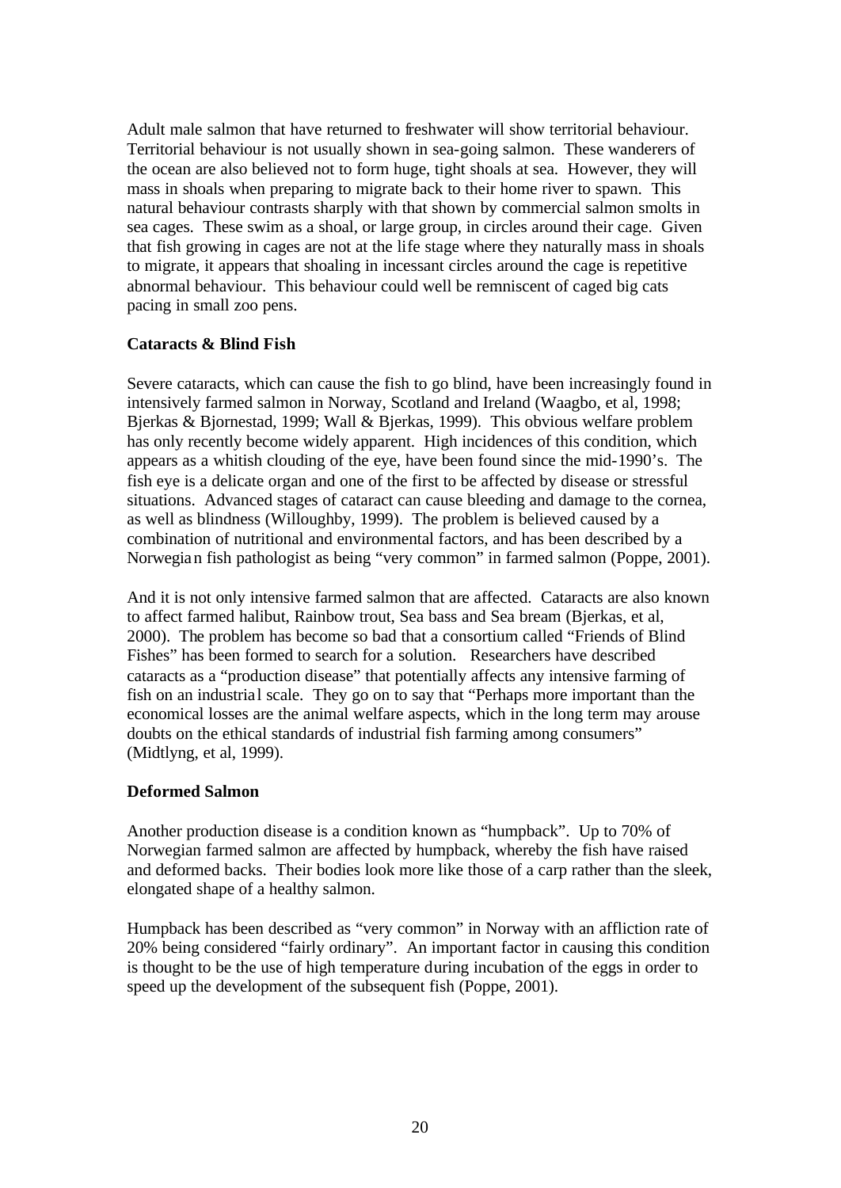Adult male salmon that have returned to freshwater will show territorial behaviour. Territorial behaviour is not usually shown in sea-going salmon. These wanderers of the ocean are also believed not to form huge, tight shoals at sea. However, they will mass in shoals when preparing to migrate back to their home river to spawn. This natural behaviour contrasts sharply with that shown by commercial salmon smolts in sea cages. These swim as a shoal, or large group, in circles around their cage. Given that fish growing in cages are not at the life stage where they naturally mass in shoals to migrate, it appears that shoaling in incessant circles around the cage is repetitive abnormal behaviour. This behaviour could well be remniscent of caged big cats pacing in small zoo pens.

**Cataracts & Blind Fish**

Severe cataracts, which can cause the fish to go blind, have been increasingly found in intensively farmed salmon in Norway, Scotland and Ireland (Waagbo, et al, 1998; Bjerkas & Bjornestad, 1999; Wall & Bjerkas, 1999). This obvious welfare problem has only recently become widely apparent. High incidences of this condition, which appears as a whitish clouding of the eye, have been found since the mid-1990's. The fish eye is a delicate organ and one of the first to be affected by disease or stressful situations. Advanced stages of cataract can cause bleeding and damage to the cornea, as well as blindness (Willoughby, 1999). The problem is believed caused by a combination of nutritional and environmental factors, and has been described by a Norwegian fish pathologist as being "very common" in farmed salmon (Poppe, 2001).

And it is not only intensive farmed salmon that are affected. Cataracts are also known to affect farmed halibut, Rainbow trout, Sea bass and Sea bream (Bjerkas, et al, 2000). The problem has become so bad that a consortium called "Friends of Blind Fishes" has been formed to search for a solution. Researchers have described cataracts as a "production disease" that potentially affects any intensive farming of fish on an industrial scale. They go on to say that "Perhaps more important than the economical losses are the animal welfare aspects, which in the long term may arouse doubts on the ethical standards of industrial fish farming among consumers" (Midtlyng, et al, 1999).

**Deformed Salmon**

Another production disease is a condition known as "humpback". Up to 70% of Norwegian farmed salmon are affected by humpback, whereby the fish have raised and deformed backs. Their bodies look more like those of a carp rather than the sleek, elongated shape of a healthy salmon.

Humpback has been described as "very common" in Norway with an affliction rate of 20% being considered "fairly ordinary". An important factor in causing this condition is thought to be the use of high temperature during incubation of the eggs in order to speed up the development of the subsequent fish (Poppe, 2001).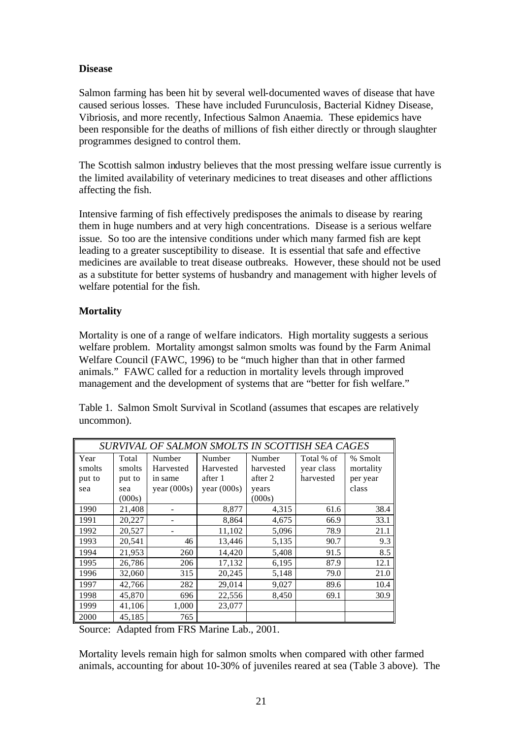**Disease**

Salmon farming has been hit by several well-documented waves of disease that have caused serious losses. These have included Furunculosis, Bacterial Kidney Disease, Vibriosis, and more recently, Infectious Salmon Anaemia. These epidemics have been responsible for the deaths of millions of fish either directly or through slaughter programmes designed to control them.

The Scottish salmon industry believes that the most pressing welfare issue currently is the limited availability of veterinary medicines to treat diseases and other afflictions affecting the fish.

Intensive farming of fish effectively predisposes the animals to disease by rearing them in huge numbers and at very high concentrations. Disease is a serious welfare issue. So too are the intensive conditions under which many farmed fish are kept leading to a greater susceptibility to disease. It is essential that safe and effective medicines are available to treat disease outbreaks. However, these should not be used as a substitute for better systems of husbandry and management with higher levels of welfare potential for the fish.

**Mortality**

Mortality is one of a range of welfare indicators. High mortality suggests a serious welfare problem. Mortality amongst salmon smolts was found by the Farm Animal Welfare Council (FAWC, 1996) to be "much higher than that in other farmed animals." FAWC called for a reduction in mortality levels through improved management and the development of systems that are "better for fish welfare."

Table 1. Salmon Smolt Survival in Scotland (assumes that escapes are relatively uncommon).

| *SURVIVAL OF SALMON SMOLTS IN SCOTTISH SEA CAGES* | | | | | | |
|---|---|---|---|---|---|---|
| Year smolts put to sea | Total smolts put to sea (000s) | Number Harvested in same year (000s) | Number Harvested after 1 year (000s) | Number harvested after 2 years (000s) | Total % of year class harvested | % Smolt mortality per year class |
| 1990 | 21,408 | - | 8,877 | 4,315 | 61.6 | 38.4 |
| 1991 | 20,227 | - | 8,864 | 4,675 | 66.9 | 33.1 |
| 1992 | 20,527 | - | 11,102 | 5,096 | 78.9 | 21.1 |
| 1993 | 20,541 | 46 | 13,446 | 5,135 | 90.7 | 9.3 |
| 1994 | 21,953 | 260 | 14,420 | 5,408 | 91.5 | 8.5 |
| 1995 | 26,786 | 206 | 17,132 | 6,195 | 87.9 | 12.1 |
| 1996 | 32,060 | 315 | 20,245 | 5,148 | 79.0 | 21.0 |
| 1997 | 42,766 | 282 | 29,014 | 9,027 | 89.6 | 10.4 |
| 1998 | 45,870 | 696 | 22,556 | 8,450 | 69.1 | 30.9 |
| 1999 | 41,106 | 1,000 | 23,077 | | | |
| 2000 | 45,185 | 765 | | | | |

Source: Adapted from FRS Marine Lab., 2001.

Mortality levels remain high for salmon smolts when compared with other farmed animals, accounting for about 10-30% of juveniles reared at sea (Table 3 above). The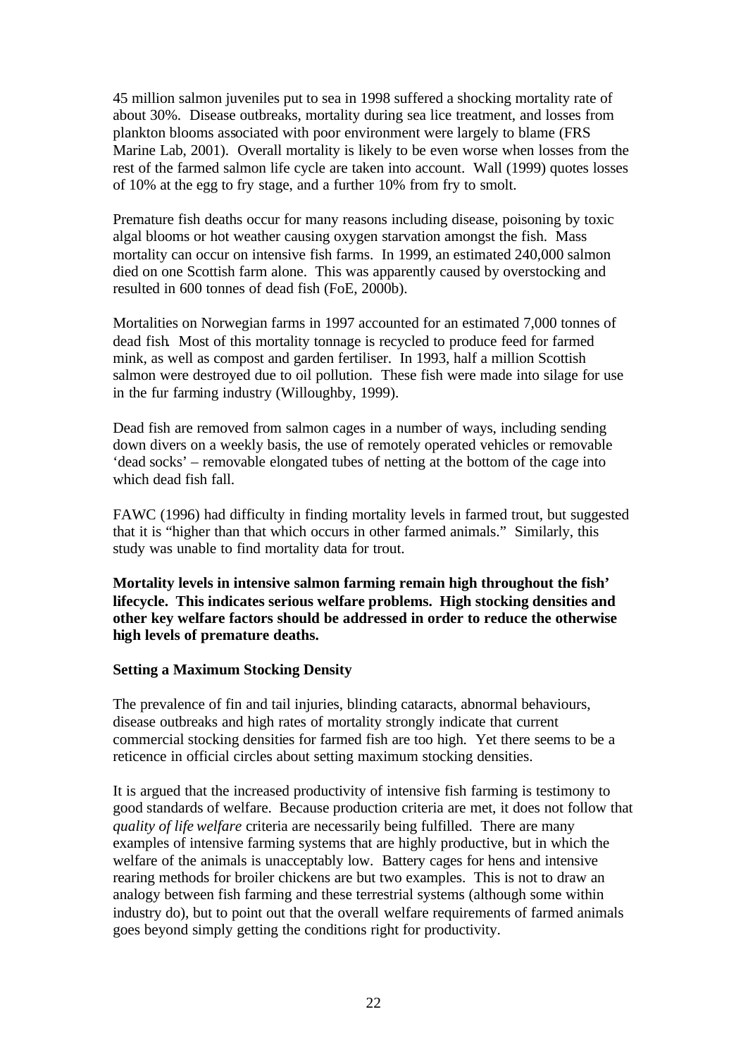45 million salmon juveniles put to sea in 1998 suffered a shocking mortality rate of about 30%. Disease outbreaks, mortality during sea lice treatment, and losses from plankton blooms associated with poor environment were largely to blame (FRS Marine Lab, 2001). Overall mortality is likely to be even worse when losses from the rest of the farmed salmon life cycle are taken into account. Wall (1999) quotes losses of 10% at the egg to fry stage, and a further 10% from fry to smolt.

Premature fish deaths occur for many reasons including disease, poisoning by toxic algal blooms or hot weather causing oxygen starvation amongst the fish. Mass mortality can occur on intensive fish farms. In 1999, an estimated 240,000 salmon died on one Scottish farm alone. This was apparently caused by overstocking and resulted in 600 tonnes of dead fish (FoE, 2000b).

Mortalities on Norwegian farms in 1997 accounted for an estimated 7,000 tonnes of dead fish. Most of this mortality tonnage is recycled to produce feed for farmed mink, as well as compost and garden fertiliser. In 1993, half a million Scottish salmon were destroyed due to oil pollution. These fish were made into silage for use in the fur farming industry (Willoughby, 1999).

Dead fish are removed from salmon cages in a number of ways, including sending down divers on a weekly basis, the use of remotely operated vehicles or removable 'dead socks' – removable elongated tubes of netting at the bottom of the cage into which dead fish fall.

FAWC (1996) had difficulty in finding mortality levels in farmed trout, but suggested that it is "higher than that which occurs in other farmed animals." Similarly, this study was unable to find mortality data for trout.

**Mortality levels in intensive salmon farming remain high throughout the fish' lifecycle. This indicates serious welfare problems. High stocking densities and other key welfare factors should be addressed in order to reduce the otherwise high levels of premature deaths.**

**Setting a Maximum Stocking Density**

The prevalence of fin and tail injuries, blinding cataracts, abnormal behaviours, disease outbreaks and high rates of mortality strongly indicate that current commercial stocking densities for farmed fish are too high. Yet there seems to be a reticence in official circles about setting maximum stocking densities.

It is argued that the increased productivity of intensive fish farming is testimony to good standards of welfare. Because production criteria are met, it does not follow that *quality of life welfare* criteria are necessarily being fulfilled. There are many examples of intensive farming systems that are highly productive, but in which the welfare of the animals is unacceptably low. Battery cages for hens and intensive rearing methods for broiler chickens are but two examples. This is not to draw an analogy between fish farming and these terrestrial systems (although some within industry do), but to point out that the overall welfare requirements of farmed animals goes beyond simply getting the conditions right for productivity.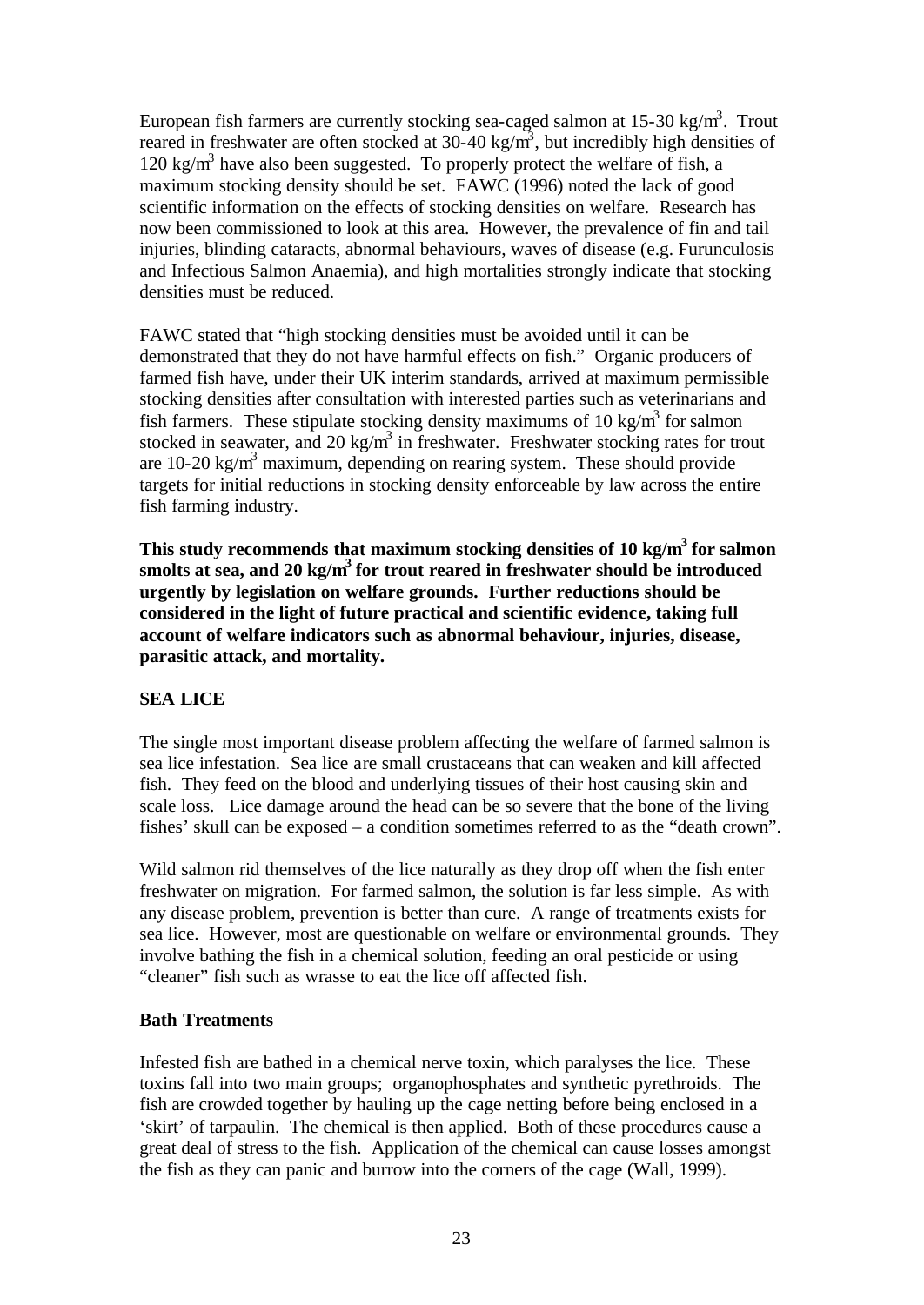European fish farmers are currently stocking sea-caged salmon at 15-30 $kg/m^3$. Trout reared in freshwater are often stocked at 30-40 $kg/m^3$, but incredibly high densities of 120 $kg/m^3$ have also been suggested. To properly protect the welfare of fish, a maximum stocking density should be set. FAWC (1996) noted the lack of good scientific information on the effects of stocking densities on welfare. Research has now been commissioned to look at this area. However, the prevalence of fin and tail injuries, blinding cataracts, abnormal behaviours, waves of disease (e.g. Furunculosis and Infectious Salmon Anaemia), and high mortalities strongly indicate that stocking densities must be reduced.

FAWC stated that "high stocking densities must be avoided until it can be demonstrated that they do not have harmful effects on fish." Organic producers of farmed fish have, under their UK interim standards, arrived at maximum permissible stocking densities after consultation with interested parties such as veterinarians and fish farmers. These stipulate stocking density maximums of 10 $kg/m^3$ for salmon stocked in seawater, and 20 $kg/m^3$ in freshwater. Freshwater stocking rates for trout are 10-20 $kg/m^3$ maximum, depending on rearing system. These should provide targets for initial reductions in stocking density enforceable by law across the entire fish farming industry.

**This study recommends that maximum stocking densities of 10 $kg/m^3$ for salmon smolts at sea, and 20 $kg/m^3$ for trout reared in freshwater should be introduced urgently by legislation on welfare grounds. Further reductions should be considered in the light of future practical and scientific evidence, taking full account of welfare indicators such as abnormal behaviour, injuries, disease, parasitic attack, and mortality.**

## SEA LICE

The single most important disease problem affecting the welfare of farmed salmon is sea lice infestation. Sea lice are small crustaceans that can weaken and kill affected fish. They feed on the blood and underlying tissues of their host causing skin and scale loss. Lice damage around the head can be so severe that the bone of the living fishes' skull can be exposed – a condition sometimes referred to as the "death crown".

Wild salmon rid themselves of the lice naturally as they drop off when the fish enter freshwater on migration. For farmed salmon, the solution is far less simple. As with any disease problem, prevention is better than cure. A range of treatments exists for sea lice. However, most are questionable on welfare or environmental grounds. They involve bathing the fish in a chemical solution, feeding an oral pesticide or using "cleaner" fish such as wrasse to eat the lice off affected fish.

### Bath Treatments

Infested fish are bathed in a chemical nerve toxin, which paralyses the lice. These toxins fall into two main groups; organophosphates and synthetic pyrethroids. The fish are crowded together by hauling up the cage netting before being enclosed in a 'skirt' of tarpaulin. The chemical is then applied. Both of these procedures cause a great deal of stress to the fish. Application of the chemical can cause losses amongst the fish as they can panic and burrow into the corners of the cage (Wall, 1999).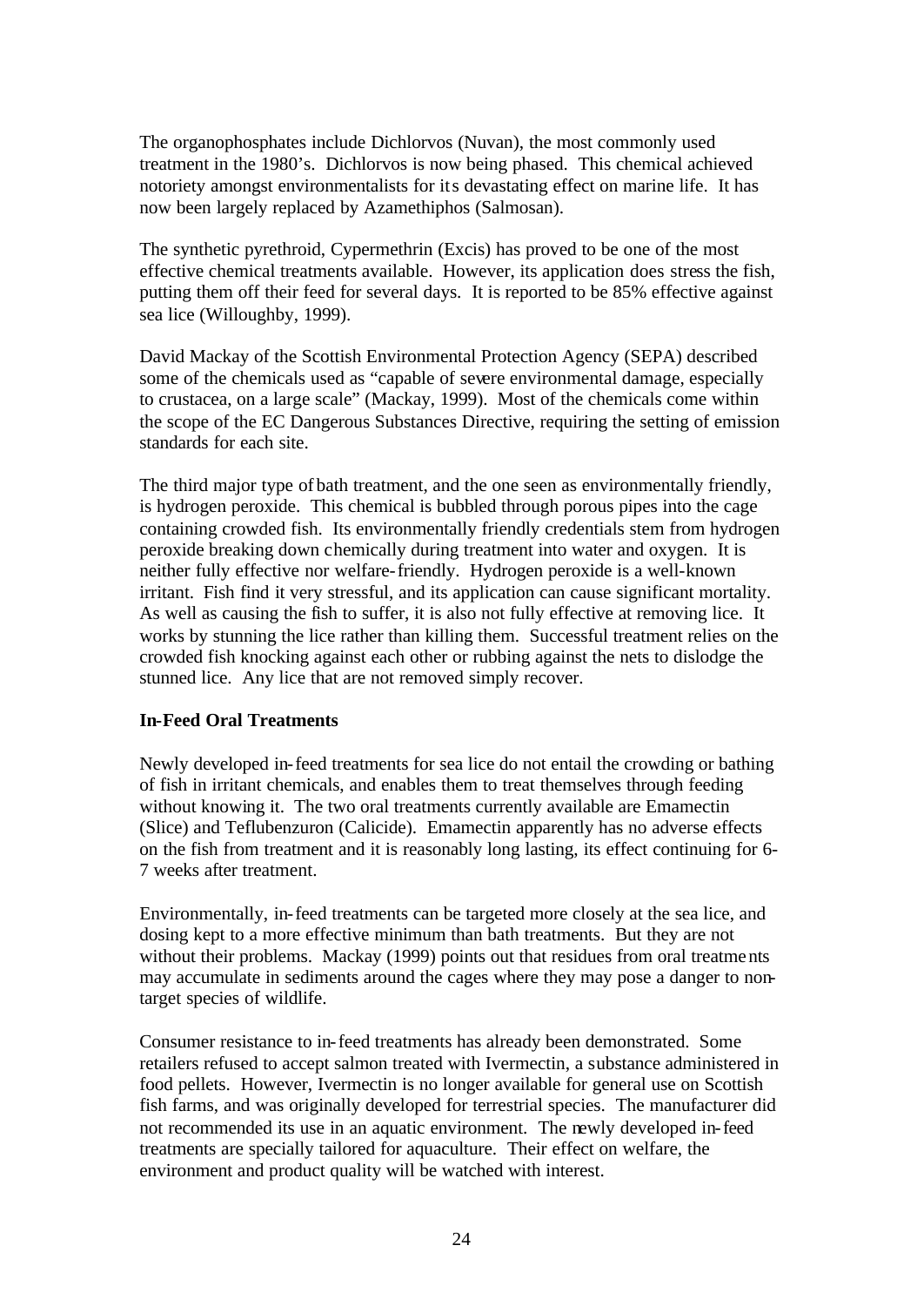The organophosphates include Dichlorvos (Nuvan), the most commonly used treatment in the 1980's. Dichlorvos is now being phased. This chemical achieved notoriety amongst environmentalists for its devastating effect on marine life. It has now been largely replaced by Azamethiphos (Salmosan).

The synthetic pyrethroid, Cypermethrin (Excis) has proved to be one of the most effective chemical treatments available. However, its application does stress the fish, putting them off their feed for several days. It is reported to be 85% effective against sea lice (Willoughby, 1999).

David Mackay of the Scottish Environmental Protection Agency (SEPA) described some of the chemicals used as "capable of severe environmental damage, especially to crustacea, on a large scale" (Mackay, 1999). Most of the chemicals come within the scope of the EC Dangerous Substances Directive, requiring the setting of emission standards for each site.

The third major type of bath treatment, and the one seen as environmentally friendly, is hydrogen peroxide. This chemical is bubbled through porous pipes into the cage containing crowded fish. Its environmentally friendly credentials stem from hydrogen peroxide breaking down chemically during treatment into water and oxygen. It is neither fully effective nor welfare-friendly. Hydrogen peroxide is a well-known irritant. Fish find it very stressful, and its application can cause significant mortality. As well as causing the fish to suffer, it is also not fully effective at removing lice. It works by stunning the lice rather than killing them. Successful treatment relies on the crowded fish knocking against each other or rubbing against the nets to dislodge the stunned lice. Any lice that are not removed simply recover.

**In-Feed Oral Treatments**

Newly developed in-feed treatments for sea lice do not entail the crowding or bathing of fish in irritant chemicals, and enables them to treat themselves through feeding without knowing it. The two oral treatments currently available are Emamectin (Slice) and Teflubenzuron (Calicide). Emamectin apparently has no adverse effects on the fish from treatment and it is reasonably long lasting, its effect continuing for 6-7 weeks after treatment.

Environmentally, in-feed treatments can be targeted more closely at the sea lice, and dosing kept to a more effective minimum than bath treatments. But they are not without their problems. Mackay (1999) points out that residues from oral treatments may accumulate in sediments around the cages where they may pose a danger to non-target species of wildlife.

Consumer resistance to in-feed treatments has already been demonstrated. Some retailers refused to accept salmon treated with Ivermectin, a substance administered in food pellets. However, Ivermectin is no longer available for general use on Scottish fish farms, and was originally developed for terrestrial species. The manufacturer did not recommended its use in an aquatic environment. The newly developed in-feed treatments are specially tailored for aquaculture. Their effect on welfare, the environment and product quality will be watched with interest.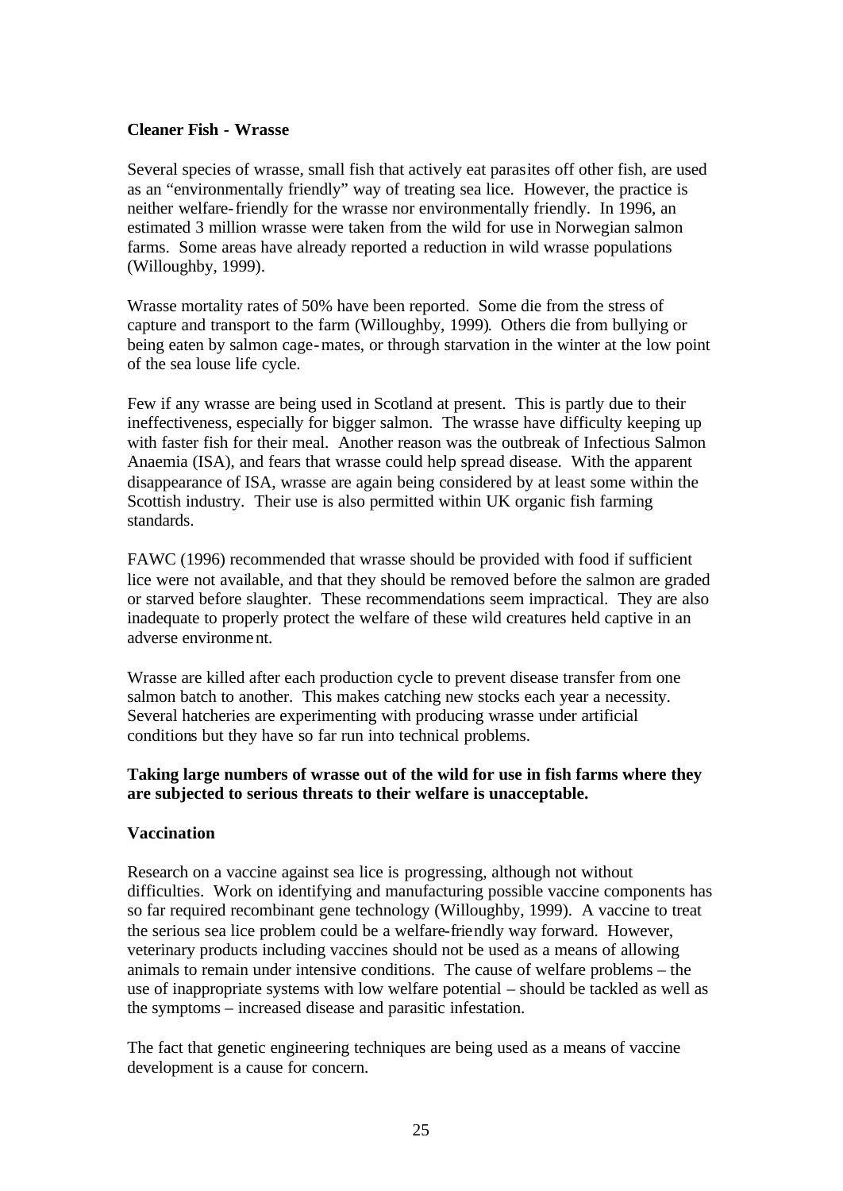**Cleaner Fish - Wrasse**

Several species of wrasse, small fish that actively eat parasites off other fish, are used as an "environmentally friendly" way of treating sea lice. However, the practice is neither welfare-friendly for the wrasse nor environmentally friendly. In 1996, an estimated 3 million wrasse were taken from the wild for use in Norwegian salmon farms. Some areas have already reported a reduction in wild wrasse populations (Willoughby, 1999).

Wrasse mortality rates of 50% have been reported. Some die from the stress of capture and transport to the farm (Willoughby, 1999). Others die from bullying or being eaten by salmon cage-mates, or through starvation in the winter at the low point of the sea louse life cycle.

Few if any wrasse are being used in Scotland at present. This is partly due to their ineffectiveness, especially for bigger salmon. The wrasse have difficulty keeping up with faster fish for their meal. Another reason was the outbreak of Infectious Salmon Anaemia (ISA), and fears that wrasse could help spread disease. With the apparent disappearance of ISA, wrasse are again being considered by at least some within the Scottish industry. Their use is also permitted within UK organic fish farming standards.

FAWC (1996) recommended that wrasse should be provided with food if sufficient lice were not available, and that they should be removed before the salmon are graded or starved before slaughter. These recommendations seem impractical. They are also inadequate to properly protect the welfare of these wild creatures held captive in an adverse environment.

Wrasse are killed after each production cycle to prevent disease transfer from one salmon batch to another. This makes catching new stocks each year a necessity. Several hatcheries are experimenting with producing wrasse under artificial conditions but they have so far run into technical problems.

**Taking large numbers of wrasse out of the wild for use in fish farms where they are subjected to serious threats to their welfare is unacceptable.**

**Vaccination**

Research on a vaccine against sea lice is progressing, although not without difficulties. Work on identifying and manufacturing possible vaccine components has so far required recombinant gene technology (Willoughby, 1999). A vaccine to treat the serious sea lice problem could be a welfare-friendly way forward. However, veterinary products including vaccines should not be used as a means of allowing animals to remain under intensive conditions. The cause of welfare problems – the use of inappropriate systems with low welfare potential – should be tackled as well as the symptoms – increased disease and parasitic infestation.

The fact that genetic engineering techniques are being used as a means of vaccine development is a cause for concern.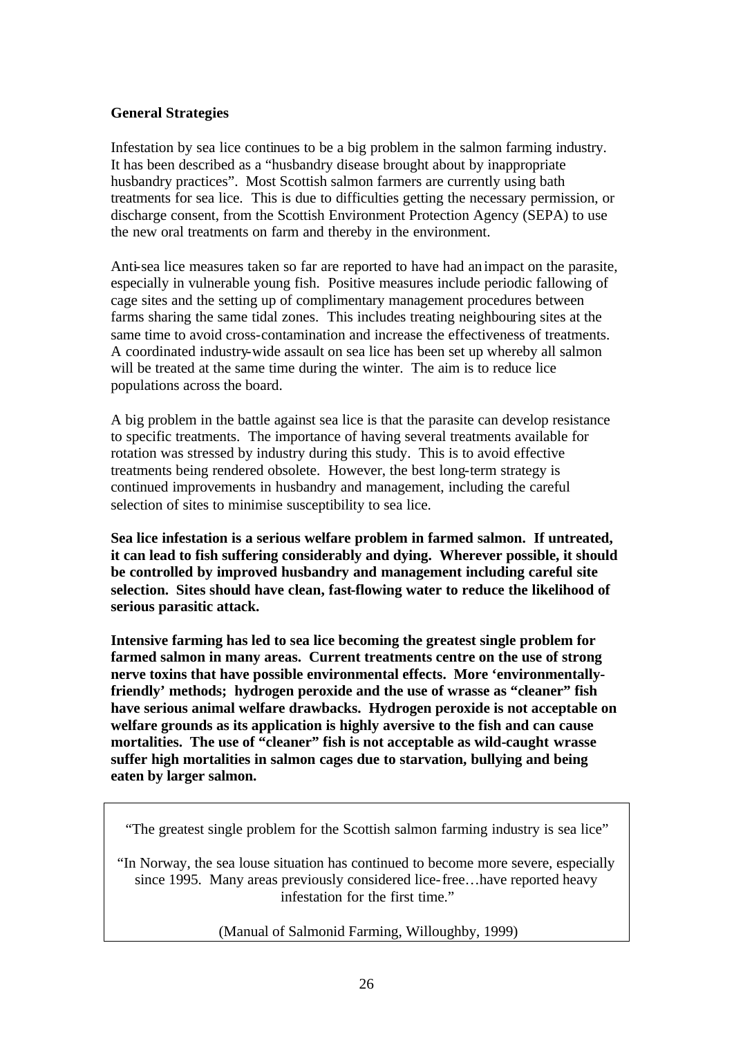**General Strategies**

Infestation by sea lice continues to be a big problem in the salmon farming industry. It has been described as a "husbandry disease brought about by inappropriate husbandry practices". Most Scottish salmon farmers are currently using bath treatments for sea lice. This is due to difficulties getting the necessary permission, or discharge consent, from the Scottish Environment Protection Agency (SEPA) to use the new oral treatments on farm and thereby in the environment.

Anti-sea lice measures taken so far are reported to have had an impact on the parasite, especially in vulnerable young fish. Positive measures include periodic fallowing of cage sites and the setting up of complimentary management procedures between farms sharing the same tidal zones. This includes treating neighbouring sites at the same time to avoid cross-contamination and increase the effectiveness of treatments. A coordinated industry-wide assault on sea lice has been set up whereby all salmon will be treated at the same time during the winter. The aim is to reduce lice populations across the board.

A big problem in the battle against sea lice is that the parasite can develop resistance to specific treatments. The importance of having several treatments available for rotation was stressed by industry during this study. This is to avoid effective treatments being rendered obsolete. However, the best long-term strategy is continued improvements in husbandry and management, including the careful selection of sites to minimise susceptibility to sea lice.

**Sea lice infestation is a serious welfare problem in farmed salmon. If untreated, it can lead to fish suffering considerably and dying. Wherever possible, it should be controlled by improved husbandry and management including careful site selection. Sites should have clean, fast-flowing water to reduce the likelihood of serious parasitic attack.**

**Intensive farming has led to sea lice becoming the greatest single problem for farmed salmon in many areas. Current treatments centre on the use of strong nerve toxins that have possible environmental effects. More 'environmentally-friendly' methods; hydrogen peroxide and the use of wrasse as "cleaner" fish have serious animal welfare drawbacks. Hydrogen peroxide is not acceptable on welfare grounds as its application is highly aversive to the fish and can cause mortalities. The use of "cleaner" fish is not acceptable as wild-caught wrasse suffer high mortalities in salmon cages due to starvation, bullying and being eaten by larger salmon.**

> "The greatest single problem for the Scottish salmon farming industry is sea lice"
>
> "In Norway, the sea louse situation has continued to become more severe, especially since 1995. Many areas previously considered lice-free…have reported heavy infestation for the first time."
>
> (Manual of Salmonid Farming, Willoughby, 1999)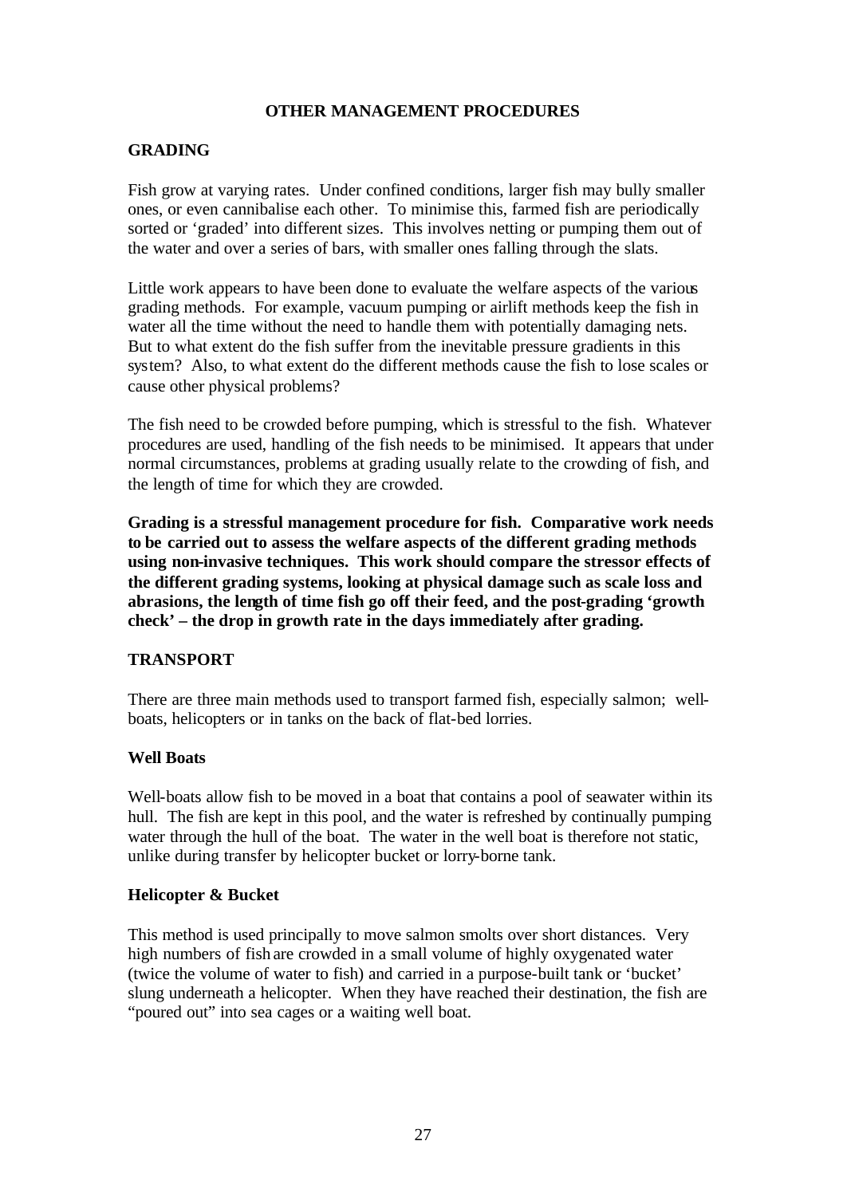## OTHER MANAGEMENT PROCEDURES

### GRADING

Fish grow at varying rates. Under confined conditions, larger fish may bully smaller ones, or even cannibalise each other. To minimise this, farmed fish are periodically sorted or 'graded' into different sizes. This involves netting or pumping them out of the water and over a series of bars, with smaller ones falling through the slats.

Little work appears to have been done to evaluate the welfare aspects of the various grading methods. For example, vacuum pumping or airlift methods keep the fish in water all the time without the need to handle them with potentially damaging nets. But to what extent do the fish suffer from the inevitable pressure gradients in this system? Also, to what extent do the different methods cause the fish to lose scales or cause other physical problems?

The fish need to be crowded before pumping, which is stressful to the fish. Whatever procedures are used, handling of the fish needs to be minimised. It appears that under normal circumstances, problems at grading usually relate to the crowding of fish, and the length of time for which they are crowded.

**Grading is a stressful management procedure for fish. Comparative work needs to be carried out to assess the welfare aspects of the different grading methods using non-invasive techniques. This work should compare the stressor effects of the different grading systems, looking at physical damage such as scale loss and abrasions, the length of time fish go off their feed, and the post-grading 'growth check' – the drop in growth rate in the days immediately after grading.**

### TRANSPORT

There are three main methods used to transport farmed fish, especially salmon; well-boats, helicopters or in tanks on the back of flat-bed lorries.

#### Well Boats

Well-boats allow fish to be moved in a boat that contains a pool of seawater within its hull. The fish are kept in this pool, and the water is refreshed by continually pumping water through the hull of the boat. The water in the well boat is therefore not static, unlike during transfer by helicopter bucket or lorry-borne tank.

#### Helicopter & Bucket

This method is used principally to move salmon smolts over short distances. Very high numbers of fish are crowded in a small volume of highly oxygenated water (twice the volume of water to fish) and carried in a purpose-built tank or 'bucket' slung underneath a helicopter. When they have reached their destination, the fish are "poured out" into sea cages or a waiting well boat.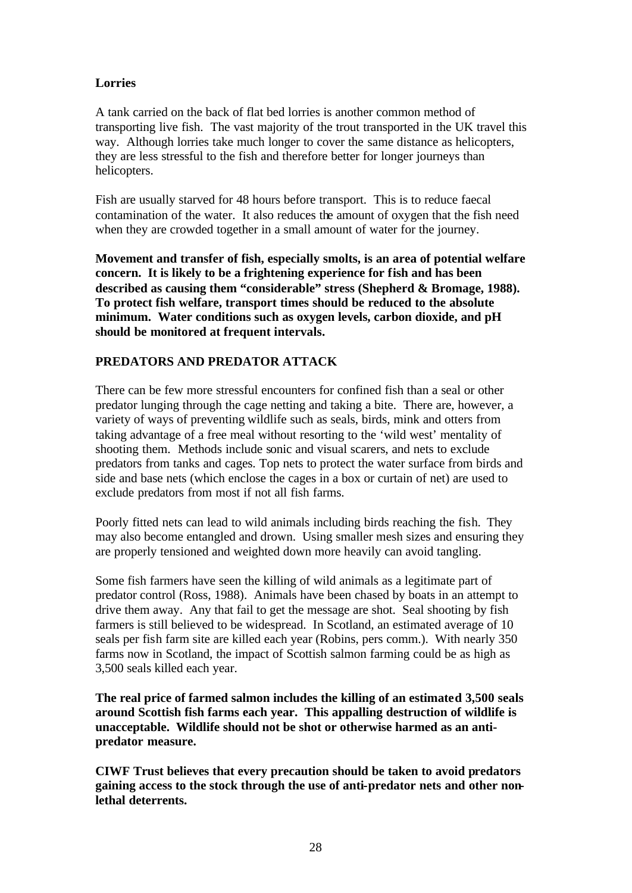**Lorries**

A tank carried on the back of flat bed lorries is another common method of transporting live fish. The vast majority of the trout transported in the UK travel this way. Although lorries take much longer to cover the same distance as helicopters, they are less stressful to the fish and therefore better for longer journeys than helicopters.

Fish are usually starved for 48 hours before transport. This is to reduce faecal contamination of the water. It also reduces the amount of oxygen that the fish need when they are crowded together in a small amount of water for the journey.

**Movement and transfer of fish, especially smolts, is an area of potential welfare concern. It is likely to be a frightening experience for fish and has been described as causing them "considerable" stress (Shepherd & Bromage, 1988). To protect fish welfare, transport times should be reduced to the absolute minimum. Water conditions such as oxygen levels, carbon dioxide, and pH should be monitored at frequent intervals.**

## PREDATORS AND PREDATOR ATTACK

There can be few more stressful encounters for confined fish than a seal or other predator lunging through the cage netting and taking a bite. There are, however, a variety of ways of preventing wildlife such as seals, birds, mink and otters from taking advantage of a free meal without resorting to the 'wild west' mentality of shooting them. Methods include sonic and visual scarers, and nets to exclude predators from tanks and cages. Top nets to protect the water surface from birds and side and base nets (which enclose the cages in a box or curtain of net) are used to exclude predators from most if not all fish farms.

Poorly fitted nets can lead to wild animals including birds reaching the fish. They may also become entangled and drown. Using smaller mesh sizes and ensuring they are properly tensioned and weighted down more heavily can avoid tangling.

Some fish farmers have seen the killing of wild animals as a legitimate part of predator control (Ross, 1988). Animals have been chased by boats in an attempt to drive them away. Any that fail to get the message are shot. Seal shooting by fish farmers is still believed to be widespread. In Scotland, an estimated average of 10 seals per fish farm site are killed each year (Robins, pers comm.). With nearly 350 farms now in Scotland, the impact of Scottish salmon farming could be as high as 3,500 seals killed each year.

**The real price of farmed salmon includes the killing of an estimated 3,500 seals around Scottish fish farms each year. This appalling destruction of wildlife is unacceptable. Wildlife should not be shot or otherwise harmed as an anti-predator measure.**

**CIWF Trust believes that every precaution should be taken to avoid predators gaining access to the stock through the use of anti-predator nets and other non-lethal deterrents.**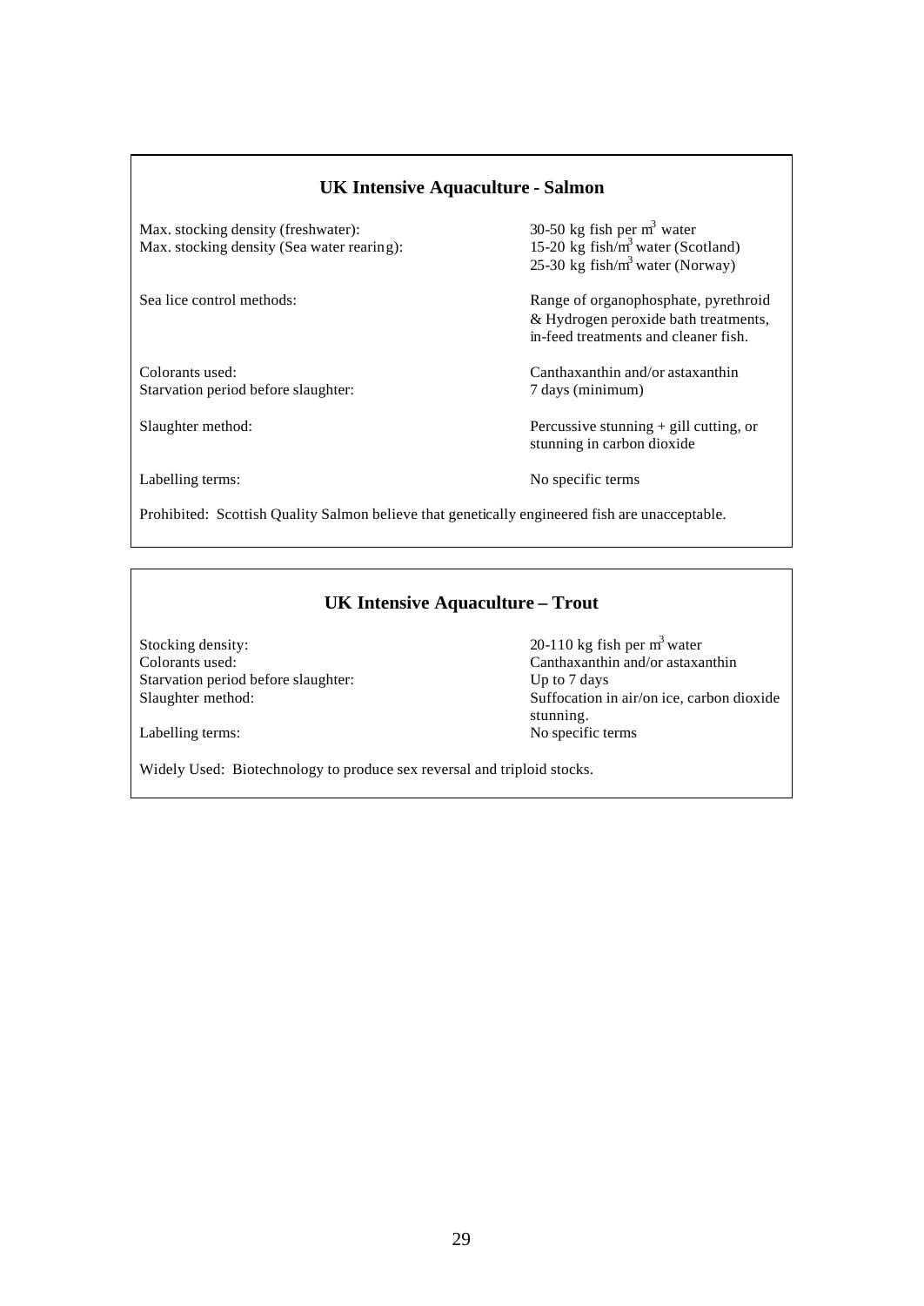## UK Intensive Aquaculture - Salmon

| | |
|---|---|
| Max. stocking density (freshwater): | 30-50 kg fish per $m^3$ water |
| Max. stocking density (Sea water rearing): | 15-20 kg fish/$m^3$ water (Scotland)<br>25-30 kg fish/$m^3$ water (Norway) |
| Sea lice control methods: | Range of organophosphate, pyrethroid & Hydrogen peroxide bath treatments, in-feed treatments and cleaner fish. |
| Colorants used: | Canthaxanthin and/or astaxanthin |
| Starvation period before slaughter: | 7 days (minimum) |
| Slaughter method: | Percussive stunning + gill cutting, or stunning in carbon dioxide |
| Labelling terms: | No specific terms |

Prohibited: Scottish Quality Salmon believe that genetically engineered fish are unacceptable.

## UK Intensive Aquaculture – Trout

| | |
|---|---|
| Stocking density: | 20-110 kg fish per $m^3$ water |
| Colorants used: | Canthaxanthin and/or astaxanthin |
| Starvation period before slaughter: | Up to 7 days |
| Slaughter method: | Suffocation in air/on ice, carbon dioxide stunning. |
| Labelling terms: | No specific terms |

Widely Used: Biotechnology to produce sex reversal and triploid stocks.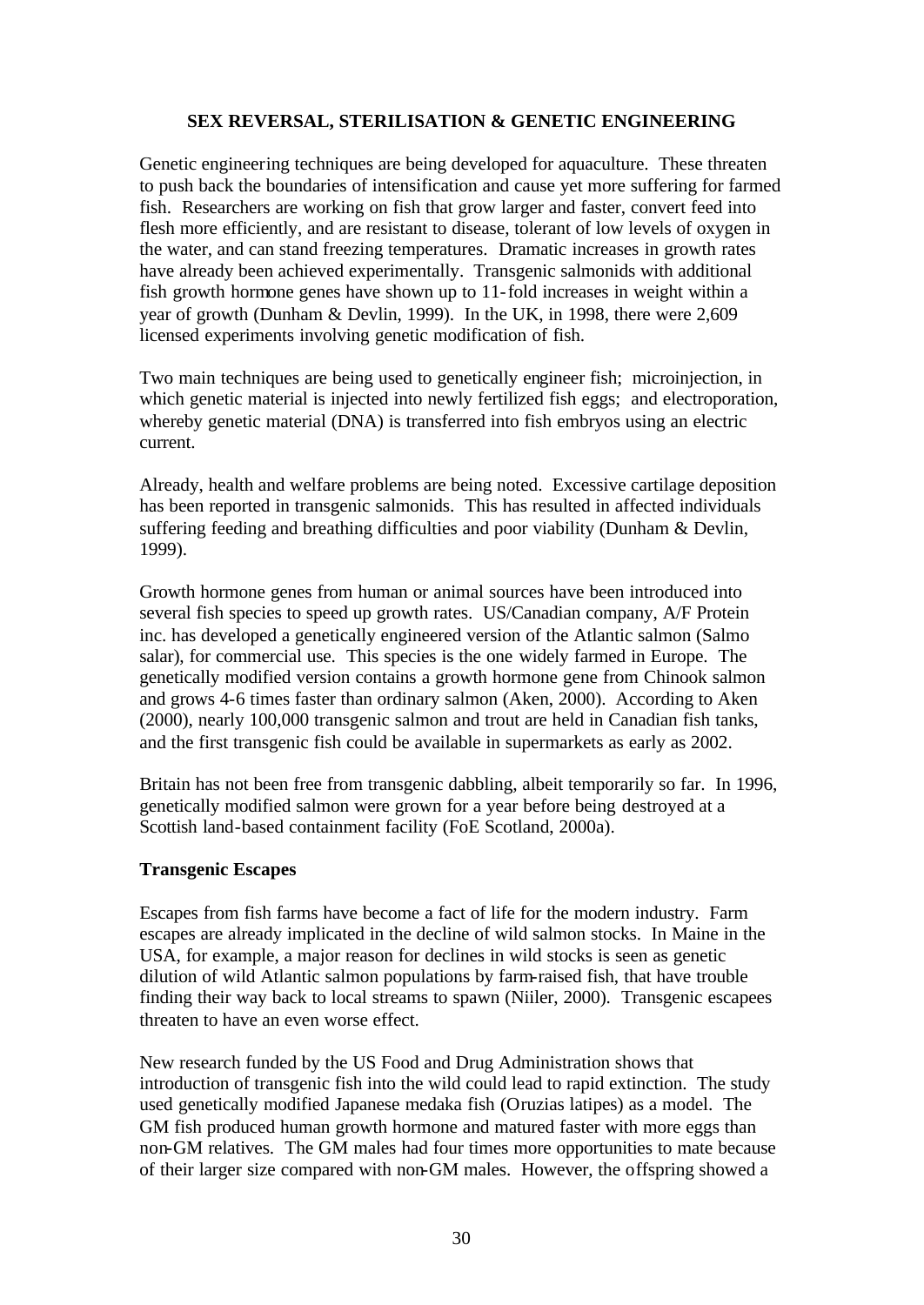## SEX REVERSAL, STERILISATION & GENETIC ENGINEERING

Genetic engineering techniques are being developed for aquaculture. These threaten to push back the boundaries of intensification and cause yet more suffering for farmed fish. Researchers are working on fish that grow larger and faster, convert feed into flesh more efficiently, and are resistant to disease, tolerant of low levels of oxygen in the water, and can stand freezing temperatures. Dramatic increases in growth rates have already been achieved experimentally. Transgenic salmonids with additional fish growth hormone genes have shown up to 11-fold increases in weight within a year of growth (Dunham & Devlin, 1999). In the UK, in 1998, there were 2,609 licensed experiments involving genetic modification of fish.

Two main techniques are being used to genetically engineer fish; microinjection, in which genetic material is injected into newly fertilized fish eggs; and electroporation, whereby genetic material (DNA) is transferred into fish embryos using an electric current.

Already, health and welfare problems are being noted. Excessive cartilage deposition has been reported in transgenic salmonids. This has resulted in affected individuals suffering feeding and breathing difficulties and poor viability (Dunham & Devlin, 1999).

Growth hormone genes from human or animal sources have been introduced into several fish species to speed up growth rates. US/Canadian company, A/F Protein inc. has developed a genetically engineered version of the Atlantic salmon (Salmo salar), for commercial use. This species is the one widely farmed in Europe. The genetically modified version contains a growth hormone gene from Chinook salmon and grows 4-6 times faster than ordinary salmon (Aken, 2000). According to Aken (2000), nearly 100,000 transgenic salmon and trout are held in Canadian fish tanks, and the first transgenic fish could be available in supermarkets as early as 2002.

Britain has not been free from transgenic dabbling, albeit temporarily so far. In 1996, genetically modified salmon were grown for a year before being destroyed at a Scottish land-based containment facility (FoE Scotland, 2000a).

### Transgenic Escapes

Escapes from fish farms have become a fact of life for the modern industry. Farm escapes are already implicated in the decline of wild salmon stocks. In Maine in the USA, for example, a major reason for declines in wild stocks is seen as genetic dilution of wild Atlantic salmon populations by farm-raised fish, that have trouble finding their way back to local streams to spawn (Niiler, 2000). Transgenic escapees threaten to have an even worse effect.

New research funded by the US Food and Drug Administration shows that introduction of transgenic fish into the wild could lead to rapid extinction. The study used genetically modified Japanese medaka fish (Oruzias latipes) as a model. The GM fish produced human growth hormone and matured faster with more eggs than non-GM relatives. The GM males had four times more opportunities to mate because of their larger size compared with non-GM males. However, the offspring showed a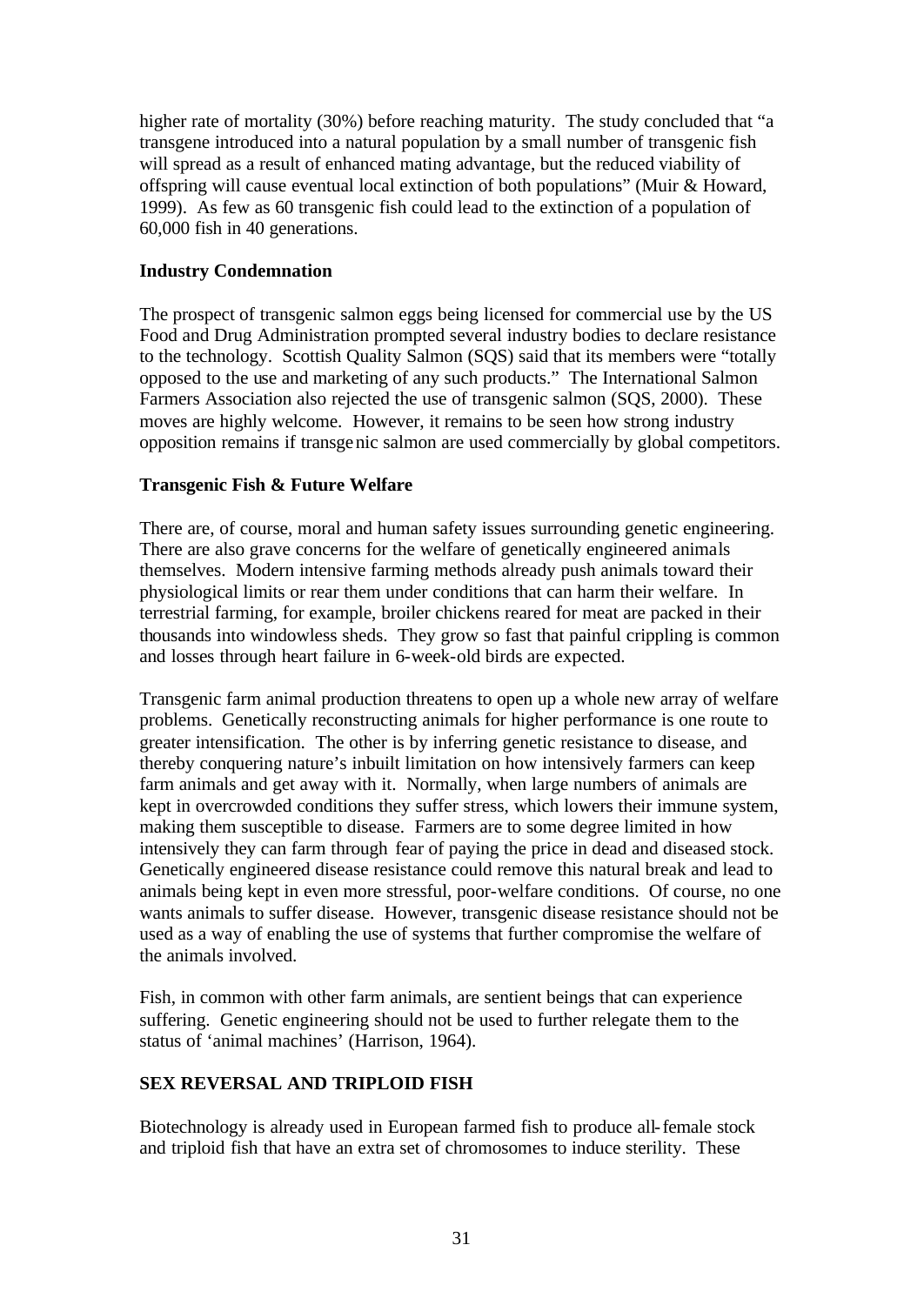higher rate of mortality (30%) before reaching maturity. The study concluded that "a transgene introduced into a natural population by a small number of transgenic fish will spread as a result of enhanced mating advantage, but the reduced viability of offspring will cause eventual local extinction of both populations" (Muir & Howard, 1999). As few as 60 transgenic fish could lead to the extinction of a population of 60,000 fish in 40 generations.

**Industry Condemnation**

The prospect of transgenic salmon eggs being licensed for commercial use by the US Food and Drug Administration prompted several industry bodies to declare resistance to the technology. Scottish Quality Salmon (SQS) said that its members were "totally opposed to the use and marketing of any such products." The International Salmon Farmers Association also rejected the use of transgenic salmon (SQS, 2000). These moves are highly welcome. However, it remains to be seen how strong industry opposition remains if transgenic salmon are used commercially by global competitors.

**Transgenic Fish & Future Welfare**

There are, of course, moral and human safety issues surrounding genetic engineering. There are also grave concerns for the welfare of genetically engineered animals themselves. Modern intensive farming methods already push animals toward their physiological limits or rear them under conditions that can harm their welfare. In terrestrial farming, for example, broiler chickens reared for meat are packed in their thousands into windowless sheds. They grow so fast that painful crippling is common and losses through heart failure in 6-week-old birds are expected.

Transgenic farm animal production threatens to open up a whole new array of welfare problems. Genetically reconstructing animals for higher performance is one route to greater intensification. The other is by inferring genetic resistance to disease, and thereby conquering nature's inbuilt limitation on how intensively farmers can keep farm animals and get away with it. Normally, when large numbers of animals are kept in overcrowded conditions they suffer stress, which lowers their immune system, making them susceptible to disease. Farmers are to some degree limited in how intensively they can farm through fear of paying the price in dead and diseased stock. Genetically engineered disease resistance could remove this natural break and lead to animals being kept in even more stressful, poor-welfare conditions. Of course, no one wants animals to suffer disease. However, transgenic disease resistance should not be used as a way of enabling the use of systems that further compromise the welfare of the animals involved.

Fish, in common with other farm animals, are sentient beings that can experience suffering. Genetic engineering should not be used to further relegate them to the status of 'animal machines' (Harrison, 1964).

## SEX REVERSAL AND TRIPLOID FISH

Biotechnology is already used in European farmed fish to produce all-female stock and triploid fish that have an extra set of chromosomes to induce sterility. These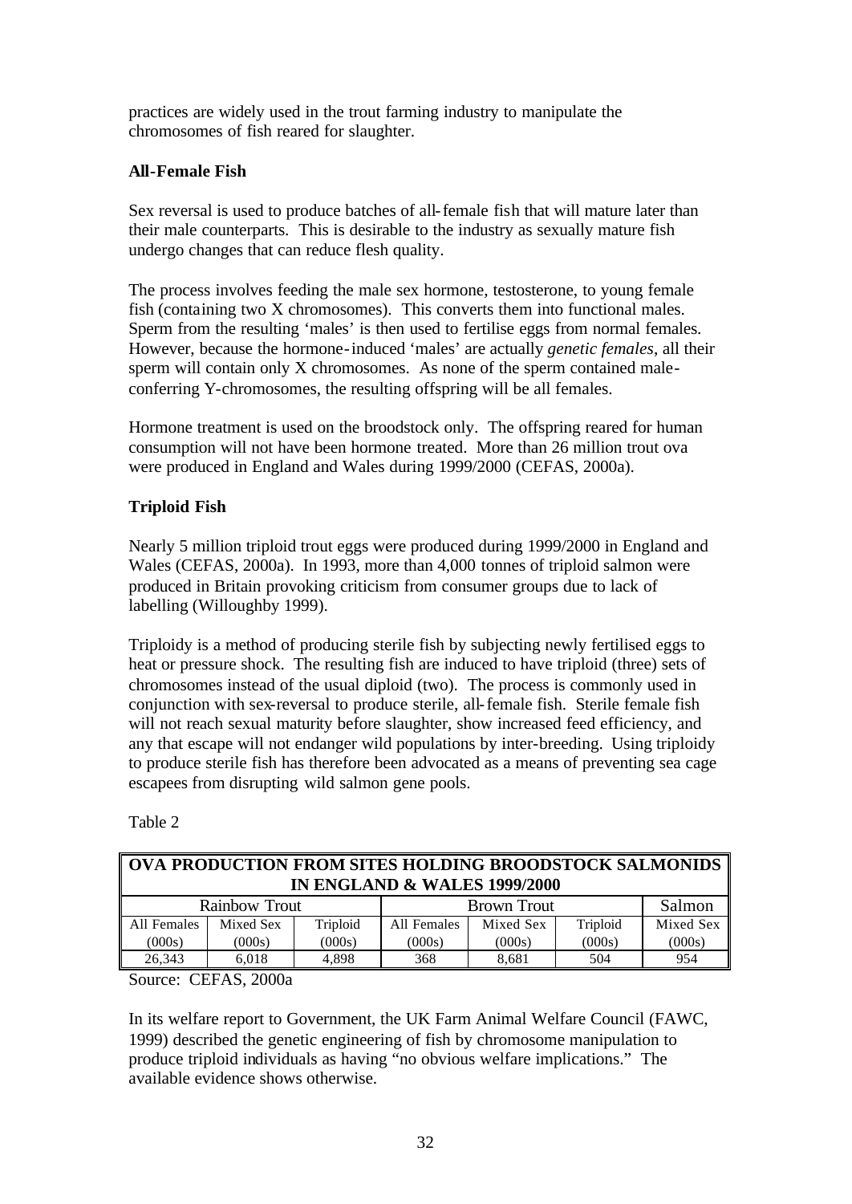practices are widely used in the trout farming industry to manipulate the chromosomes of fish reared for slaughter.

**All-Female Fish**

Sex reversal is used to produce batches of all-female fish that will mature later than their male counterparts. This is desirable to the industry as sexually mature fish undergo changes that can reduce flesh quality.

The process involves feeding the male sex hormone, testosterone, to young female fish (containing two X chromosomes). This converts them into functional males. Sperm from the resulting 'males' is then used to fertilise eggs from normal females. However, because the hormone-induced 'males' are actually *genetic females*, all their sperm will contain only X chromosomes. As none of the sperm contained male-conferring Y-chromosomes, the resulting offspring will be all females.

Hormone treatment is used on the broodstock only. The offspring reared for human consumption will not have been hormone treated. More than 26 million trout ova were produced in England and Wales during 1999/2000 (CEFAS, 2000a).

**Triploid Fish**

Nearly 5 million triploid trout eggs were produced during 1999/2000 in England and Wales (CEFAS, 2000a). In 1993, more than 4,000 tonnes of triploid salmon were produced in Britain provoking criticism from consumer groups due to lack of labelling (Willoughby 1999).

Triploidy is a method of producing sterile fish by subjecting newly fertilised eggs to heat or pressure shock. The resulting fish are induced to have triploid (three) sets of chromosomes instead of the usual diploid (two). The process is commonly used in conjunction with sex-reversal to produce sterile, all-female fish. Sterile female fish will not reach sexual maturity before slaughter, show increased feed efficiency, and any that escape will not endanger wild populations by inter-breeding. Using triploidy to produce sterile fish has therefore been advocated as a means of preventing sea cage escapees from disrupting wild salmon gene pools.

Table 2

| OVA PRODUCTION FROM SITES HOLDING BROODSTOCK SALMONIDS IN ENGLAND & WALES 1999/2000 | | | | | | |
|---|---|---|---|---|---|---|
| Rainbow Trout | | | Brown Trout | | | Salmon |
| All Females (000s) | Mixed Sex (000s) | Triploid (000s) | All Females (000s) | Mixed Sex (000s) | Triploid (000s) | Mixed Sex (000s) |
| 26,343 | 6,018 | 4,898 | 368 | 8,681 | 504 | 954 |

Source: CEFAS, 2000a

In its welfare report to Government, the UK Farm Animal Welfare Council (FAWC, 1999) described the genetic engineering of fish by chromosome manipulation to produce triploid individuals as having "no obvious welfare implications." The available evidence shows otherwise.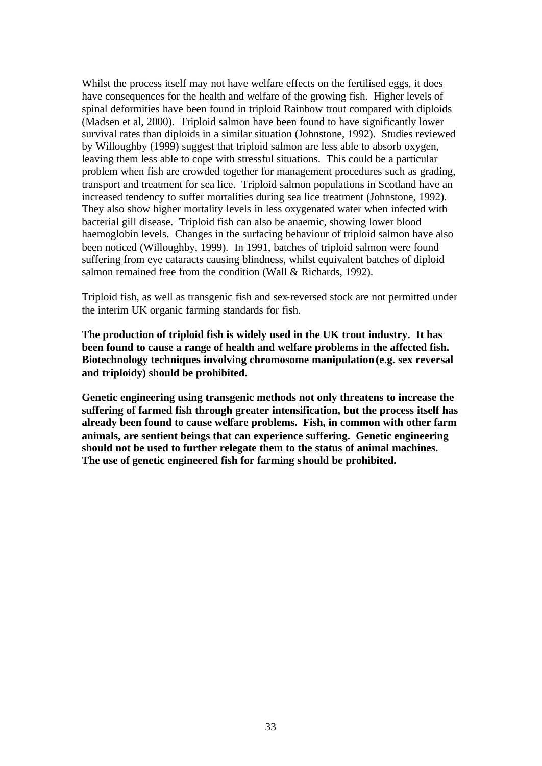Whilst the process itself may not have welfare effects on the fertilised eggs, it does have consequences for the health and welfare of the growing fish. Higher levels of spinal deformities have been found in triploid Rainbow trout compared with diploids (Madsen et al, 2000). Triploid salmon have been found to have significantly lower survival rates than diploids in a similar situation (Johnstone, 1992). Studies reviewed by Willoughby (1999) suggest that triploid salmon are less able to absorb oxygen, leaving them less able to cope with stressful situations. This could be a particular problem when fish are crowded together for management procedures such as grading, transport and treatment for sea lice. Triploid salmon populations in Scotland have an increased tendency to suffer mortalities during sea lice treatment (Johnstone, 1992). They also show higher mortality levels in less oxygenated water when infected with bacterial gill disease. Triploid fish can also be anaemic, showing lower blood haemoglobin levels. Changes in the surfacing behaviour of triploid salmon have also been noticed (Willoughby, 1999). In 1991, batches of triploid salmon were found suffering from eye cataracts causing blindness, whilst equivalent batches of diploid salmon remained free from the condition (Wall & Richards, 1992).

Triploid fish, as well as transgenic fish and sex-reversed stock are not permitted under the interim UK organic farming standards for fish.

**The production of triploid fish is widely used in the UK trout industry. It has been found to cause a range of health and welfare problems in the affected fish. Biotechnology techniques involving chromosome manipulation (e.g. sex reversal and triploidy) should be prohibited.**

**Genetic engineering using transgenic methods not only threatens to increase the suffering of farmed fish through greater intensification, but the process itself has already been found to cause welfare problems. Fish, in common with other farm animals, are sentient beings that can experience suffering. Genetic engineering should not be used to further relegate them to the status of animal machines. The use of genetic engineered fish for farming should be prohibited.**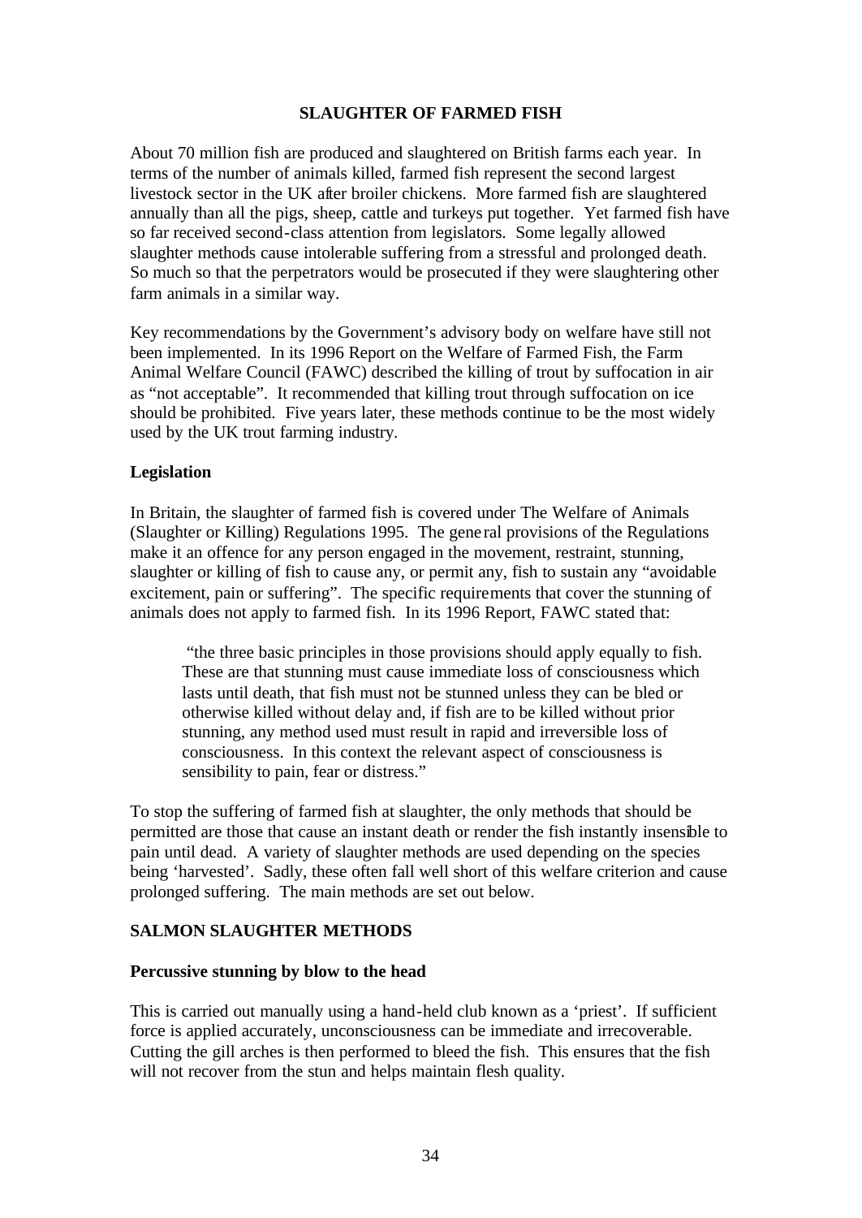## SLAUGHTER OF FARMED FISH

About 70 million fish are produced and slaughtered on British farms each year. In terms of the number of animals killed, farmed fish represent the second largest livestock sector in the UK after broiler chickens. More farmed fish are slaughtered annually than all the pigs, sheep, cattle and turkeys put together. Yet farmed fish have so far received second-class attention from legislators. Some legally allowed slaughter methods cause intolerable suffering from a stressful and prolonged death. So much so that the perpetrators would be prosecuted if they were slaughtering other farm animals in a similar way.

Key recommendations by the Government's advisory body on welfare have still not been implemented. In its 1996 Report on the Welfare of Farmed Fish, the Farm Animal Welfare Council (FAWC) described the killing of trout by suffocation in air as "not acceptable". It recommended that killing trout through suffocation on ice should be prohibited. Five years later, these methods continue to be the most widely used by the UK trout farming industry.

### Legislation

In Britain, the slaughter of farmed fish is covered under The Welfare of Animals (Slaughter or Killing) Regulations 1995. The general provisions of the Regulations make it an offence for any person engaged in the movement, restraint, stunning, slaughter or killing of fish to cause any, or permit any, fish to sustain any "avoidable excitement, pain or suffering". The specific requirements that cover the stunning of animals does not apply to farmed fish. In its 1996 Report, FAWC stated that:

> "the three basic principles in those provisions should apply equally to fish. These are that stunning must cause immediate loss of consciousness which lasts until death, that fish must not be stunned unless they can be bled or otherwise killed without delay and, if fish are to be killed without prior stunning, any method used must result in rapid and irreversible loss of consciousness. In this context the relevant aspect of consciousness is sensibility to pain, fear or distress."

To stop the suffering of farmed fish at slaughter, the only methods that should be permitted are those that cause an instant death or render the fish instantly insensible to pain until dead. A variety of slaughter methods are used depending on the species being 'harvested'. Sadly, these often fall well short of this welfare criterion and cause prolonged suffering. The main methods are set out below.

## SALMON SLAUGHTER METHODS

### Percussive stunning by blow to the head

This is carried out manually using a hand-held club known as a 'priest'. If sufficient force is applied accurately, unconsciousness can be immediate and irrecoverable. Cutting the gill arches is then performed to bleed the fish. This ensures that the fish will not recover from the stun and helps maintain flesh quality.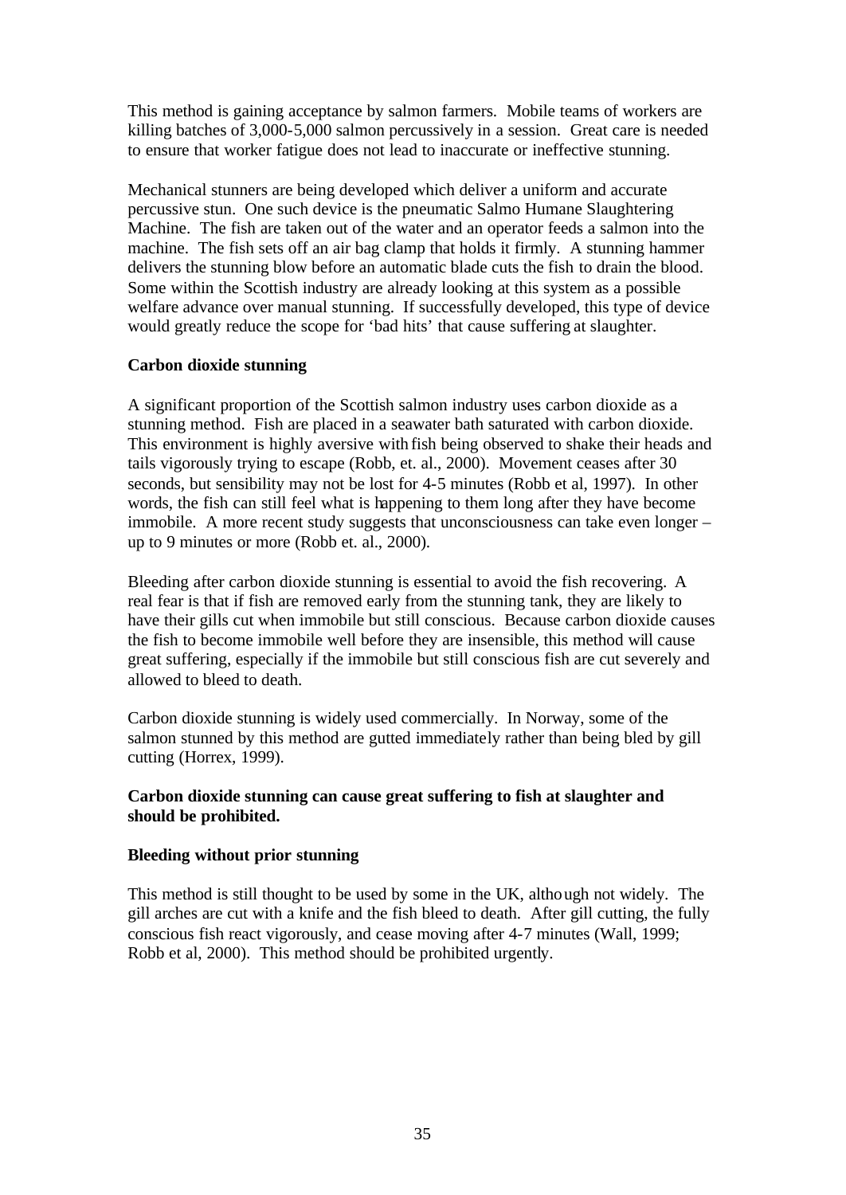This method is gaining acceptance by salmon farmers. Mobile teams of workers are killing batches of 3,000-5,000 salmon percussively in a session. Great care is needed to ensure that worker fatigue does not lead to inaccurate or ineffective stunning.

Mechanical stunners are being developed which deliver a uniform and accurate percussive stun. One such device is the pneumatic Salmo Humane Slaughtering Machine. The fish are taken out of the water and an operator feeds a salmon into the machine. The fish sets off an air bag clamp that holds it firmly. A stunning hammer delivers the stunning blow before an automatic blade cuts the fish to drain the blood. Some within the Scottish industry are already looking at this system as a possible welfare advance over manual stunning. If successfully developed, this type of device would greatly reduce the scope for 'bad hits' that cause suffering at slaughter.

**Carbon dioxide stunning**

A significant proportion of the Scottish salmon industry uses carbon dioxide as a stunning method. Fish are placed in a seawater bath saturated with carbon dioxide. This environment is highly aversive with fish being observed to shake their heads and tails vigorously trying to escape (Robb, et. al., 2000). Movement ceases after 30 seconds, but sensibility may not be lost for 4-5 minutes (Robb et al, 1997). In other words, the fish can still feel what is happening to them long after they have become immobile. A more recent study suggests that unconsciousness can take even longer – up to 9 minutes or more (Robb et. al., 2000).

Bleeding after carbon dioxide stunning is essential to avoid the fish recovering. A real fear is that if fish are removed early from the stunning tank, they are likely to have their gills cut when immobile but still conscious. Because carbon dioxide causes the fish to become immobile well before they are insensible, this method will cause great suffering, especially if the immobile but still conscious fish are cut severely and allowed to bleed to death.

Carbon dioxide stunning is widely used commercially. In Norway, some of the salmon stunned by this method are gutted immediately rather than being bled by gill cutting (Horrex, 1999).

**Carbon dioxide stunning can cause great suffering to fish at slaughter and should be prohibited.**

**Bleeding without prior stunning**

This method is still thought to be used by some in the UK, although not widely. The gill arches are cut with a knife and the fish bleed to death. After gill cutting, the fully conscious fish react vigorously, and cease moving after 4-7 minutes (Wall, 1999; Robb et al, 2000). This method should be prohibited urgently.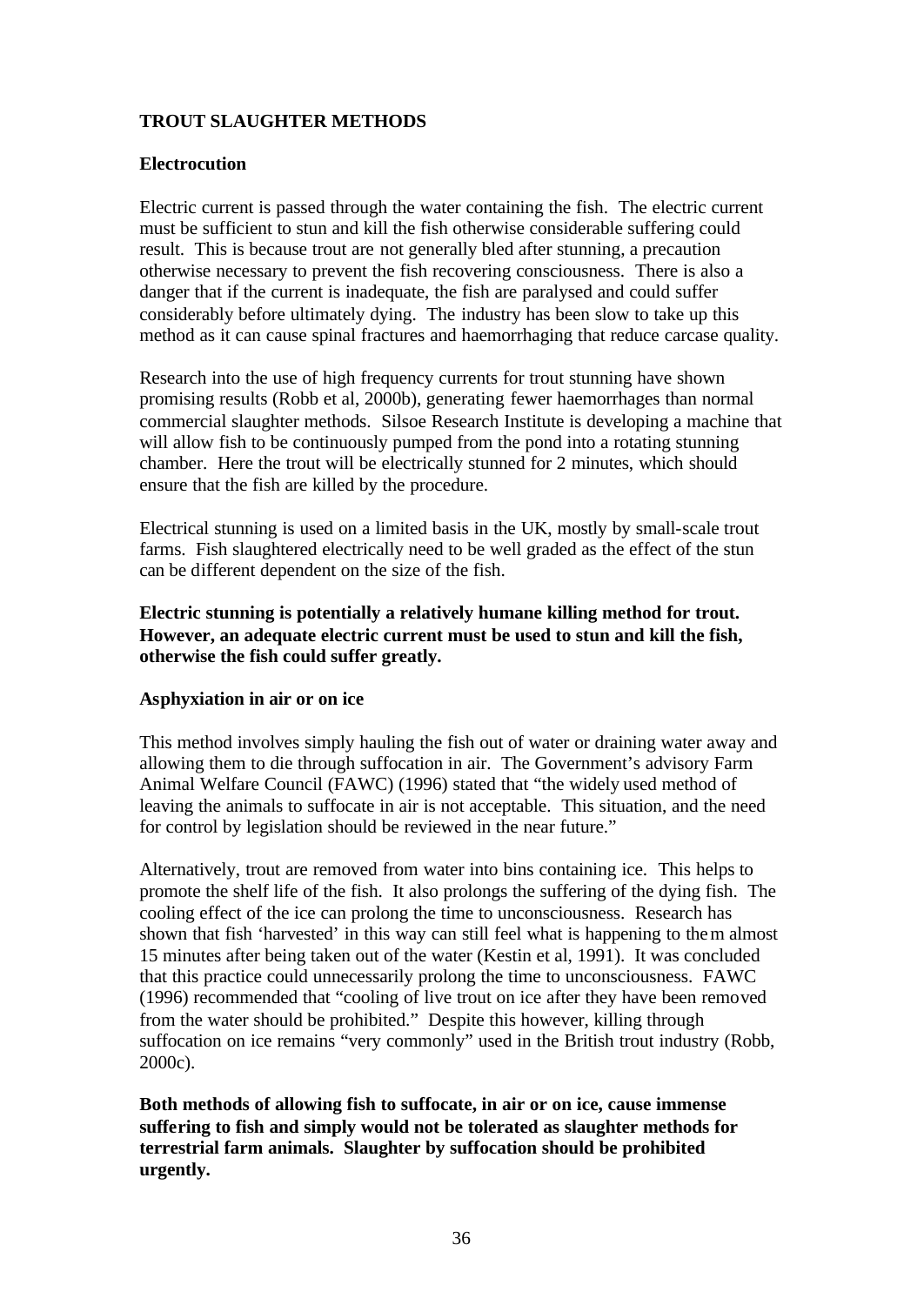## TROUT SLAUGHTER METHODS

### Electrocution

Electric current is passed through the water containing the fish. The electric current must be sufficient to stun and kill the fish otherwise considerable suffering could result. This is because trout are not generally bled after stunning, a precaution otherwise necessary to prevent the fish recovering consciousness. There is also a danger that if the current is inadequate, the fish are paralysed and could suffer considerably before ultimately dying. The industry has been slow to take up this method as it can cause spinal fractures and haemorrhaging that reduce carcase quality.

Research into the use of high frequency currents for trout stunning have shown promising results (Robb et al, 2000b), generating fewer haemorrhages than normal commercial slaughter methods. Silsoe Research Institute is developing a machine that will allow fish to be continuously pumped from the pond into a rotating stunning chamber. Here the trout will be electrically stunned for 2 minutes, which should ensure that the fish are killed by the procedure.

Electrical stunning is used on a limited basis in the UK, mostly by small-scale trout farms. Fish slaughtered electrically need to be well graded as the effect of the stun can be different dependent on the size of the fish.

**Electric stunning is potentially a relatively humane killing method for trout. However, an adequate electric current must be used to stun and kill the fish, otherwise the fish could suffer greatly.**

### Asphyxiation in air or on ice

This method involves simply hauling the fish out of water or draining water away and allowing them to die through suffocation in air. The Government's advisory Farm Animal Welfare Council (FAWC) (1996) stated that "the widely used method of leaving the animals to suffocate in air is not acceptable. This situation, and the need for control by legislation should be reviewed in the near future."

Alternatively, trout are removed from water into bins containing ice. This helps to promote the shelf life of the fish. It also prolongs the suffering of the dying fish. The cooling effect of the ice can prolong the time to unconsciousness. Research has shown that fish 'harvested' in this way can still feel what is happening to them almost 15 minutes after being taken out of the water (Kestin et al, 1991). It was concluded that this practice could unnecessarily prolong the time to unconsciousness. FAWC (1996) recommended that "cooling of live trout on ice after they have been removed from the water should be prohibited." Despite this however, killing through suffocation on ice remains "very commonly" used in the British trout industry (Robb, 2000c).

**Both methods of allowing fish to suffocate, in air or on ice, cause immense suffering to fish and simply would not be tolerated as slaughter methods for terrestrial farm animals. Slaughter by suffocation should be prohibited urgently.**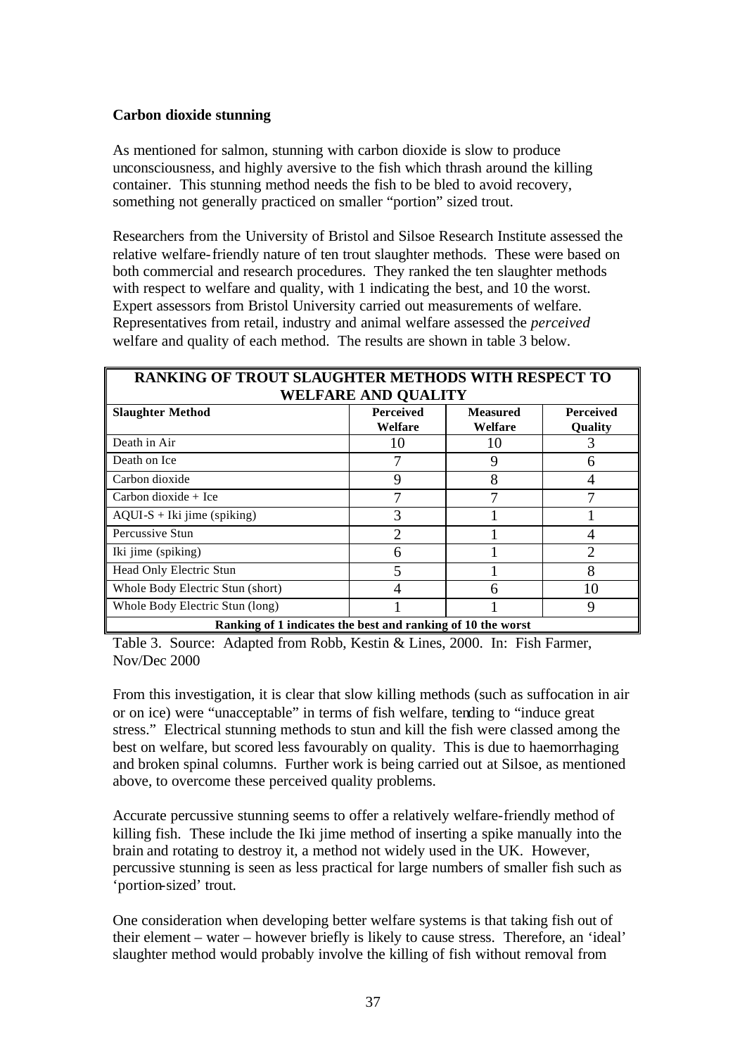**Carbon dioxide stunning**

As mentioned for salmon, stunning with carbon dioxide is slow to produce unconsciousness, and highly aversive to the fish which thrash around the killing container. This stunning method needs the fish to be bled to avoid recovery, something not generally practiced on smaller "portion" sized trout.

Researchers from the University of Bristol and Silsoe Research Institute assessed the relative welfare-friendly nature of ten trout slaughter methods. These were based on both commercial and research procedures. They ranked the ten slaughter methods with respect to welfare and quality, with 1 indicating the best, and 10 the worst. Expert assessors from Bristol University carried out measurements of welfare. Representatives from retail, industry and animal welfare assessed the *perceived* welfare and quality of each method. The results are shown in table 3 below.

| **RANKING OF TROUT SLAUGHTER METHODS WITH RESPECT TO WELFARE AND QUALITY** | | | |
|---|---|---|---|
| **Slaughter Method** | **Perceived Welfare** | **Measured Welfare** | **Perceived Quality** |
| Death in Air | 10 | 10 | 3 |
| Death on Ice | 7 | 9 | 6 |
| Carbon dioxide | 9 | 8 | 4 |
| Carbon dioxide + Ice | 7 | 7 | 7 |
| AQUI-S + Iki jime (spiking) | 3 | 1 | 1 |
| Percussive Stun | 2 | 1 | 4 |
| Iki jime (spiking) | 6 | 1 | 2 |
| Head Only Electric Stun | 5 | 1 | 8 |
| Whole Body Electric Stun (short) | 4 | 6 | 10 |
| Whole Body Electric Stun (long) | 1 | 1 | 9 |
| **Ranking of 1 indicates the best and ranking of 10 the worst** | | | |

Table 3. Source: Adapted from Robb, Kestin & Lines, 2000. In: Fish Farmer, Nov/Dec 2000

From this investigation, it is clear that slow killing methods (such as suffocation in air or on ice) were "unacceptable" in terms of fish welfare, tending to "induce great stress." Electrical stunning methods to stun and kill the fish were classed among the best on welfare, but scored less favourably on quality. This is due to haemorrhaging and broken spinal columns. Further work is being carried out at Silsoe, as mentioned above, to overcome these perceived quality problems.

Accurate percussive stunning seems to offer a relatively welfare-friendly method of killing fish. These include the Iki jime method of inserting a spike manually into the brain and rotating to destroy it, a method not widely used in the UK. However, percussive stunning is seen as less practical for large numbers of smaller fish such as 'portion-sized' trout.

One consideration when developing better welfare systems is that taking fish out of their element – water – however briefly is likely to cause stress. Therefore, an 'ideal' slaughter method would probably involve the killing of fish without removal from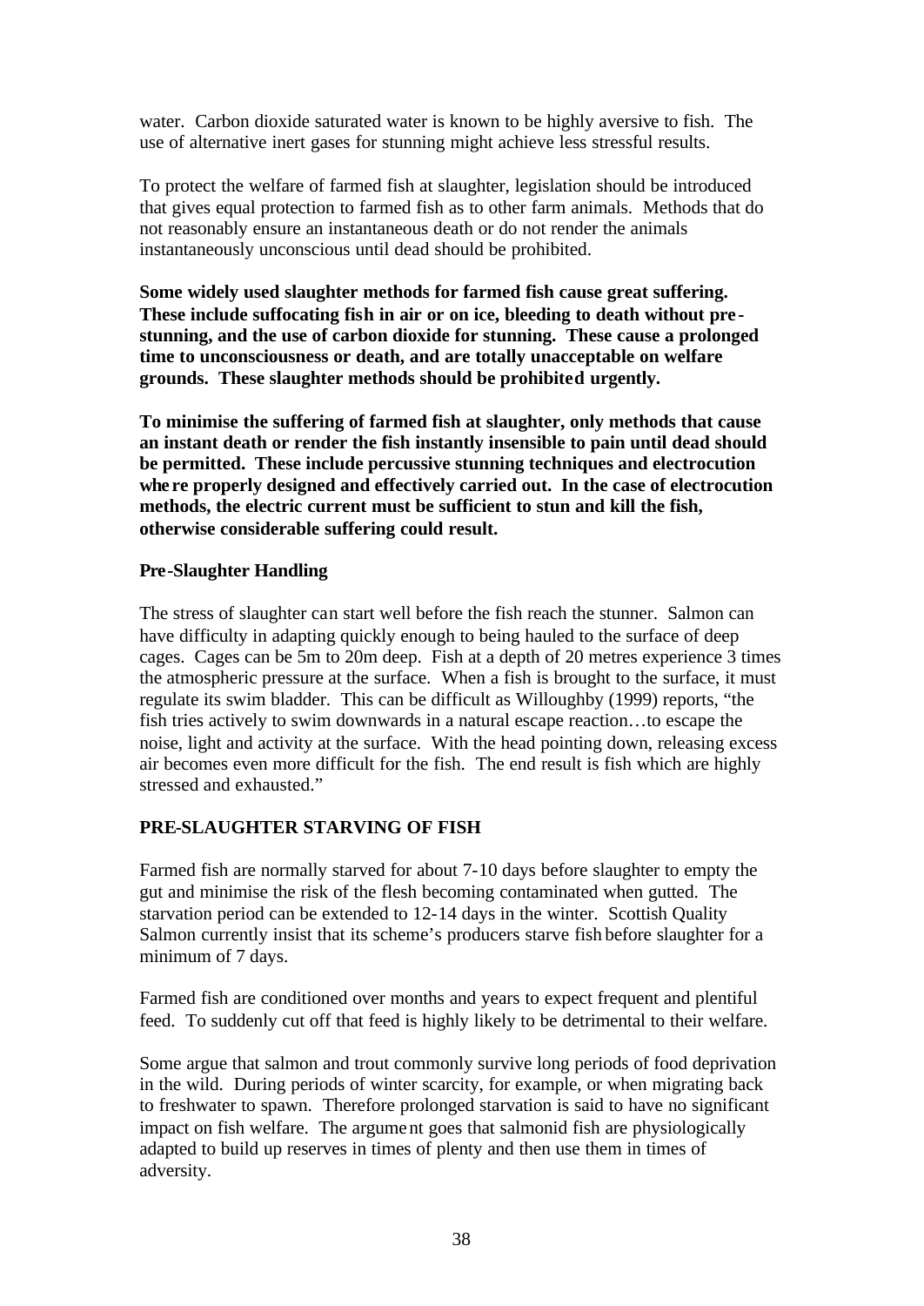water. Carbon dioxide saturated water is known to be highly aversive to fish. The use of alternative inert gases for stunning might achieve less stressful results.

To protect the welfare of farmed fish at slaughter, legislation should be introduced that gives equal protection to farmed fish as to other farm animals. Methods that do not reasonably ensure an instantaneous death or do not render the animals instantaneously unconscious until dead should be prohibited.

**Some widely used slaughter methods for farmed fish cause great suffering. These include suffocating fish in air or on ice, bleeding to death without pre-stunning, and the use of carbon dioxide for stunning. These cause a prolonged time to unconsciousness or death, and are totally unacceptable on welfare grounds. These slaughter methods should be prohibited urgently.**

**To minimise the suffering of farmed fish at slaughter, only methods that cause an instant death or render the fish instantly insensible to pain until dead should be permitted. These include percussive stunning techniques and electrocution where properly designed and effectively carried out. In the case of electrocution methods, the electric current must be sufficient to stun and kill the fish, otherwise considerable suffering could result.**

### Pre-Slaughter Handling

The stress of slaughter can start well before the fish reach the stunner. Salmon can have difficulty in adapting quickly enough to being hauled to the surface of deep cages. Cages can be 5m to 20m deep. Fish at a depth of 20 metres experience 3 times the atmospheric pressure at the surface. When a fish is brought to the surface, it must regulate its swim bladder. This can be difficult as Willoughby (1999) reports, "the fish tries actively to swim downwards in a natural escape reaction…to escape the noise, light and activity at the surface. With the head pointing down, releasing excess air becomes even more difficult for the fish. The end result is fish which are highly stressed and exhausted."

## PRE-SLAUGHTER STARVING OF FISH

Farmed fish are normally starved for about 7-10 days before slaughter to empty the gut and minimise the risk of the flesh becoming contaminated when gutted. The starvation period can be extended to 12-14 days in the winter. Scottish Quality Salmon currently insist that its scheme's producers starve fish before slaughter for a minimum of 7 days.

Farmed fish are conditioned over months and years to expect frequent and plentiful feed. To suddenly cut off that feed is highly likely to be detrimental to their welfare.

Some argue that salmon and trout commonly survive long periods of food deprivation in the wild. During periods of winter scarcity, for example, or when migrating back to freshwater to spawn. Therefore prolonged starvation is said to have no significant impact on fish welfare. The argument goes that salmonid fish are physiologically adapted to build up reserves in times of plenty and then use them in times of adversity.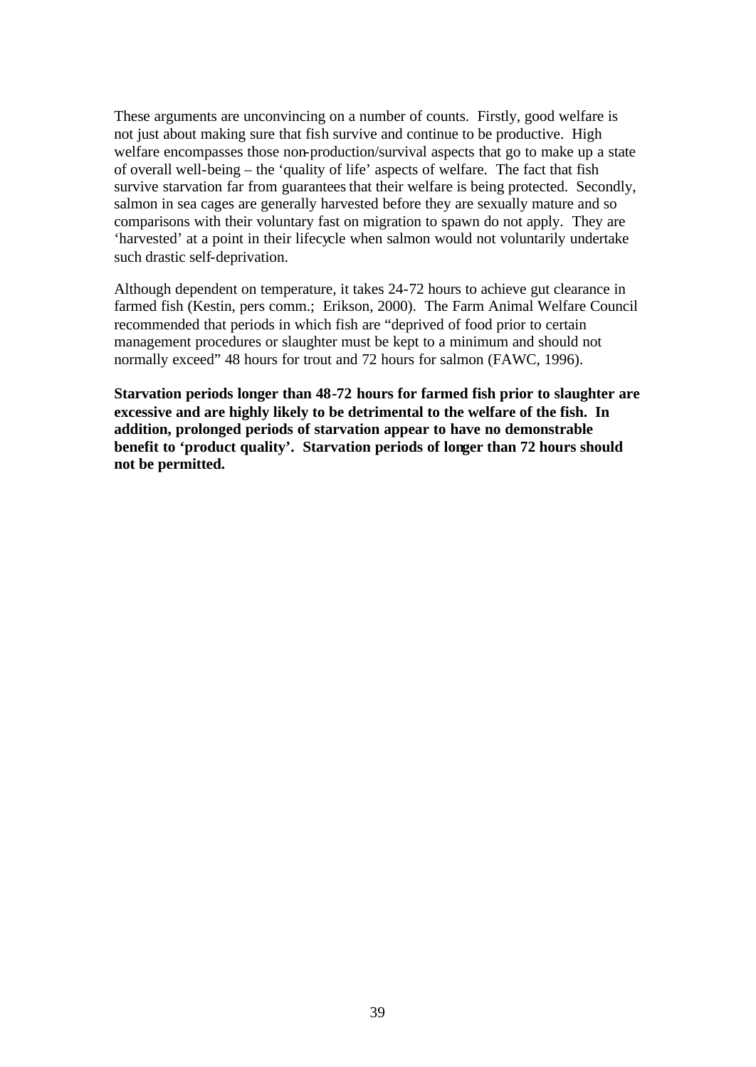These arguments are unconvincing on a number of counts. Firstly, good welfare is not just about making sure that fish survive and continue to be productive. High welfare encompasses those non-production/survival aspects that go to make up a state of overall well-being – the 'quality of life' aspects of welfare. The fact that fish survive starvation far from guarantees that their welfare is being protected. Secondly, salmon in sea cages are generally harvested before they are sexually mature and so comparisons with their voluntary fast on migration to spawn do not apply. They are 'harvested' at a point in their lifecycle when salmon would not voluntarily undertake such drastic self-deprivation.

Although dependent on temperature, it takes 24-72 hours to achieve gut clearance in farmed fish (Kestin, pers comm.; Erikson, 2000). The Farm Animal Welfare Council recommended that periods in which fish are "deprived of food prior to certain management procedures or slaughter must be kept to a minimum and should not normally exceed" 48 hours for trout and 72 hours for salmon (FAWC, 1996).

**Starvation periods longer than 48-72 hours for farmed fish prior to slaughter are excessive and are highly likely to be detrimental to the welfare of the fish. In addition, prolonged periods of starvation appear to have no demonstrable benefit to 'product quality'. Starvation periods of longer than 72 hours should not be permitted.**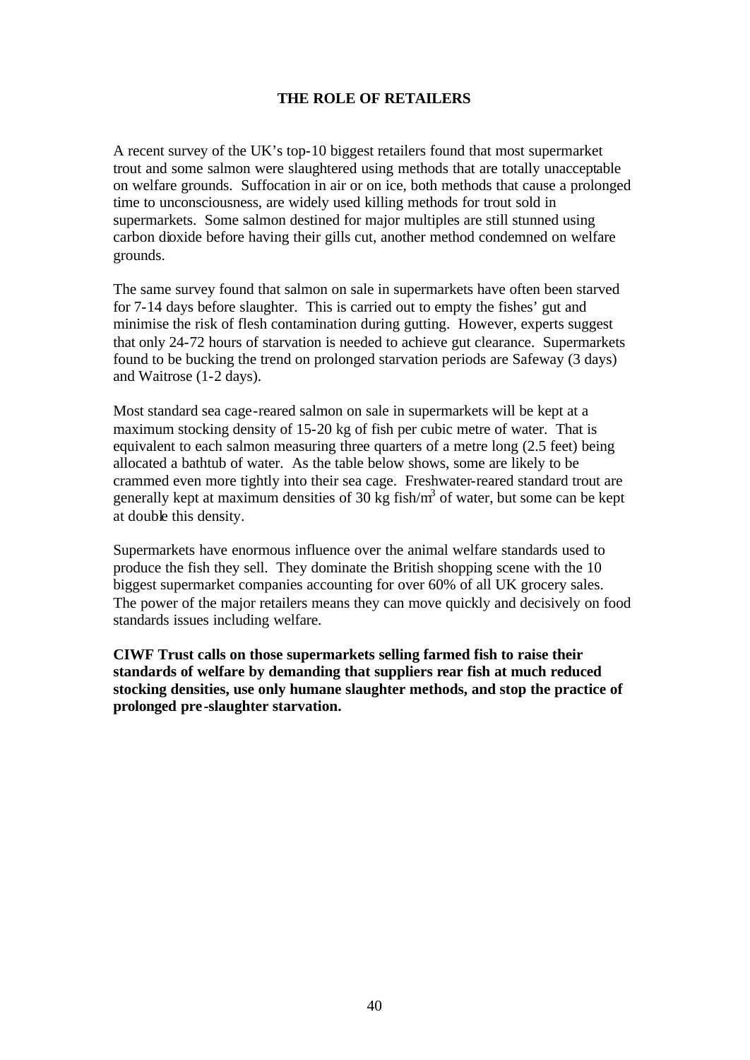## THE ROLE OF RETAILERS

A recent survey of the UK's top-10 biggest retailers found that most supermarket trout and some salmon were slaughtered using methods that are totally unacceptable on welfare grounds. Suffocation in air or on ice, both methods that cause a prolonged time to unconsciousness, are widely used killing methods for trout sold in supermarkets. Some salmon destined for major multiples are still stunned using carbon dioxide before having their gills cut, another method condemned on welfare grounds.

The same survey found that salmon on sale in supermarkets have often been starved for 7-14 days before slaughter. This is carried out to empty the fishes' gut and minimise the risk of flesh contamination during gutting. However, experts suggest that only 24-72 hours of starvation is needed to achieve gut clearance. Supermarkets found to be bucking the trend on prolonged starvation periods are Safeway (3 days) and Waitrose (1-2 days).

Most standard sea cage-reared salmon on sale in supermarkets will be kept at a maximum stocking density of 15-20 kg of fish per cubic metre of water. That is equivalent to each salmon measuring three quarters of a metre long (2.5 feet) being allocated a bathtub of water. As the table below shows, some are likely to be crammed even more tightly into their sea cage. Freshwater-reared standard trout are generally kept at maximum densities of 30 kg fish/$m^3$ of water, but some can be kept at double this density.

Supermarkets have enormous influence over the animal welfare standards used to produce the fish they sell. They dominate the British shopping scene with the 10 biggest supermarket companies accounting for over 60% of all UK grocery sales. The power of the major retailers means they can move quickly and decisively on food standards issues including welfare.

**CIWF Trust calls on those supermarkets selling farmed fish to raise their standards of welfare by demanding that suppliers rear fish at much reduced stocking densities, use only humane slaughter methods, and stop the practice of prolonged pre-slaughter starvation.**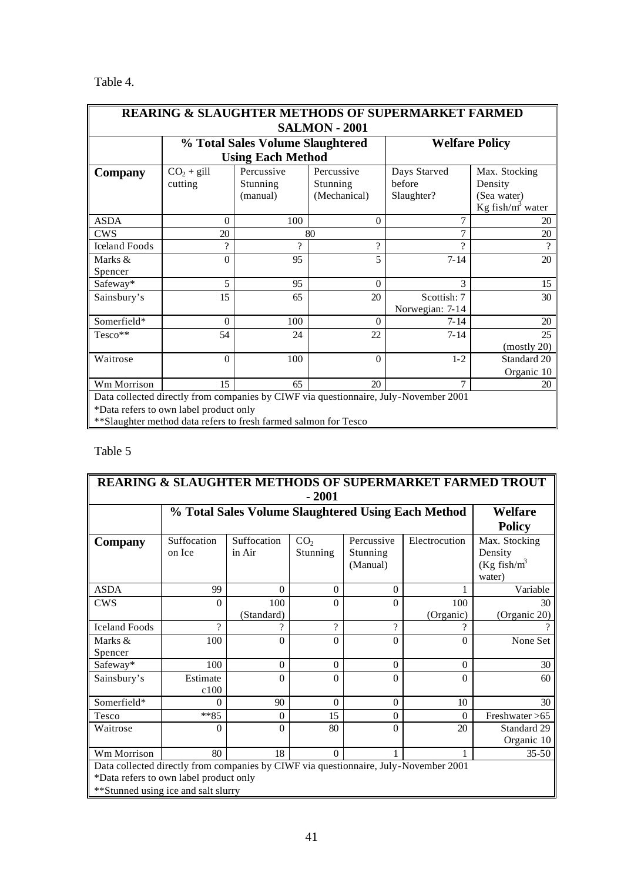Table 4.

| REARING & SLAUGHTER METHODS OF SUPERMARKET FARMED SALMON - 2001 | | | | | |
|---|---|---|---|---|---|
| | % Total Sales Volume Slaughtered Using Each Method | | | Welfare Policy | |
| **Company** | $CO_2$ + gill cutting | Percussive Stunning (manual) | Percussive Stunning (Mechanical) | Days Starved before Slaughter? | Max. Stocking Density (Sea water) Kg fish/$m^3$ water |
| ASDA | 0 | 100 | 0 | 7 | 20 |
| CWS | 20 | 80 | | 7 | 20 |
| Iceland Foods | ? | ? | ? | ? | ? |
| Marks & Spencer | 0 | 95 | 5 | 7-14 | 20 |
| Safeway* | 5 | 95 | 0 | 3 | 15 |
| Sainsbury's | 15 | 65 | 20 | Scottish: 7 Norwegian: 7-14 | 30 |
| Somerfield* | 0 | 100 | 0 | 7-14 | 20 |
| Tesco** | 54 | 24 | 22 | 7-14 | 25 (mostly 20) |
| Waitrose | 0 | 100 | 0 | 1-2 | Standard 20 Organic 10 |
| Wm Morrison | 15 | 65 | 20 | 7 | 20 |

Data collected directly from companies by CIWF via questionnaire, July-November 2001
*Data refers to own label product only
**Slaughter method data refers to fresh farmed salmon for Tesco

Table 5

| REARING & SLAUGHTER METHODS OF SUPERMARKET FARMED TROUT - 2001 | | | | | | |
|---|---|---|---|---|---|---|
| | % Total Sales Volume Slaughtered Using Each Method | | | | | Welfare Policy |
| **Company** | Suffocation on Ice | Suffocation in Air | $CO_2$ Stunning | Percussive Stunning (Manual) | Electrocution | Max. Stocking Density (Kg fish/$m^3$ water) |
| ASDA | 99 | 0 | 0 | 0 | 1 | Variable |
| CWS | 0 | 100 (Standard) | 0 | 0 | 100 (Organic) | 30 (Organic 20) |
| Iceland Foods | ? | ? | ? | ? | ? | ? |
| Marks & Spencer | 100 | 0 | 0 | 0 | 0 | None Set |
| Safeway* | 100 | 0 | 0 | 0 | 0 | 30 |
| Sainsbury's | Estimate c100 | 0 | 0 | 0 | 0 | 60 |
| Somerfield* | 0 | 90 | 0 | 0 | 10 | 30 |
| Tesco | **85 | 0 | 15 | 0 | 0 | Freshwater >65 |
| Waitrose | 0 | 0 | 80 | 0 | 20 | Standard 29 Organic 10 |
| Wm Morrison | 80 | 18 | 0 | 1 | 1 | 35-50 |

Data collected directly from companies by CIWF via questionnaire, July-November 2001
*Data refers to own label product only
**Stunned using ice and salt slurry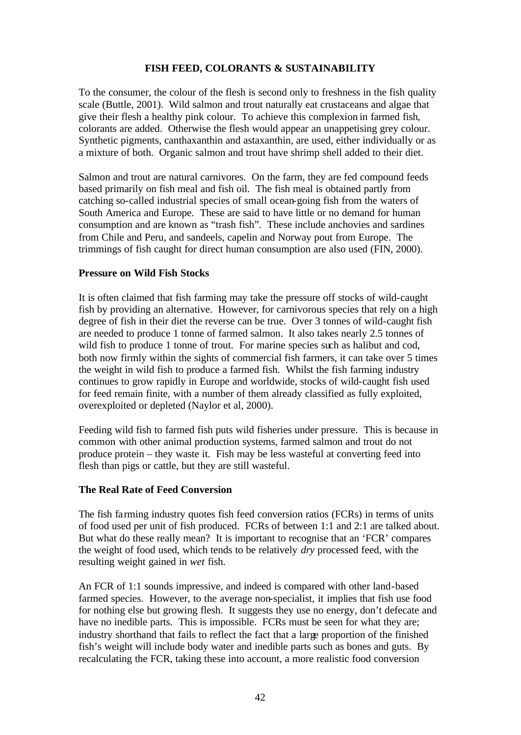## FISH FEED, COLORANTS & SUSTAINABILITY

To the consumer, the colour of the flesh is second only to freshness in the fish quality scale (Buttle, 2001). Wild salmon and trout naturally eat crustaceans and algae that give their flesh a healthy pink colour. To achieve this complexion in farmed fish, colorants are added. Otherwise the flesh would appear an unappetising grey colour. Synthetic pigments, canthaxanthin and astaxanthin, are used, either individually or as a mixture of both. Organic salmon and trout have shrimp shell added to their diet.

Salmon and trout are natural carnivores. On the farm, they are fed compound feeds based primarily on fish meal and fish oil. The fish meal is obtained partly from catching so-called industrial species of small ocean-going fish from the waters of South America and Europe. These are said to have little or no demand for human consumption and are known as "trash fish". These include anchovies and sardines from Chile and Peru, and sandeels, capelin and Norway pout from Europe. The trimmings of fish caught for direct human consumption are also used (FIN, 2000).

### Pressure on Wild Fish Stocks

It is often claimed that fish farming may take the pressure off stocks of wild-caught fish by providing an alternative. However, for carnivorous species that rely on a high degree of fish in their diet the reverse can be true. Over 3 tonnes of wild-caught fish are needed to produce 1 tonne of farmed salmon. It also takes nearly 2.5 tonnes of wild fish to produce 1 tonne of trout. For marine species such as halibut and cod, both now firmly within the sights of commercial fish farmers, it can take over 5 times the weight in wild fish to produce a farmed fish. Whilst the fish farming industry continues to grow rapidly in Europe and worldwide, stocks of wild-caught fish used for feed remain finite, with a number of them already classified as fully exploited, overexploited or depleted (Naylor et al, 2000).

Feeding wild fish to farmed fish puts wild fisheries under pressure. This is because in common with other animal production systems, farmed salmon and trout do not produce protein – they waste it. Fish may be less wasteful at converting feed into flesh than pigs or cattle, but they are still wasteful.

### The Real Rate of Feed Conversion

The fish farming industry quotes fish feed conversion ratios (FCRs) in terms of units of food used per unit of fish produced. FCRs of between 1:1 and 2:1 are talked about. But what do these really mean? It is important to recognise that an 'FCR' compares the weight of food used, which tends to be relatively *dry* processed feed, with the resulting weight gained in *wet* fish.

An FCR of 1:1 sounds impressive, and indeed is compared with other land-based farmed species. However, to the average non-specialist, it implies that fish use food for nothing else but growing flesh. It suggests they use no energy, don't defecate and have no inedible parts. This is impossible. FCRs must be seen for what they are; industry shorthand that fails to reflect the fact that a large proportion of the finished fish's weight will include body water and inedible parts such as bones and guts. By recalculating the FCR, taking these into account, a more realistic food conversion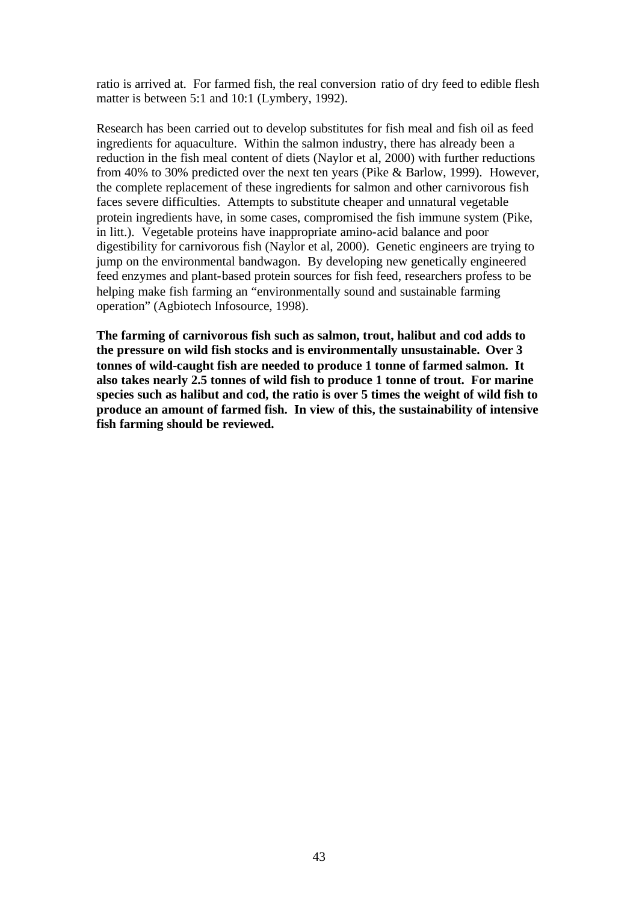ratio is arrived at. For farmed fish, the real conversion ratio of dry feed to edible flesh matter is between 5:1 and 10:1 (Lymbery, 1992).

Research has been carried out to develop substitutes for fish meal and fish oil as feed ingredients for aquaculture. Within the salmon industry, there has already been a reduction in the fish meal content of diets (Naylor et al, 2000) with further reductions from 40% to 30% predicted over the next ten years (Pike & Barlow, 1999). However, the complete replacement of these ingredients for salmon and other carnivorous fish faces severe difficulties. Attempts to substitute cheaper and unnatural vegetable protein ingredients have, in some cases, compromised the fish immune system (Pike, in litt.). Vegetable proteins have inappropriate amino-acid balance and poor digestibility for carnivorous fish (Naylor et al, 2000). Genetic engineers are trying to jump on the environmental bandwagon. By developing new genetically engineered feed enzymes and plant-based protein sources for fish feed, researchers profess to be helping make fish farming an "environmentally sound and sustainable farming operation" (Agbiotech Infosource, 1998).

**The farming of carnivorous fish such as salmon, trout, halibut and cod adds to the pressure on wild fish stocks and is environmentally unsustainable. Over 3 tonnes of wild-caught fish are needed to produce 1 tonne of farmed salmon. It also takes nearly 2.5 tonnes of wild fish to produce 1 tonne of trout. For marine species such as halibut and cod, the ratio is over 5 times the weight of wild fish to produce an amount of farmed fish. In view of this, the sustainability of intensive fish farming should be reviewed.**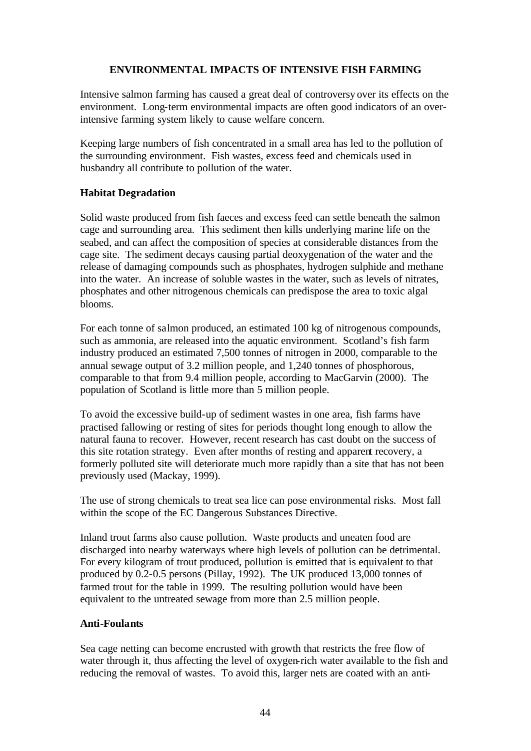## ENVIRONMENTAL IMPACTS OF INTENSIVE FISH FARMING

Intensive salmon farming has caused a great deal of controversy over its effects on the environment. Long-term environmental impacts are often good indicators of an over-intensive farming system likely to cause welfare concern.

Keeping large numbers of fish concentrated in a small area has led to the pollution of the surrounding environment. Fish wastes, excess feed and chemicals used in husbandry all contribute to pollution of the water.

### Habitat Degradation

Solid waste produced from fish faeces and excess feed can settle beneath the salmon cage and surrounding area. This sediment then kills underlying marine life on the seabed, and can affect the composition of species at considerable distances from the cage site. The sediment decays causing partial deoxygenation of the water and the release of damaging compounds such as phosphates, hydrogen sulphide and methane into the water. An increase of soluble wastes in the water, such as levels of nitrates, phosphates and other nitrogenous chemicals can predispose the area to toxic algal blooms.

For each tonne of salmon produced, an estimated 100 kg of nitrogenous compounds, such as ammonia, are released into the aquatic environment. Scotland's fish farm industry produced an estimated 7,500 tonnes of nitrogen in 2000, comparable to the annual sewage output of 3.2 million people, and 1,240 tonnes of phosphorous, comparable to that from 9.4 million people, according to MacGarvin (2000). The population of Scotland is little more than 5 million people.

To avoid the excessive build-up of sediment wastes in one area, fish farms have practised fallowing or resting of sites for periods thought long enough to allow the natural fauna to recover. However, recent research has cast doubt on the success of this site rotation strategy. Even after months of resting and apparent recovery, a formerly polluted site will deteriorate much more rapidly than a site that has not been previously used (Mackay, 1999).

The use of strong chemicals to treat sea lice can pose environmental risks. Most fall within the scope of the EC Dangerous Substances Directive.

Inland trout farms also cause pollution. Waste products and uneaten food are discharged into nearby waterways where high levels of pollution can be detrimental. For every kilogram of trout produced, pollution is emitted that is equivalent to that produced by 0.2-0.5 persons (Pillay, 1992). The UK produced 13,000 tonnes of farmed trout for the table in 1999. The resulting pollution would have been equivalent to the untreated sewage from more than 2.5 million people.

### Anti-Foulants

Sea cage netting can become encrusted with growth that restricts the free flow of water through it, thus affecting the level of oxygen-rich water available to the fish and reducing the removal of wastes. To avoid this, larger nets are coated with an anti-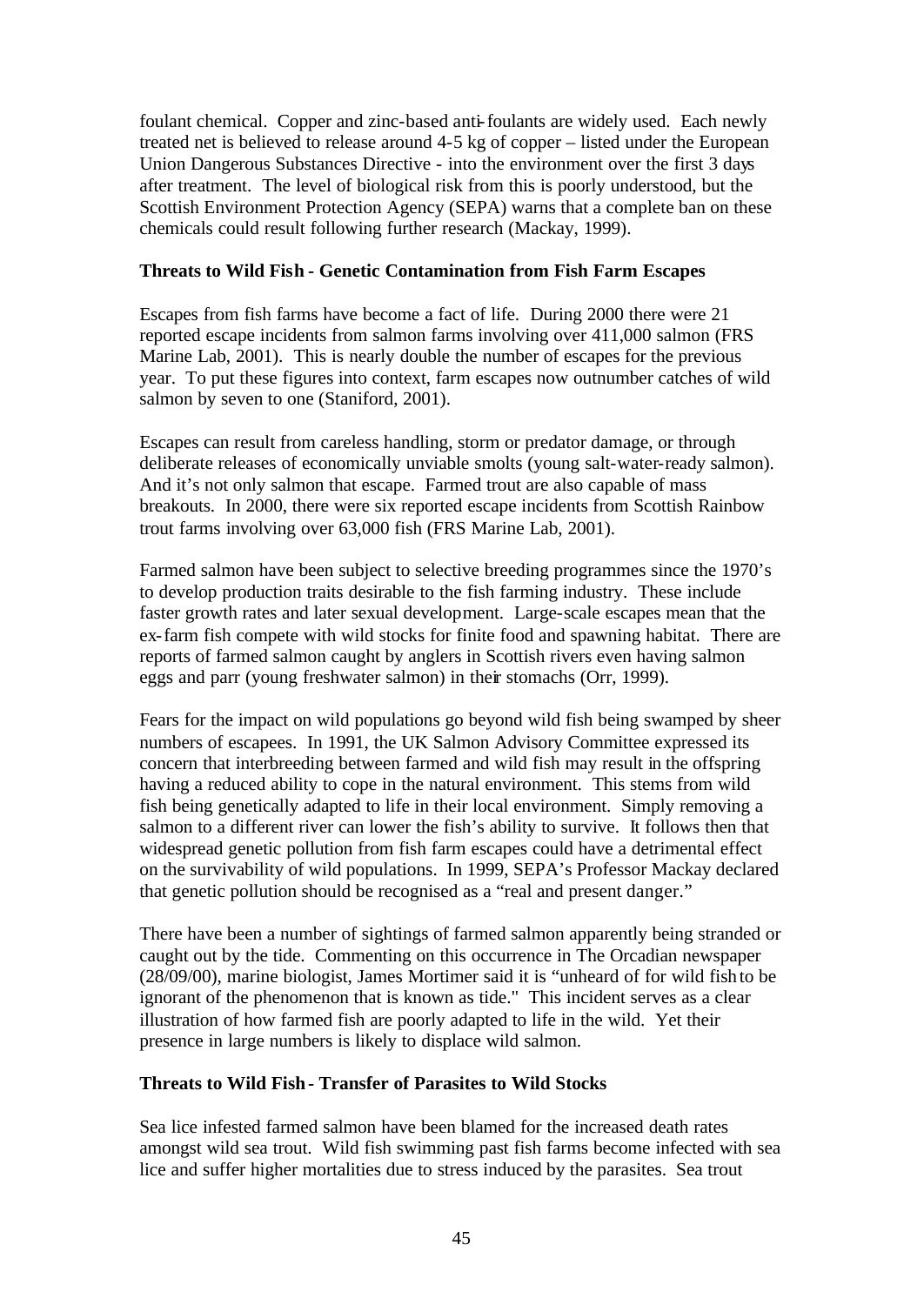foulant chemical. Copper and zinc-based anti-foulants are widely used. Each newly treated net is believed to release around 4-5 kg of copper – listed under the European Union Dangerous Substances Directive - into the environment over the first 3 days after treatment. The level of biological risk from this is poorly understood, but the Scottish Environment Protection Agency (SEPA) warns that a complete ban on these chemicals could result following further research (Mackay, 1999).

**Threats to Wild Fish - Genetic Contamination from Fish Farm Escapes**

Escapes from fish farms have become a fact of life. During 2000 there were 21 reported escape incidents from salmon farms involving over 411,000 salmon (FRS Marine Lab, 2001). This is nearly double the number of escapes for the previous year. To put these figures into context, farm escapes now outnumber catches of wild salmon by seven to one (Staniford, 2001).

Escapes can result from careless handling, storm or predator damage, or through deliberate releases of economically unviable smolts (young salt-water-ready salmon). And it's not only salmon that escape. Farmed trout are also capable of mass breakouts. In 2000, there were six reported escape incidents from Scottish Rainbow trout farms involving over 63,000 fish (FRS Marine Lab, 2001).

Farmed salmon have been subject to selective breeding programmes since the 1970's to develop production traits desirable to the fish farming industry. These include faster growth rates and later sexual development. Large-scale escapes mean that the ex-farm fish compete with wild stocks for finite food and spawning habitat. There are reports of farmed salmon caught by anglers in Scottish rivers even having salmon eggs and parr (young freshwater salmon) in their stomachs (Orr, 1999).

Fears for the impact on wild populations go beyond wild fish being swamped by sheer numbers of escapees. In 1991, the UK Salmon Advisory Committee expressed its concern that interbreeding between farmed and wild fish may result in the offspring having a reduced ability to cope in the natural environment. This stems from wild fish being genetically adapted to life in their local environment. Simply removing a salmon to a different river can lower the fish's ability to survive. It follows then that widespread genetic pollution from fish farm escapes could have a detrimental effect on the survivability of wild populations. In 1999, SEPA's Professor Mackay declared that genetic pollution should be recognised as a "real and present danger."

There have been a number of sightings of farmed salmon apparently being stranded or caught out by the tide. Commenting on this occurrence in The Orcadian newspaper (28/09/00), marine biologist, James Mortimer said it is "unheard of for wild fish to be ignorant of the phenomenon that is known as tide." This incident serves as a clear illustration of how farmed fish are poorly adapted to life in the wild. Yet their presence in large numbers is likely to displace wild salmon.

**Threats to Wild Fish - Transfer of Parasites to Wild Stocks**

Sea lice infested farmed salmon have been blamed for the increased death rates amongst wild sea trout. Wild fish swimming past fish farms become infected with sea lice and suffer higher mortalities due to stress induced by the parasites. Sea trout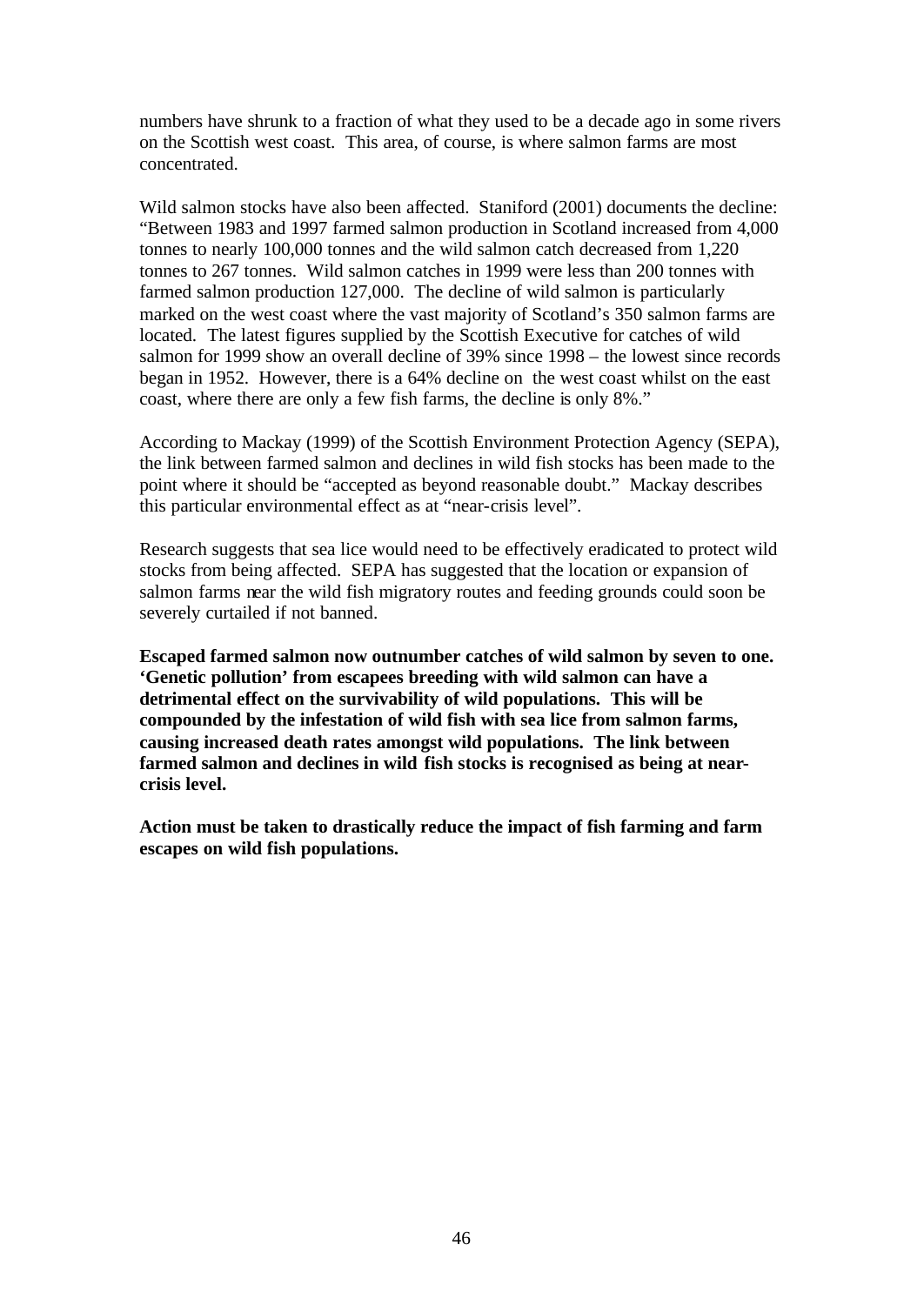numbers have shrunk to a fraction of what they used to be a decade ago in some rivers on the Scottish west coast. This area, of course, is where salmon farms are most concentrated.

Wild salmon stocks have also been affected. Staniford (2001) documents the decline: "Between 1983 and 1997 farmed salmon production in Scotland increased from 4,000 tonnes to nearly 100,000 tonnes and the wild salmon catch decreased from 1,220 tonnes to 267 tonnes. Wild salmon catches in 1999 were less than 200 tonnes with farmed salmon production 127,000. The decline of wild salmon is particularly marked on the west coast where the vast majority of Scotland's 350 salmon farms are located. The latest figures supplied by the Scottish Executive for catches of wild salmon for 1999 show an overall decline of 39% since 1998 – the lowest since records began in 1952. However, there is a 64% decline on the west coast whilst on the east coast, where there are only a few fish farms, the decline is only 8%."

According to Mackay (1999) of the Scottish Environment Protection Agency (SEPA), the link between farmed salmon and declines in wild fish stocks has been made to the point where it should be "accepted as beyond reasonable doubt." Mackay describes this particular environmental effect as at "near-crisis level".

Research suggests that sea lice would need to be effectively eradicated to protect wild stocks from being affected. SEPA has suggested that the location or expansion of salmon farms near the wild fish migratory routes and feeding grounds could soon be severely curtailed if not banned.

**Escaped farmed salmon now outnumber catches of wild salmon by seven to one. 'Genetic pollution' from escapees breeding with wild salmon can have a detrimental effect on the survivability of wild populations. This will be compounded by the infestation of wild fish with sea lice from salmon farms, causing increased death rates amongst wild populations. The link between farmed salmon and declines in wild fish stocks is recognised as being at near-crisis level.**

**Action must be taken to drastically reduce the impact of fish farming and farm escapes on wild fish populations.**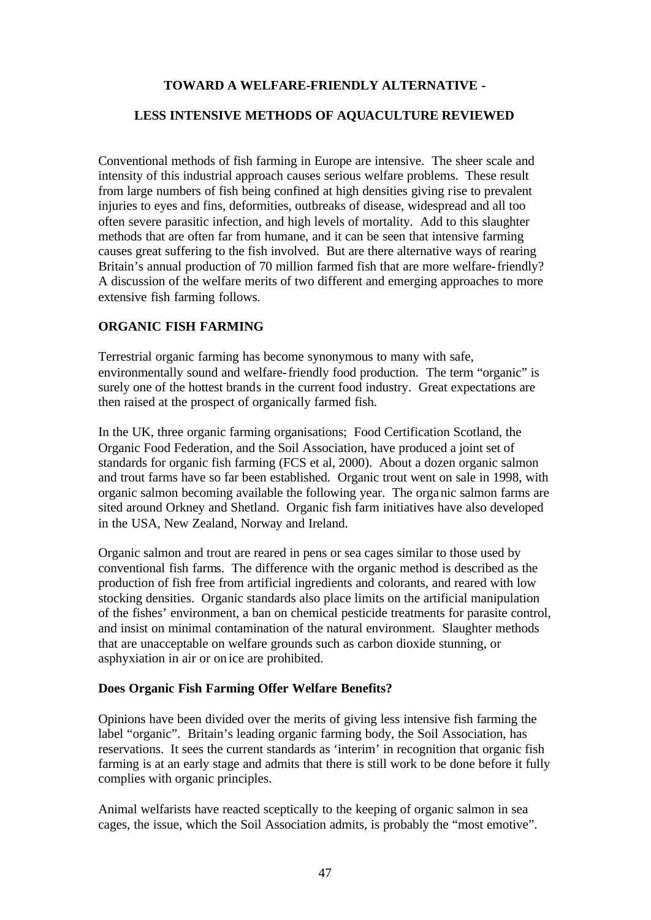## TOWARD A WELFARE-FRIENDLY ALTERNATIVE -

## LESS INTENSIVE METHODS OF AQUACULTURE REVIEWED

Conventional methods of fish farming in Europe are intensive. The sheer scale and intensity of this industrial approach causes serious welfare problems. These result from large numbers of fish being confined at high densities giving rise to prevalent injuries to eyes and fins, deformities, outbreaks of disease, widespread and all too often severe parasitic infection, and high levels of mortality. Add to this slaughter methods that are often far from humane, and it can be seen that intensive farming causes great suffering to the fish involved. But are there alternative ways of rearing Britain's annual production of 70 million farmed fish that are more welfare-friendly? A discussion of the welfare merits of two different and emerging approaches to more extensive fish farming follows.

### ORGANIC FISH FARMING

Terrestrial organic farming has become synonymous to many with safe, environmentally sound and welfare-friendly food production. The term "organic" is surely one of the hottest brands in the current food industry. Great expectations are then raised at the prospect of organically farmed fish.

In the UK, three organic farming organisations; Food Certification Scotland, the Organic Food Federation, and the Soil Association, have produced a joint set of standards for organic fish farming (FCS et al, 2000). About a dozen organic salmon and trout farms have so far been established. Organic trout went on sale in 1998, with organic salmon becoming available the following year. The organic salmon farms are sited around Orkney and Shetland. Organic fish farm initiatives have also developed in the USA, New Zealand, Norway and Ireland.

Organic salmon and trout are reared in pens or sea cages similar to those used by conventional fish farms. The difference with the organic method is described as the production of fish free from artificial ingredients and colorants, and reared with low stocking densities. Organic standards also place limits on the artificial manipulation of the fishes' environment, a ban on chemical pesticide treatments for parasite control, and insist on minimal contamination of the natural environment. Slaughter methods that are unacceptable on welfare grounds such as carbon dioxide stunning, or asphyxiation in air or on ice are prohibited.

#### Does Organic Fish Farming Offer Welfare Benefits?

Opinions have been divided over the merits of giving less intensive fish farming the label "organic". Britain's leading organic farming body, the Soil Association, has reservations. It sees the current standards as 'interim' in recognition that organic fish farming is at an early stage and admits that there is still work to be done before it fully complies with organic principles.

Animal welfarists have reacted sceptically to the keeping of organic salmon in sea cages, the issue, which the Soil Association admits, is probably the "most emotive".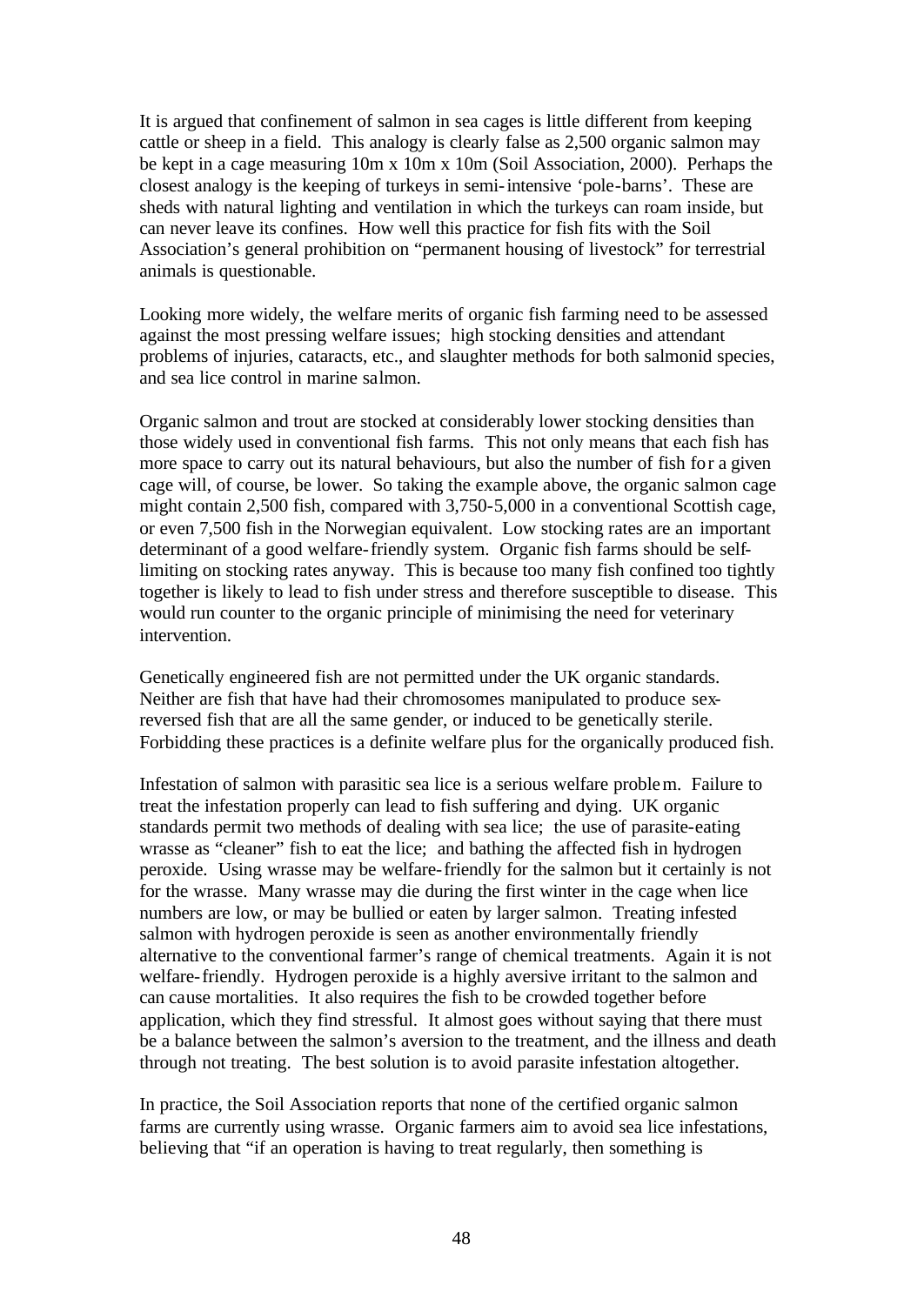It is argued that confinement of salmon in sea cages is little different from keeping cattle or sheep in a field. This analogy is clearly false as 2,500 organic salmon may be kept in a cage measuring 10m x 10m x 10m (Soil Association, 2000). Perhaps the closest analogy is the keeping of turkeys in semi-intensive 'pole-barns'. These are sheds with natural lighting and ventilation in which the turkeys can roam inside, but can never leave its confines. How well this practice for fish fits with the Soil Association's general prohibition on "permanent housing of livestock" for terrestrial animals is questionable.

Looking more widely, the welfare merits of organic fish farming need to be assessed against the most pressing welfare issues; high stocking densities and attendant problems of injuries, cataracts, etc., and slaughter methods for both salmonid species, and sea lice control in marine salmon.

Organic salmon and trout are stocked at considerably lower stocking densities than those widely used in conventional fish farms. This not only means that each fish has more space to carry out its natural behaviours, but also the number of fish for a given cage will, of course, be lower. So taking the example above, the organic salmon cage might contain 2,500 fish, compared with 3,750-5,000 in a conventional Scottish cage, or even 7,500 fish in the Norwegian equivalent. Low stocking rates are an important determinant of a good welfare-friendly system. Organic fish farms should be self-limiting on stocking rates anyway. This is because too many fish confined too tightly together is likely to lead to fish under stress and therefore susceptible to disease. This would run counter to the organic principle of minimising the need for veterinary intervention.

Genetically engineered fish are not permitted under the UK organic standards. Neither are fish that have had their chromosomes manipulated to produce sex-reversed fish that are all the same gender, or induced to be genetically sterile. Forbidding these practices is a definite welfare plus for the organically produced fish.

Infestation of salmon with parasitic sea lice is a serious welfare problem. Failure to treat the infestation properly can lead to fish suffering and dying. UK organic standards permit two methods of dealing with sea lice; the use of parasite-eating wrasse as "cleaner" fish to eat the lice; and bathing the affected fish in hydrogen peroxide. Using wrasse may be welfare-friendly for the salmon but it certainly is not for the wrasse. Many wrasse may die during the first winter in the cage when lice numbers are low, or may be bullied or eaten by larger salmon. Treating infested salmon with hydrogen peroxide is seen as another environmentally friendly alternative to the conventional farmer's range of chemical treatments. Again it is not welfare-friendly. Hydrogen peroxide is a highly aversive irritant to the salmon and can cause mortalities. It also requires the fish to be crowded together before application, which they find stressful. It almost goes without saying that there must be a balance between the salmon's aversion to the treatment, and the illness and death through not treating. The best solution is to avoid parasite infestation altogether.

In practice, the Soil Association reports that none of the certified organic salmon farms are currently using wrasse. Organic farmers aim to avoid sea lice infestations, believing that "if an operation is having to treat regularly, then something is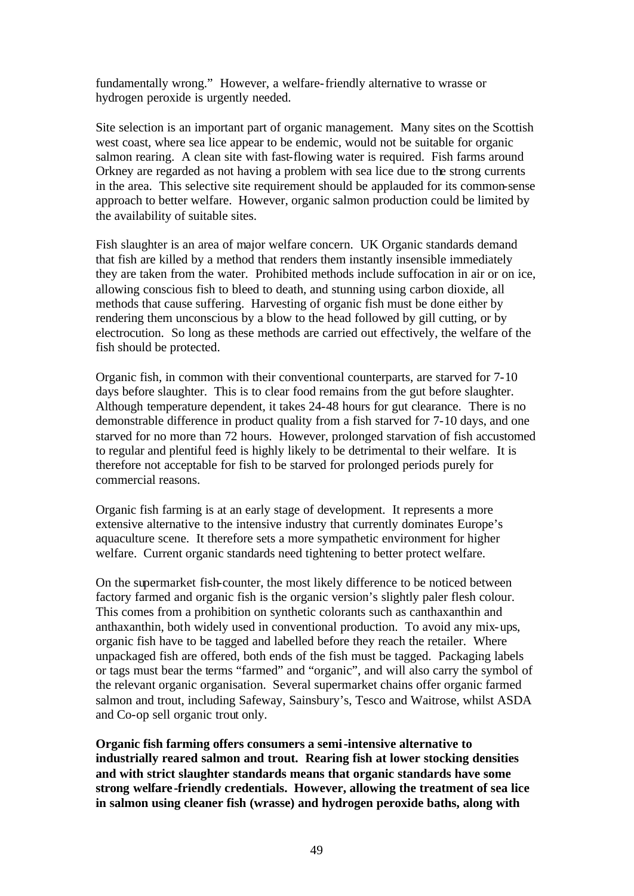fundamentally wrong." However, a welfare-friendly alternative to wrasse or hydrogen peroxide is urgently needed.

Site selection is an important part of organic management. Many sites on the Scottish west coast, where sea lice appear to be endemic, would not be suitable for organic salmon rearing. A clean site with fast-flowing water is required. Fish farms around Orkney are regarded as not having a problem with sea lice due to the strong currents in the area. This selective site requirement should be applauded for its common-sense approach to better welfare. However, organic salmon production could be limited by the availability of suitable sites.

Fish slaughter is an area of major welfare concern. UK Organic standards demand that fish are killed by a method that renders them instantly insensible immediately they are taken from the water. Prohibited methods include suffocation in air or on ice, allowing conscious fish to bleed to death, and stunning using carbon dioxide, all methods that cause suffering. Harvesting of organic fish must be done either by rendering them unconscious by a blow to the head followed by gill cutting, or by electrocution. So long as these methods are carried out effectively, the welfare of the fish should be protected.

Organic fish, in common with their conventional counterparts, are starved for 7-10 days before slaughter. This is to clear food remains from the gut before slaughter. Although temperature dependent, it takes 24-48 hours for gut clearance. There is no demonstrable difference in product quality from a fish starved for 7-10 days, and one starved for no more than 72 hours. However, prolonged starvation of fish accustomed to regular and plentiful feed is highly likely to be detrimental to their welfare. It is therefore not acceptable for fish to be starved for prolonged periods purely for commercial reasons.

Organic fish farming is at an early stage of development. It represents a more extensive alternative to the intensive industry that currently dominates Europe's aquaculture scene. It therefore sets a more sympathetic environment for higher welfare. Current organic standards need tightening to better protect welfare.

On the supermarket fish-counter, the most likely difference to be noticed between factory farmed and organic fish is the organic version's slightly paler flesh colour. This comes from a prohibition on synthetic colorants such as canthaxanthin and anthaxanthin, both widely used in conventional production. To avoid any mix-ups, organic fish have to be tagged and labelled before they reach the retailer. Where unpackaged fish are offered, both ends of the fish must be tagged. Packaging labels or tags must bear the terms "farmed" and "organic", and will also carry the symbol of the relevant organic organisation. Several supermarket chains offer organic farmed salmon and trout, including Safeway, Sainsbury's, Tesco and Waitrose, whilst ASDA and Co-op sell organic trout only.

**Organic fish farming offers consumers a semi-intensive alternative to industrially reared salmon and trout. Rearing fish at lower stocking densities and with strict slaughter standards means that organic standards have some strong welfare-friendly credentials. However, allowing the treatment of sea lice in salmon using cleaner fish (wrasse) and hydrogen peroxide baths, along with**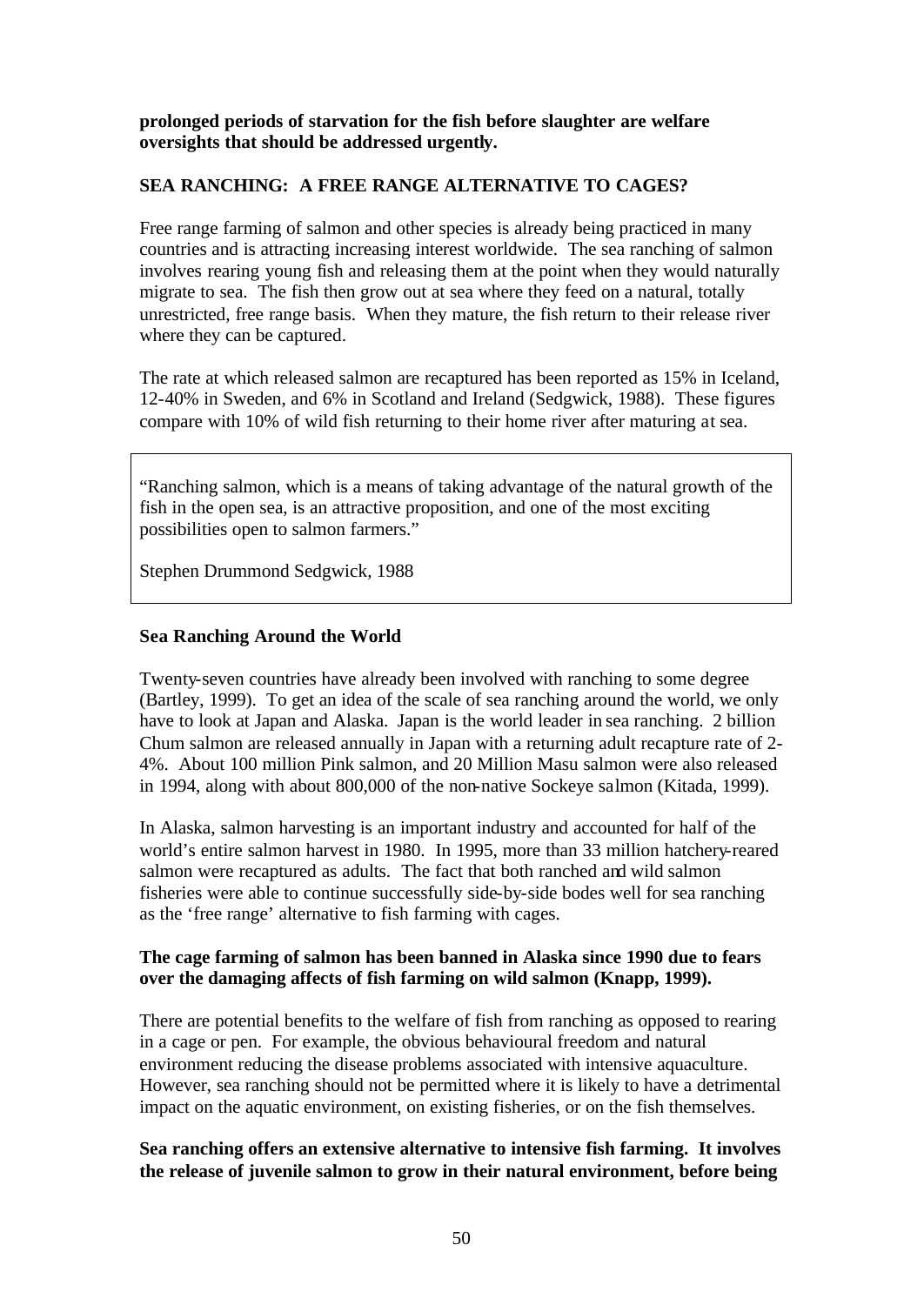**prolonged periods of starvation for the fish before slaughter are welfare oversights that should be addressed urgently.**

## SEA RANCHING: A FREE RANGE ALTERNATIVE TO CAGES?

Free range farming of salmon and other species is already being practiced in many countries and is attracting increasing interest worldwide. The sea ranching of salmon involves rearing young fish and releasing them at the point when they would naturally migrate to sea. The fish then grow out at sea where they feed on a natural, totally unrestricted, free range basis. When they mature, the fish return to their release river where they can be captured.

The rate at which released salmon are recaptured has been reported as 15% in Iceland, 12-40% in Sweden, and 6% in Scotland and Ireland (Sedgwick, 1988). These figures compare with 10% of wild fish returning to their home river after maturing at sea.

> "Ranching salmon, which is a means of taking advantage of the natural growth of the fish in the open sea, is an attractive proposition, and one of the most exciting possibilities open to salmon farmers."
>
> Stephen Drummond Sedgwick, 1988

### Sea Ranching Around the World

Twenty-seven countries have already been involved with ranching to some degree (Bartley, 1999). To get an idea of the scale of sea ranching around the world, we only have to look at Japan and Alaska. Japan is the world leader in sea ranching. 2 billion Chum salmon are released annually in Japan with a returning adult recapture rate of 2-4%. About 100 million Pink salmon, and 20 Million Masu salmon were also released in 1994, along with about 800,000 of the non-native Sockeye salmon (Kitada, 1999).

In Alaska, salmon harvesting is an important industry and accounted for half of the world's entire salmon harvest in 1980. In 1995, more than 33 million hatchery-reared salmon were recaptured as adults. The fact that both ranched and wild salmon fisheries were able to continue successfully side-by-side bodes well for sea ranching as the 'free range' alternative to fish farming with cages.

**The cage farming of salmon has been banned in Alaska since 1990 due to fears over the damaging affects of fish farming on wild salmon (Knapp, 1999).**

There are potential benefits to the welfare of fish from ranching as opposed to rearing in a cage or pen. For example, the obvious behavioural freedom and natural environment reducing the disease problems associated with intensive aquaculture. However, sea ranching should not be permitted where it is likely to have a detrimental impact on the aquatic environment, on existing fisheries, or on the fish themselves.

**Sea ranching offers an extensive alternative to intensive fish farming. It involves the release of juvenile salmon to grow in their natural environment, before being**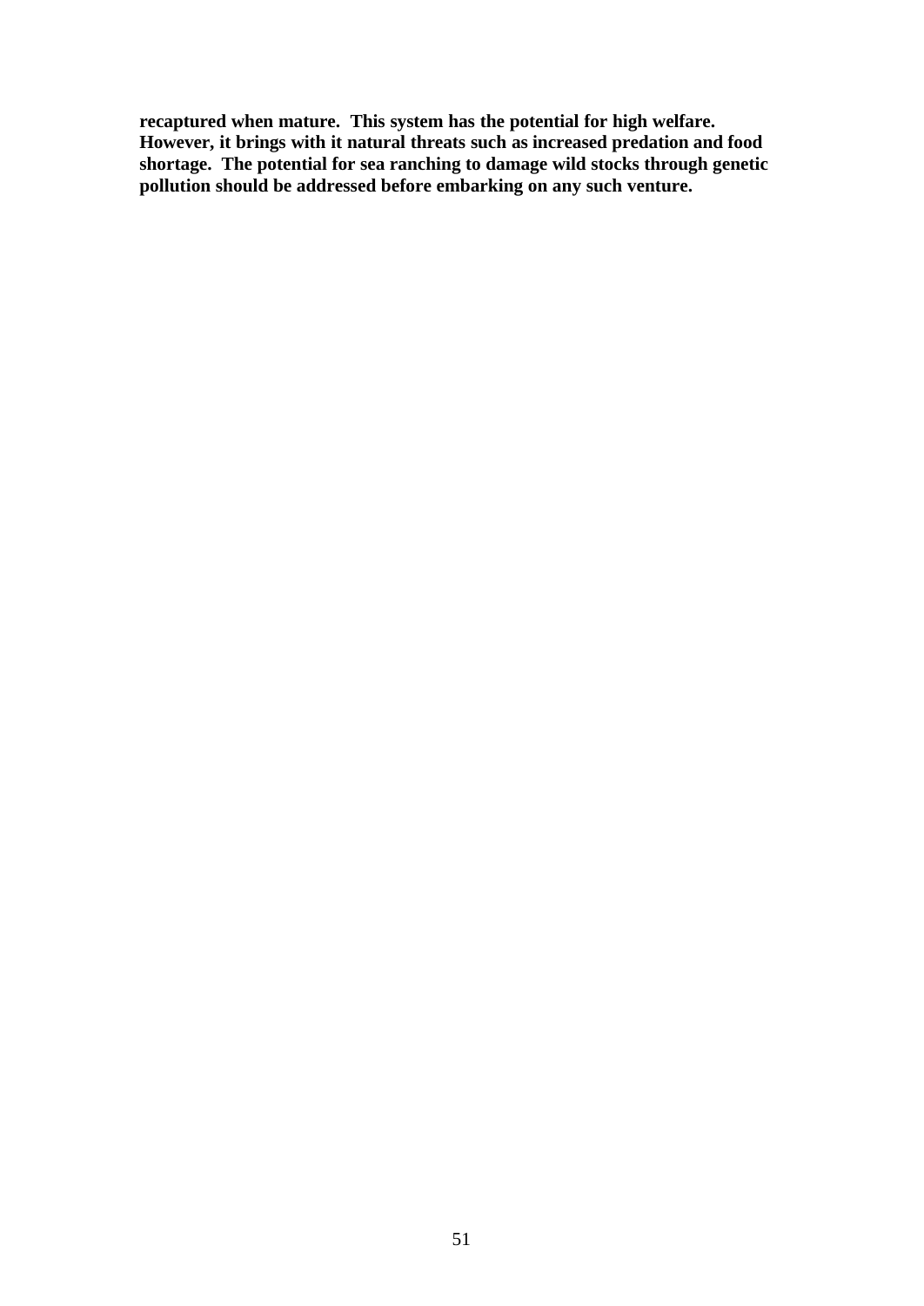**recaptured when mature. This system has the potential for high welfare. However, it brings with it natural threats such as increased predation and food shortage. The potential for sea ranching to damage wild stocks through genetic pollution should be addressed before embarking on any such venture.**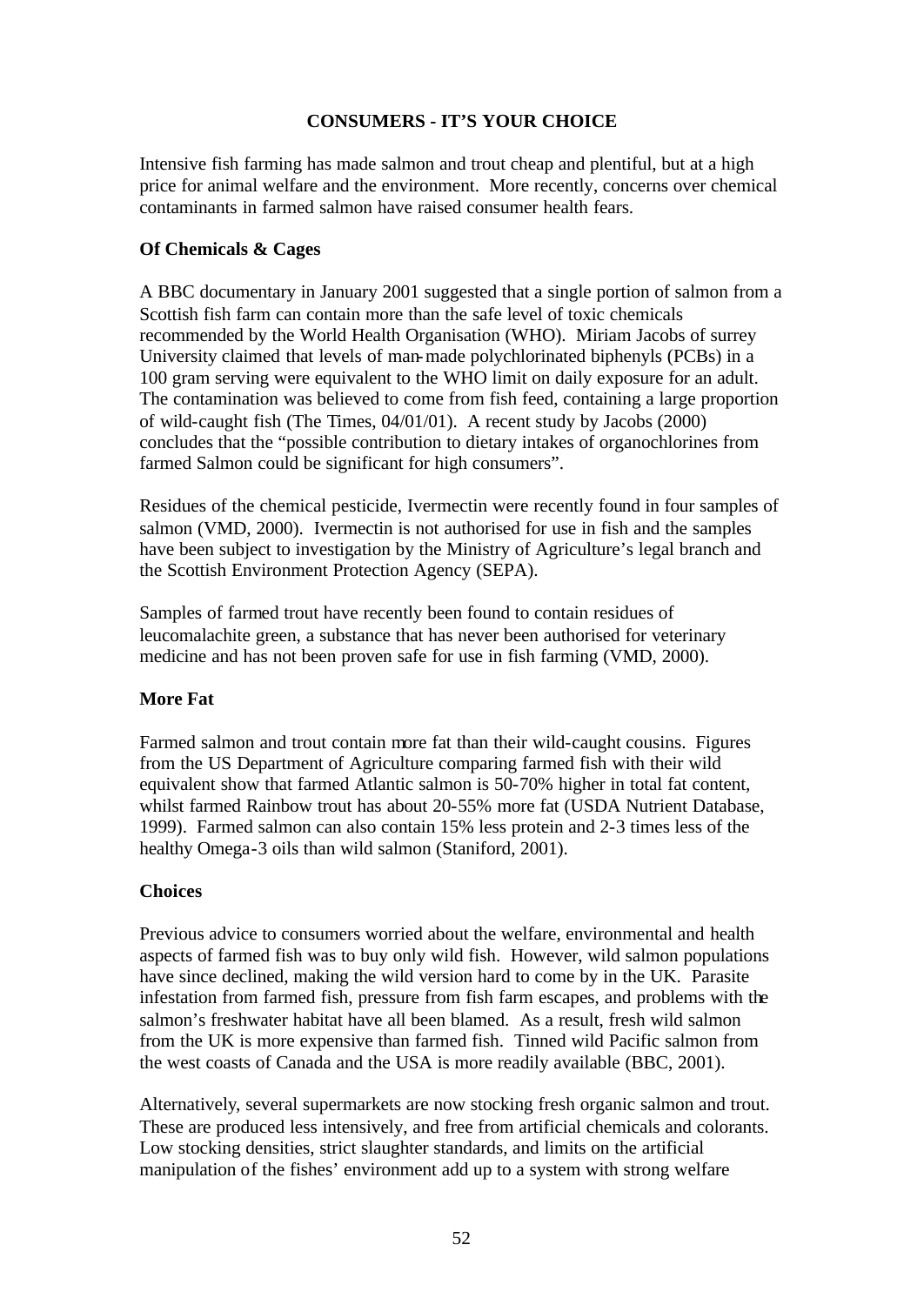## CONSUMERS - IT'S YOUR CHOICE

Intensive fish farming has made salmon and trout cheap and plentiful, but at a high price for animal welfare and the environment. More recently, concerns over chemical contaminants in farmed salmon have raised consumer health fears.

### Of Chemicals & Cages

A BBC documentary in January 2001 suggested that a single portion of salmon from a Scottish fish farm can contain more than the safe level of toxic chemicals recommended by the World Health Organisation (WHO). Miriam Jacobs of surrey University claimed that levels of man-made polychlorinated biphenyls (PCBs) in a 100 gram serving were equivalent to the WHO limit on daily exposure for an adult. The contamination was believed to come from fish feed, containing a large proportion of wild-caught fish (The Times, 04/01/01). A recent study by Jacobs (2000) concludes that the "possible contribution to dietary intakes of organochlorines from farmed Salmon could be significant for high consumers".

Residues of the chemical pesticide, Ivermectin were recently found in four samples of salmon (VMD, 2000). Ivermectin is not authorised for use in fish and the samples have been subject to investigation by the Ministry of Agriculture's legal branch and the Scottish Environment Protection Agency (SEPA).

Samples of farmed trout have recently been found to contain residues of leucomalachite green, a substance that has never been authorised for veterinary medicine and has not been proven safe for use in fish farming (VMD, 2000).

### More Fat

Farmed salmon and trout contain more fat than their wild-caught cousins. Figures from the US Department of Agriculture comparing farmed fish with their wild equivalent show that farmed Atlantic salmon is 50-70% higher in total fat content, whilst farmed Rainbow trout has about 20-55% more fat (USDA Nutrient Database, 1999). Farmed salmon can also contain 15% less protein and 2-3 times less of the healthy Omega-3 oils than wild salmon (Staniford, 2001).

### Choices

Previous advice to consumers worried about the welfare, environmental and health aspects of farmed fish was to buy only wild fish. However, wild salmon populations have since declined, making the wild version hard to come by in the UK. Parasite infestation from farmed fish, pressure from fish farm escapes, and problems with the salmon's freshwater habitat have all been blamed. As a result, fresh wild salmon from the UK is more expensive than farmed fish. Tinned wild Pacific salmon from the west coasts of Canada and the USA is more readily available (BBC, 2001).

Alternatively, several supermarkets are now stocking fresh organic salmon and trout. These are produced less intensively, and free from artificial chemicals and colorants. Low stocking densities, strict slaughter standards, and limits on the artificial manipulation of the fishes' environment add up to a system with strong welfare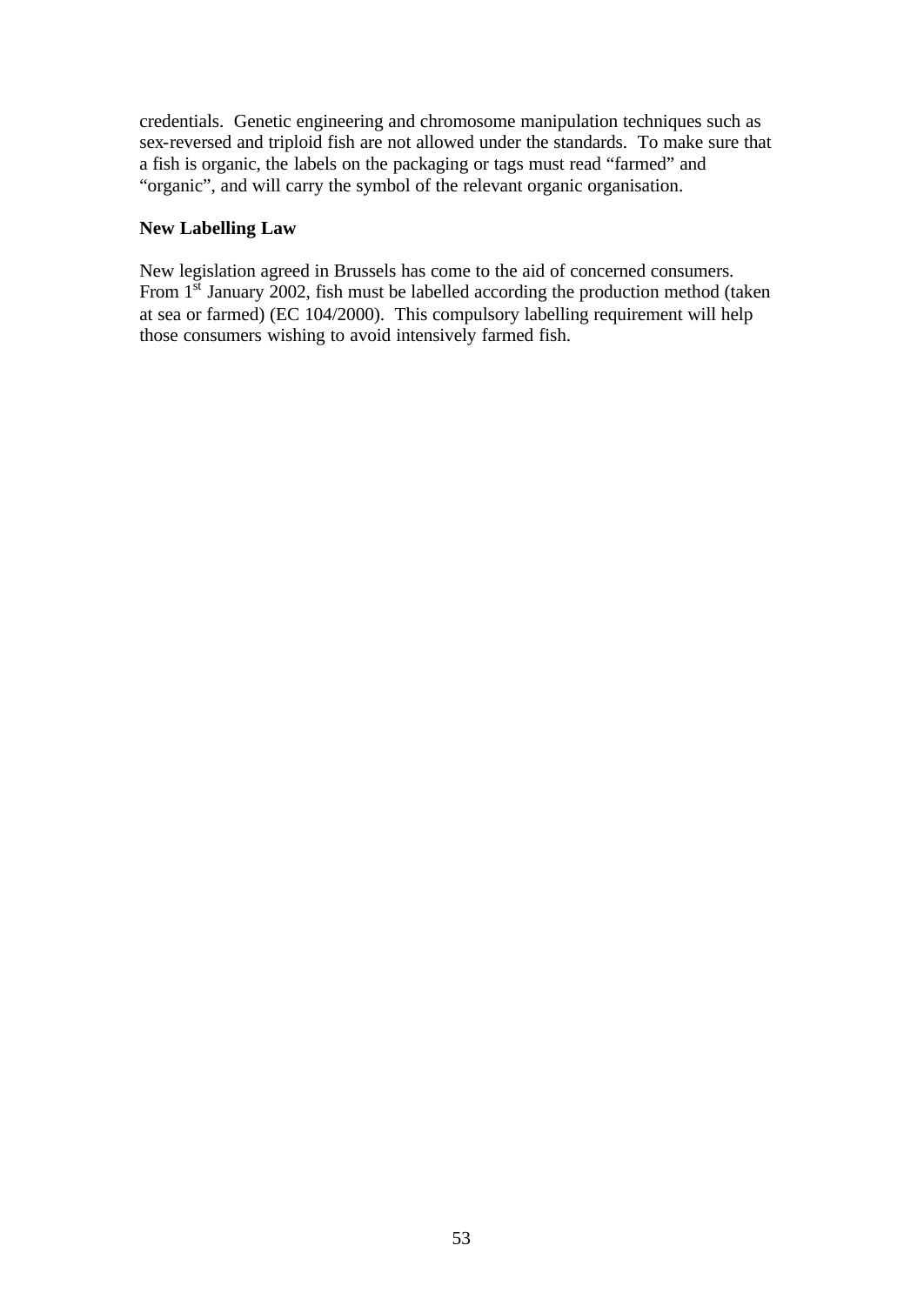credentials. Genetic engineering and chromosome manipulation techniques such as sex-reversed and triploid fish are not allowed under the standards. To make sure that a fish is organic, the labels on the packaging or tags must read "farmed" and "organic", and will carry the symbol of the relevant organic organisation.

**New Labelling Law**

New legislation agreed in Brussels has come to the aid of concerned consumers. From 1st January 2002, fish must be labelled according the production method (taken at sea or farmed) (EC 104/2000). This compulsory labelling requirement will help those consumers wishing to avoid intensively farmed fish.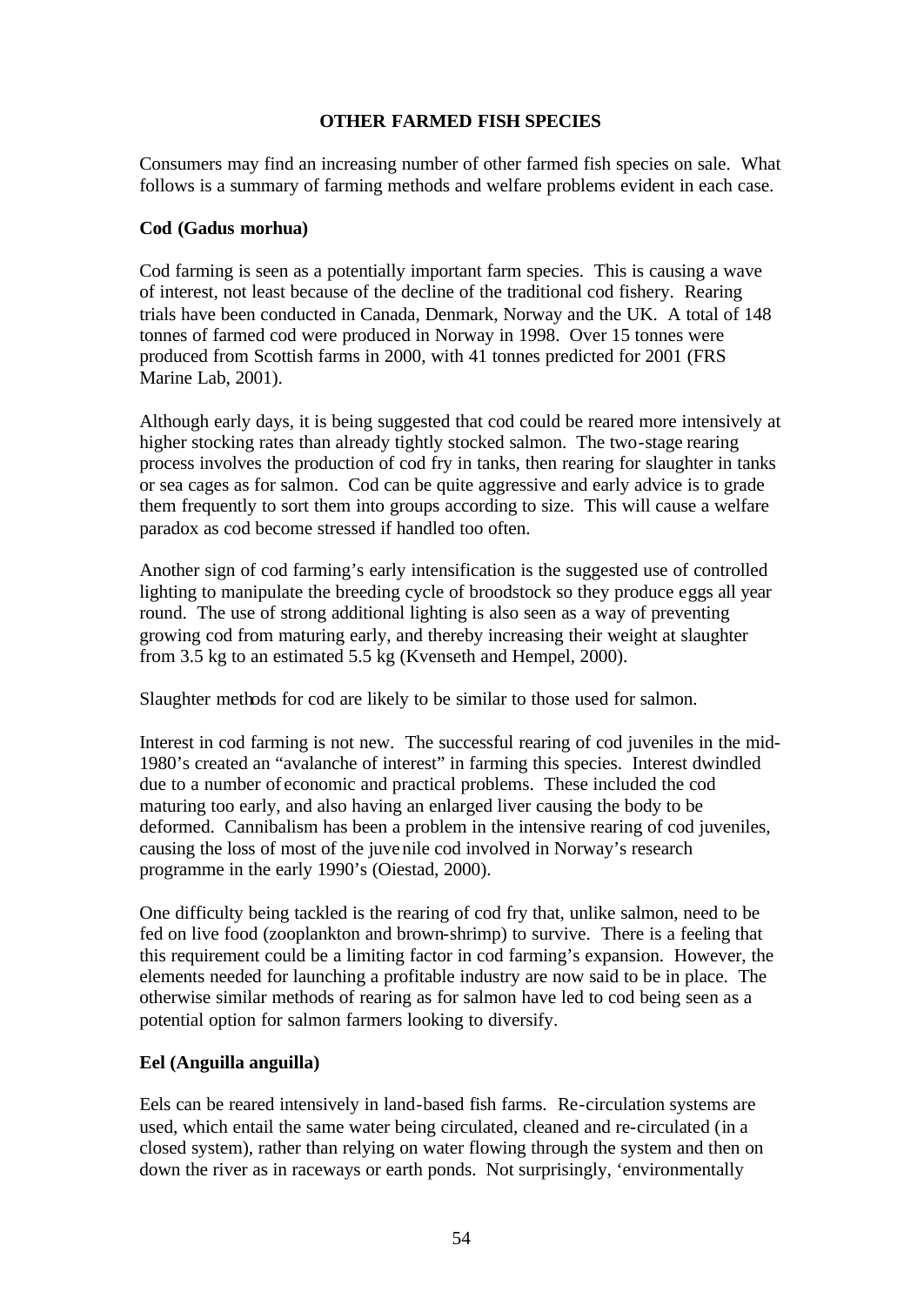## OTHER FARMED FISH SPECIES

Consumers may find an increasing number of other farmed fish species on sale. What follows is a summary of farming methods and welfare problems evident in each case.

### Cod (Gadus morhua)

Cod farming is seen as a potentially important farm species. This is causing a wave of interest, not least because of the decline of the traditional cod fishery. Rearing trials have been conducted in Canada, Denmark, Norway and the UK. A total of 148 tonnes of farmed cod were produced in Norway in 1998. Over 15 tonnes were produced from Scottish farms in 2000, with 41 tonnes predicted for 2001 (FRS Marine Lab, 2001).

Although early days, it is being suggested that cod could be reared more intensively at higher stocking rates than already tightly stocked salmon. The two-stage rearing process involves the production of cod fry in tanks, then rearing for slaughter in tanks or sea cages as for salmon. Cod can be quite aggressive and early advice is to grade them frequently to sort them into groups according to size. This will cause a welfare paradox as cod become stressed if handled too often.

Another sign of cod farming's early intensification is the suggested use of controlled lighting to manipulate the breeding cycle of broodstock so they produce eggs all year round. The use of strong additional lighting is also seen as a way of preventing growing cod from maturing early, and thereby increasing their weight at slaughter from 3.5 kg to an estimated 5.5 kg (Kvenseth and Hempel, 2000).

Slaughter methods for cod are likely to be similar to those used for salmon.

Interest in cod farming is not new. The successful rearing of cod juveniles in the mid-1980's created an "avalanche of interest" in farming this species. Interest dwindled due to a number of economic and practical problems. These included the cod maturing too early, and also having an enlarged liver causing the body to be deformed. Cannibalism has been a problem in the intensive rearing of cod juveniles, causing the loss of most of the juvenile cod involved in Norway's research programme in the early 1990's (Oiestad, 2000).

One difficulty being tackled is the rearing of cod fry that, unlike salmon, need to be fed on live food (zooplankton and brown-shrimp) to survive. There is a feeling that this requirement could be a limiting factor in cod farming's expansion. However, the elements needed for launching a profitable industry are now said to be in place. The otherwise similar methods of rearing as for salmon have led to cod being seen as a potential option for salmon farmers looking to diversify.

### Eel (Anguilla anguilla)

Eels can be reared intensively in land-based fish farms. Re-circulation systems are used, which entail the same water being circulated, cleaned and re-circulated (in a closed system), rather than relying on water flowing through the system and then on down the river as in raceways or earth ponds. Not surprisingly, 'environmentally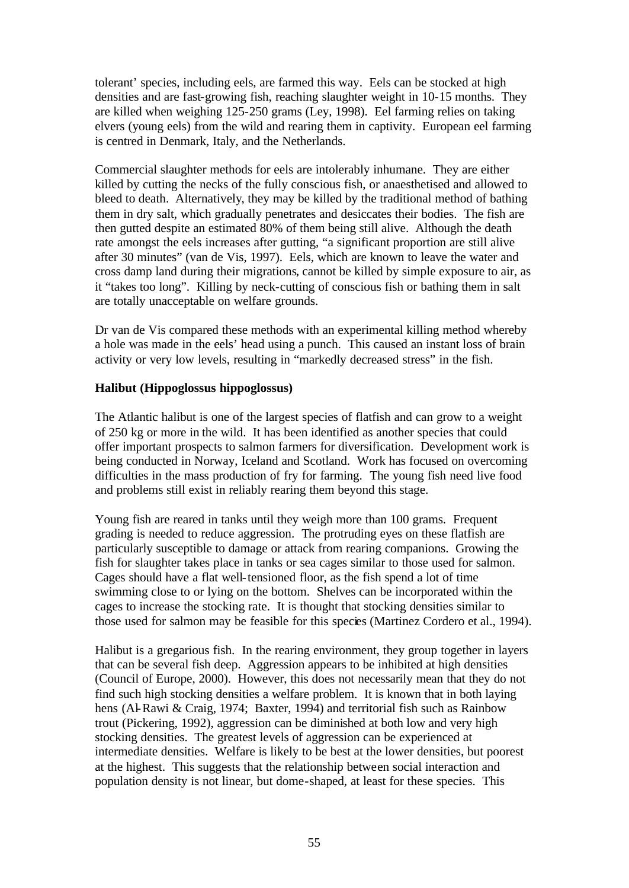tolerant' species, including eels, are farmed this way. Eels can be stocked at high densities and are fast-growing fish, reaching slaughter weight in 10-15 months. They are killed when weighing 125-250 grams (Ley, 1998). Eel farming relies on taking elvers (young eels) from the wild and rearing them in captivity. European eel farming is centred in Denmark, Italy, and the Netherlands.

Commercial slaughter methods for eels are intolerably inhumane. They are either killed by cutting the necks of the fully conscious fish, or anaesthetised and allowed to bleed to death. Alternatively, they may be killed by the traditional method of bathing them in dry salt, which gradually penetrates and desiccates their bodies. The fish are then gutted despite an estimated 80% of them being still alive. Although the death rate amongst the eels increases after gutting, "a significant proportion are still alive after 30 minutes" (van de Vis, 1997). Eels, which are known to leave the water and cross damp land during their migrations, cannot be killed by simple exposure to air, as it "takes too long". Killing by neck-cutting of conscious fish or bathing them in salt are totally unacceptable on welfare grounds.

Dr van de Vis compared these methods with an experimental killing method whereby a hole was made in the eels' head using a punch. This caused an instant loss of brain activity or very low levels, resulting in "markedly decreased stress" in the fish.

**Halibut (Hippoglossus hippoglossus)**

The Atlantic halibut is one of the largest species of flatfish and can grow to a weight of 250 kg or more in the wild. It has been identified as another species that could offer important prospects to salmon farmers for diversification. Development work is being conducted in Norway, Iceland and Scotland. Work has focused on overcoming difficulties in the mass production of fry for farming. The young fish need live food and problems still exist in reliably rearing them beyond this stage.

Young fish are reared in tanks until they weigh more than 100 grams. Frequent grading is needed to reduce aggression. The protruding eyes on these flatfish are particularly susceptible to damage or attack from rearing companions. Growing the fish for slaughter takes place in tanks or sea cages similar to those used for salmon. Cages should have a flat well-tensioned floor, as the fish spend a lot of time swimming close to or lying on the bottom. Shelves can be incorporated within the cages to increase the stocking rate. It is thought that stocking densities similar to those used for salmon may be feasible for this species (Martinez Cordero et al., 1994).

Halibut is a gregarious fish. In the rearing environment, they group together in layers that can be several fish deep. Aggression appears to be inhibited at high densities (Council of Europe, 2000). However, this does not necessarily mean that they do not find such high stocking densities a welfare problem. It is known that in both laying hens (Al-Rawi & Craig, 1974; Baxter, 1994) and territorial fish such as Rainbow trout (Pickering, 1992), aggression can be diminished at both low and very high stocking densities. The greatest levels of aggression can be experienced at intermediate densities. Welfare is likely to be best at the lower densities, but poorest at the highest. This suggests that the relationship between social interaction and population density is not linear, but dome-shaped, at least for these species. This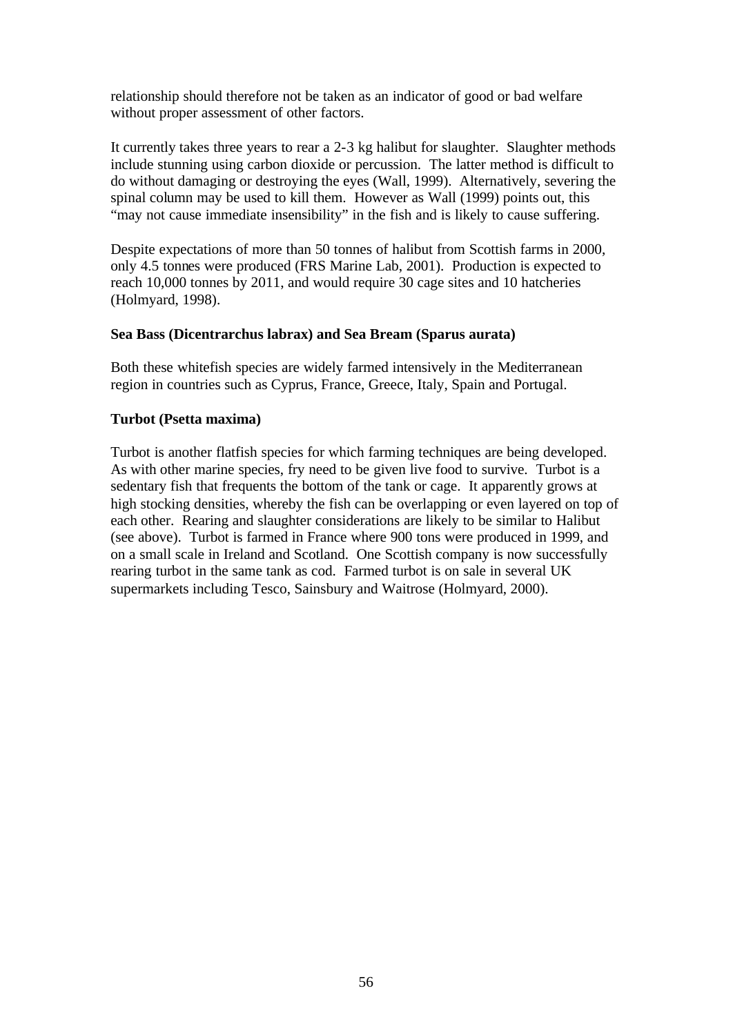relationship should therefore not be taken as an indicator of good or bad welfare without proper assessment of other factors.

It currently takes three years to rear a 2-3 kg halibut for slaughter. Slaughter methods include stunning using carbon dioxide or percussion. The latter method is difficult to do without damaging or destroying the eyes (Wall, 1999). Alternatively, severing the spinal column may be used to kill them. However as Wall (1999) points out, this "may not cause immediate insensibility" in the fish and is likely to cause suffering.

Despite expectations of more than 50 tonnes of halibut from Scottish farms in 2000, only 4.5 tonnes were produced (FRS Marine Lab, 2001). Production is expected to reach 10,000 tonnes by 2011, and would require 30 cage sites and 10 hatcheries (Holmyard, 1998).

**Sea Bass (Dicentrarchus labrax) and Sea Bream (Sparus aurata)**

Both these whitefish species are widely farmed intensively in the Mediterranean region in countries such as Cyprus, France, Greece, Italy, Spain and Portugal.

**Turbot (Psetta maxima)**

Turbot is another flatfish species for which farming techniques are being developed. As with other marine species, fry need to be given live food to survive. Turbot is a sedentary fish that frequents the bottom of the tank or cage. It apparently grows at high stocking densities, whereby the fish can be overlapping or even layered on top of each other. Rearing and slaughter considerations are likely to be similar to Halibut (see above). Turbot is farmed in France where 900 tons were produced in 1999, and on a small scale in Ireland and Scotland. One Scottish company is now successfully rearing turbot in the same tank as cod. Farmed turbot is on sale in several UK supermarkets including Tesco, Sainsbury and Waitrose (Holmyard, 2000).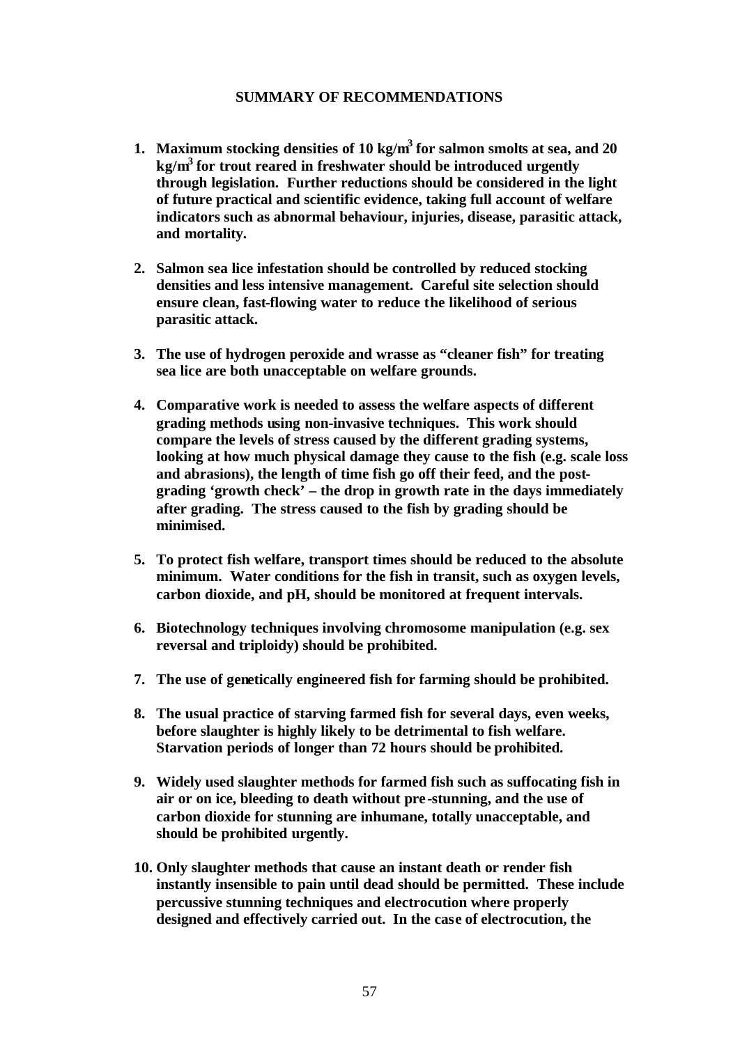## SUMMARY OF RECOMMENDATIONS

1. **Maximum stocking densities of 10 $kg/m^3$ for salmon smolts at sea, and 20 $kg/m^3$ for trout reared in freshwater should be introduced urgently through legislation. Further reductions should be considered in the light of future practical and scientific evidence, taking full account of welfare indicators such as abnormal behaviour, injuries, disease, parasitic attack, and mortality.**

2. **Salmon sea lice infestation should be controlled by reduced stocking densities and less intensive management. Careful site selection should ensure clean, fast-flowing water to reduce the likelihood of serious parasitic attack.**

3. **The use of hydrogen peroxide and wrasse as "cleaner fish" for treating sea lice are both unacceptable on welfare grounds.**

4. **Comparative work is needed to assess the welfare aspects of different grading methods using non-invasive techniques. This work should compare the levels of stress caused by the different grading systems, looking at how much physical damage they cause to the fish (e.g. scale loss and abrasions), the length of time fish go off their feed, and the post-grading 'growth check' – the drop in growth rate in the days immediately after grading. The stress caused to the fish by grading should be minimised.**

5. **To protect fish welfare, transport times should be reduced to the absolute minimum. Water conditions for the fish in transit, such as oxygen levels, carbon dioxide, and pH, should be monitored at frequent intervals.**

6. **Biotechnology techniques involving chromosome manipulation (e.g. sex reversal and triploidy) should be prohibited.**

7. **The use of genetically engineered fish for farming should be prohibited.**

8. **The usual practice of starving farmed fish for several days, even weeks, before slaughter is highly likely to be detrimental to fish welfare. Starvation periods of longer than 72 hours should be prohibited.**

9. **Widely used slaughter methods for farmed fish such as suffocating fish in air or on ice, bleeding to death without pre-stunning, and the use of carbon dioxide for stunning are inhumane, totally unacceptable, and should be prohibited urgently.**

10. **Only slaughter methods that cause an instant death or render fish instantly insensible to pain until dead should be permitted. These include percussive stunning techniques and electrocution where properly designed and effectively carried out. In the case of electrocution, the**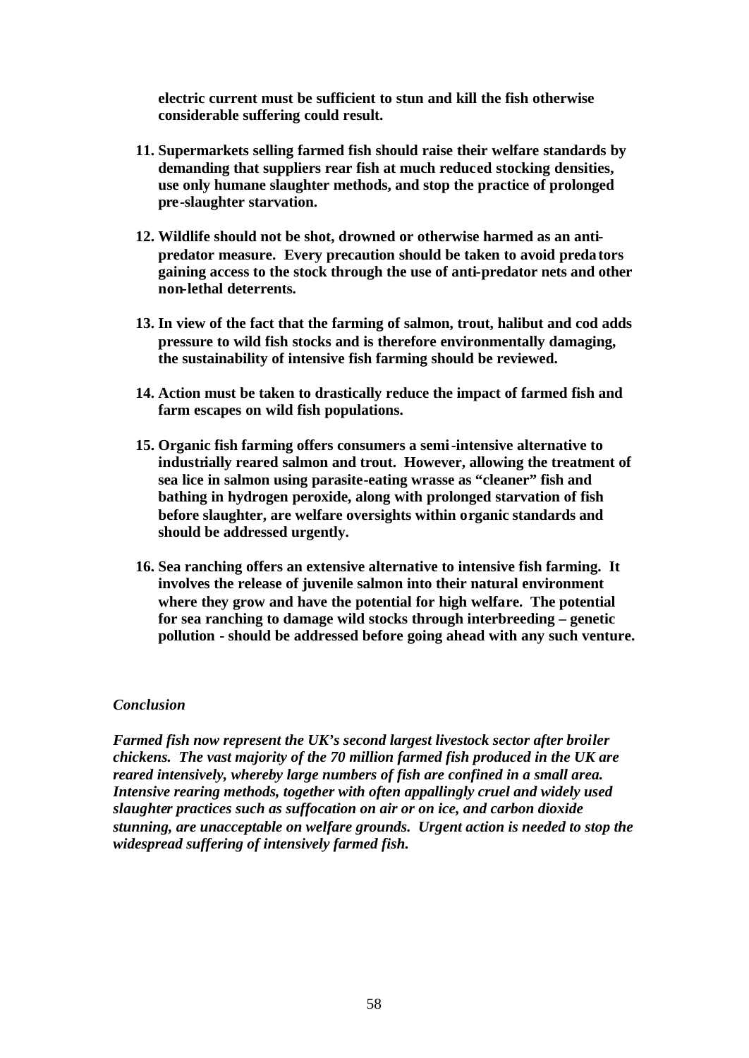**electric current must be sufficient to stun and kill the fish otherwise considerable suffering could result.**

11. **Supermarkets selling farmed fish should raise their welfare standards by demanding that suppliers rear fish at much reduced stocking densities, use only humane slaughter methods, and stop the practice of prolonged pre-slaughter starvation.**

12. **Wildlife should not be shot, drowned or otherwise harmed as an anti-predator measure. Every precaution should be taken to avoid predators gaining access to the stock through the use of anti-predator nets and other non-lethal deterrents.**

13. **In view of the fact that the farming of salmon, trout, halibut and cod adds pressure to wild fish stocks and is therefore environmentally damaging, the sustainability of intensive fish farming should be reviewed.**

14. **Action must be taken to drastically reduce the impact of farmed fish and farm escapes on wild fish populations.**

15. **Organic fish farming offers consumers a semi-intensive alternative to industrially reared salmon and trout. However, allowing the treatment of sea lice in salmon using parasite-eating wrasse as "cleaner" fish and bathing in hydrogen peroxide, along with prolonged starvation of fish before slaughter, are welfare oversights within organic standards and should be addressed urgently.**

16. **Sea ranching offers an extensive alternative to intensive fish farming. It involves the release of juvenile salmon into their natural environment where they grow and have the potential for high welfare. The potential for sea ranching to damage wild stocks through interbreeding – genetic pollution - should be addressed before going ahead with any such venture.**

### *Conclusion*

***Farmed fish now represent the UK's second largest livestock sector after broiler chickens. The vast majority of the 70 million farmed fish produced in the UK are reared intensively, whereby large numbers of fish are confined in a small area. Intensive rearing methods, together with often appallingly cruel and widely used slaughter practices such as suffocation on air or on ice, and carbon dioxide stunning, are unacceptable on welfare grounds. Urgent action is needed to stop the widespread suffering of intensively farmed fish.***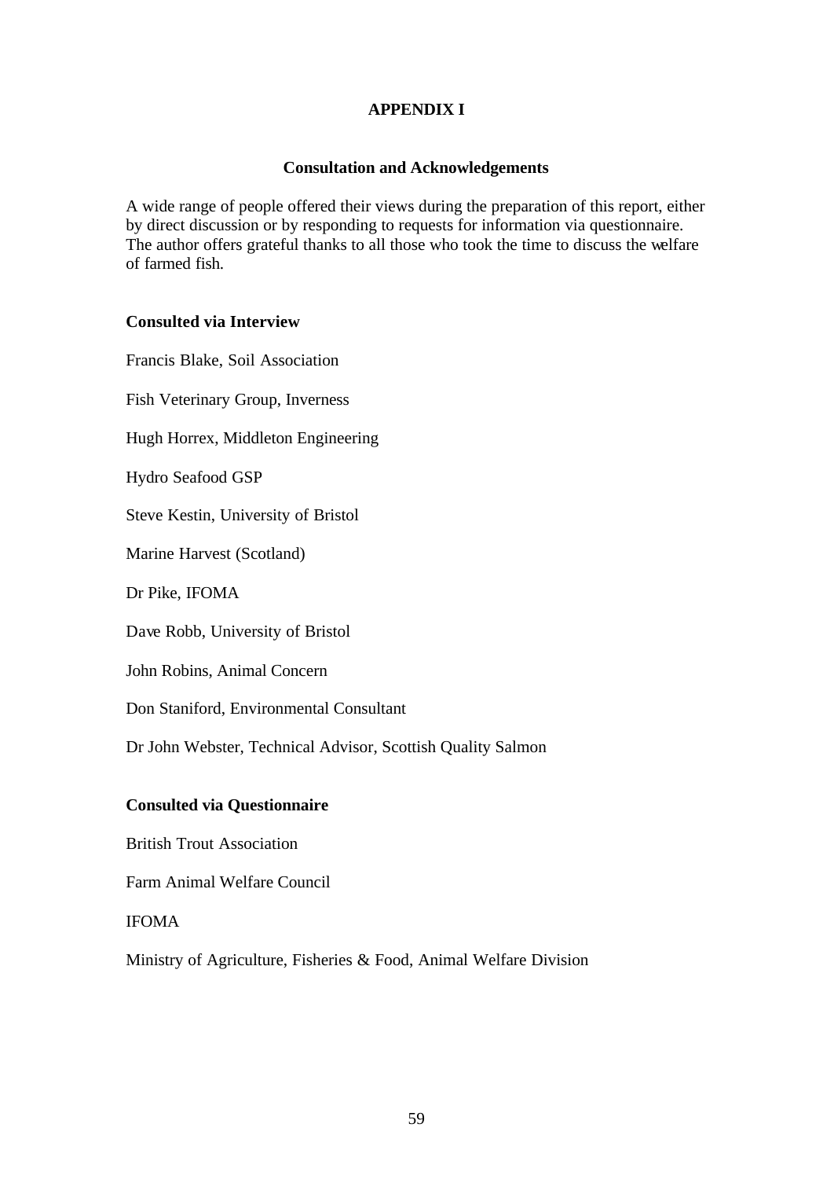# APPENDIX I

## Consultation and Acknowledgements

A wide range of people offered their views during the preparation of this report, either by direct discussion or by responding to requests for information via questionnaire. The author offers grateful thanks to all those who took the time to discuss the welfare of farmed fish.

### Consulted via Interview

Francis Blake, Soil Association

Fish Veterinary Group, Inverness

Hugh Horrex, Middleton Engineering

Hydro Seafood GSP

Steve Kestin, University of Bristol

Marine Harvest (Scotland)

Dr Pike, IFOMA

Dave Robb, University of Bristol

John Robins, Animal Concern

Don Staniford, Environmental Consultant

Dr John Webster, Technical Advisor, Scottish Quality Salmon

### Consulted via Questionnaire

British Trout Association

Farm Animal Welfare Council

IFOMA

Ministry of Agriculture, Fisheries & Food, Animal Welfare Division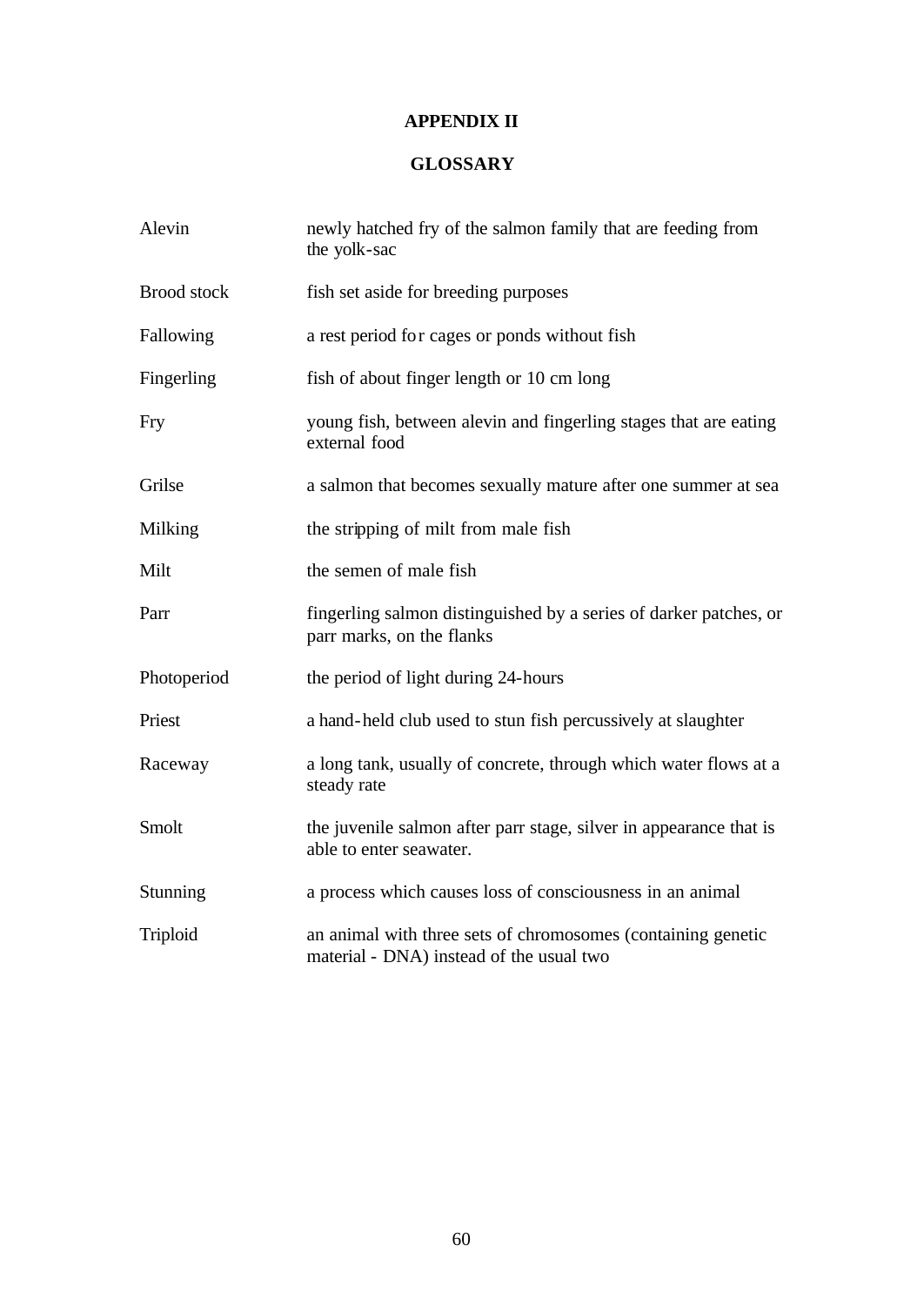# APPENDIX II

## GLOSSARY

| | |
|---|---|
| Alevin | newly hatched fry of the salmon family that are feeding from the yolk-sac |
| Brood stock | fish set aside for breeding purposes |
| Fallowing | a rest period for cages or ponds without fish |
| Fingerling | fish of about finger length or 10 cm long |
| Fry | young fish, between alevin and fingerling stages that are eating external food |
| Grilse | a salmon that becomes sexually mature after one summer at sea |
| Milking | the stripping of milt from male fish |
| Milt | the semen of male fish |
| Parr | fingerling salmon distinguished by a series of darker patches, or parr marks, on the flanks |
| Photoperiod | the period of light during 24-hours |
| Priest | a hand-held club used to stun fish percussively at slaughter |
| Raceway | a long tank, usually of concrete, through which water flows at a steady rate |
| Smolt | the juvenile salmon after parr stage, silver in appearance that is able to enter seawater. |
| Stunning | a process which causes loss of consciousness in an animal |
| Triploid | an animal with three sets of chromosomes (containing genetic material - DNA) instead of the usual two |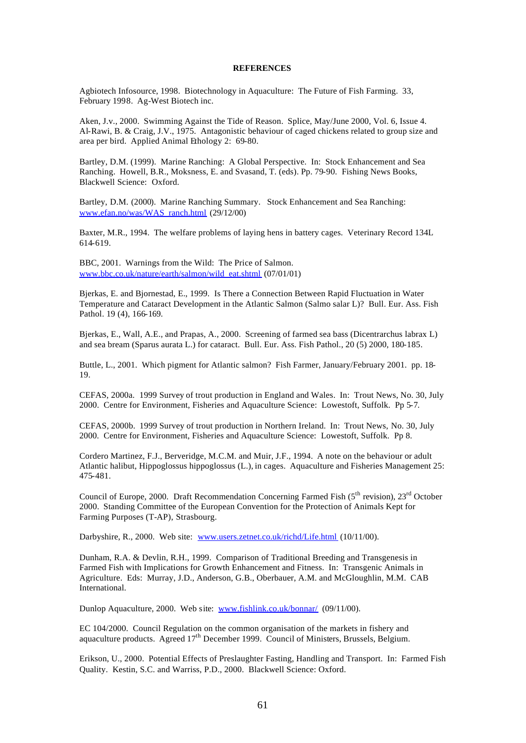**REFERENCES**

Agbiotech Infosource, 1998. Biotechnology in Aquaculture: The Future of Fish Farming. 33, February 1998. Ag-West Biotech inc.

Aken, J.v., 2000. Swimming Against the Tide of Reason. Splice, May/June 2000, Vol. 6, Issue 4.
Al-Rawi, B. & Craig, J.V., 1975. Antagonistic behaviour of caged chickens related to group size and area per bird. Applied Animal Ethology 2: 69-80.

Bartley, D.M. (1999). Marine Ranching: A Global Perspective. In: Stock Enhancement and Sea Ranching. Howell, B.R., Moksness, E. and Svasand, T. (eds). Pp. 79-90. Fishing News Books, Blackwell Science: Oxford.

Bartley, D.M. (2000). Marine Ranching Summary. Stock Enhancement and Sea Ranching: www.efan.no/was/WAS_ranch.html (29/12/00)

Baxter, M.R., 1994. The welfare problems of laying hens in battery cages. Veterinary Record 134L 614-619.

BBC, 2001. Warnings from the Wild: The Price of Salmon. www.bbc.co.uk/nature/earth/salmon/wild_eat.shtml (07/01/01)

Bjerkas, E. and Bjornestad, E., 1999. Is There a Connection Between Rapid Fluctuation in Water Temperature and Cataract Development in the Atlantic Salmon (Salmo salar L)? Bull. Eur. Ass. Fish Pathol. 19 (4), 166-169.

Bjerkas, E., Wall, A.E., and Prapas, A., 2000. Screening of farmed sea bass (Dicentrarchus labrax L) and sea bream (Sparus aurata L.) for cataract. Bull. Eur. Ass. Fish Pathol., 20 (5) 2000, 180-185.

Buttle, L., 2001. Which pigment for Atlantic salmon? Fish Farmer, January/February 2001. pp. 18-19.

CEFAS, 2000a. 1999 Survey of trout production in England and Wales. In: Trout News, No. 30, July 2000. Centre for Environment, Fisheries and Aquaculture Science: Lowestoft, Suffolk. Pp 5-7.

CEFAS, 2000b. 1999 Survey of trout production in Northern Ireland. In: Trout News, No. 30, July 2000. Centre for Environment, Fisheries and Aquaculture Science: Lowestoft, Suffolk. Pp 8.

Cordero Martinez, F.J., Berveridge, M.C.M. and Muir, J.F., 1994. A note on the behaviour or adult Atlantic halibut, Hippoglossus hippoglossus (L.), in cages. Aquaculture and Fisheries Management 25: 475-481.

Council of Europe, 2000. Draft Recommendation Concerning Farmed Fish (5th revision), 23rd October 2000. Standing Committee of the European Convention for the Protection of Animals Kept for Farming Purposes (T-AP), Strasbourg.

Darbyshire, R., 2000. Web site: www.users.zetnet.co.uk/richd/Life.html (10/11/00).

Dunham, R.A. & Devlin, R.H., 1999. Comparison of Traditional Breeding and Transgenesis in Farmed Fish with Implications for Growth Enhancement and Fitness. In: Transgenic Animals in Agriculture. Eds: Murray, J.D., Anderson, G.B., Oberbauer, A.M. and McGloughlin, M.M. CAB International.

Dunlop Aquaculture, 2000. Web site: www.fishlink.co.uk/bonnar/ (09/11/00).

EC 104/2000. Council Regulation on the common organisation of the markets in fishery and aquaculture products. Agreed 17th December 1999. Council of Ministers, Brussels, Belgium.

Erikson, U., 2000. Potential Effects of Preslaughter Fasting, Handling and Transport. In: Farmed Fish Quality. Kestin, S.C. and Warriss, P.D., 2000. Blackwell Science: Oxford.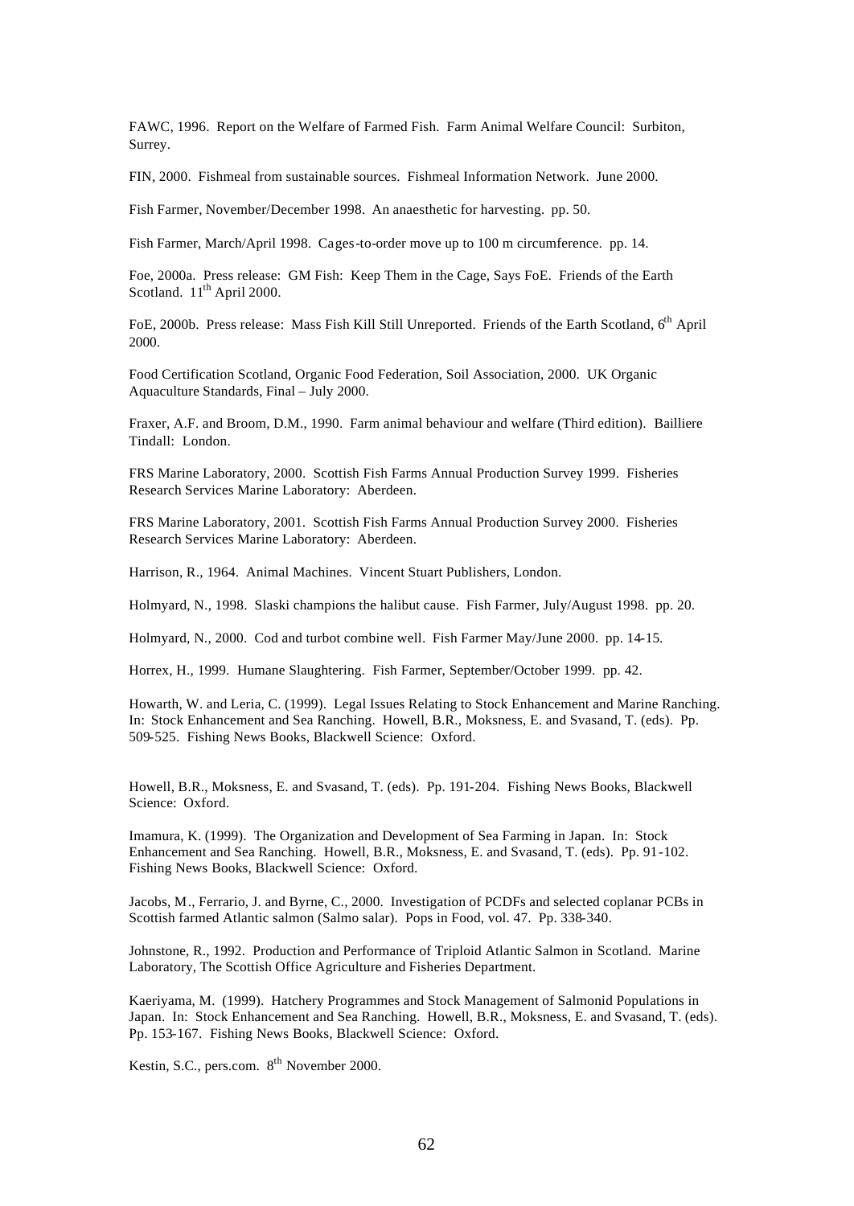FAWC, 1996. Report on the Welfare of Farmed Fish. Farm Animal Welfare Council: Surbiton, Surrey.

FIN, 2000. Fishmeal from sustainable sources. Fishmeal Information Network. June 2000.

Fish Farmer, November/December 1998. An anaesthetic for harvesting. pp. 50.

Fish Farmer, March/April 1998. Cages-to-order move up to 100 m circumference. pp. 14.

Foe, 2000a. Press release: GM Fish: Keep Them in the Cage, Says FoE. Friends of the Earth Scotland. 11th April 2000.

FoE, 2000b. Press release: Mass Fish Kill Still Unreported. Friends of the Earth Scotland, 6th April 2000.

Food Certification Scotland, Organic Food Federation, Soil Association, 2000. UK Organic Aquaculture Standards, Final – July 2000.

Fraxer, A.F. and Broom, D.M., 1990. Farm animal behaviour and welfare (Third edition). Bailliere Tindall: London.

FRS Marine Laboratory, 2000. Scottish Fish Farms Annual Production Survey 1999. Fisheries Research Services Marine Laboratory: Aberdeen.

FRS Marine Laboratory, 2001. Scottish Fish Farms Annual Production Survey 2000. Fisheries Research Services Marine Laboratory: Aberdeen.

Harrison, R., 1964. Animal Machines. Vincent Stuart Publishers, London.

Holmyard, N., 1998. Slaski champions the halibut cause. Fish Farmer, July/August 1998. pp. 20.

Holmyard, N., 2000. Cod and turbot combine well. Fish Farmer May/June 2000. pp. 14-15.

Horrex, H., 1999. Humane Slaughtering. Fish Farmer, September/October 1999. pp. 42.

Howarth, W. and Leria, C. (1999). Legal Issues Relating to Stock Enhancement and Marine Ranching. In: Stock Enhancement and Sea Ranching. Howell, B.R., Moksness, E. and Svasand, T. (eds). Pp. 509-525. Fishing News Books, Blackwell Science: Oxford.

Howell, B.R., Moksness, E. and Svasand, T. (eds). Pp. 191-204. Fishing News Books, Blackwell Science: Oxford.

Imamura, K. (1999). The Organization and Development of Sea Farming in Japan. In: Stock Enhancement and Sea Ranching. Howell, B.R., Moksness, E. and Svasand, T. (eds). Pp. 91-102. Fishing News Books, Blackwell Science: Oxford.

Jacobs, M., Ferrario, J. and Byrne, C., 2000. Investigation of PCDFs and selected coplanar PCBs in Scottish farmed Atlantic salmon (Salmo salar). Pops in Food, vol. 47. Pp. 338-340.

Johnstone, R., 1992. Production and Performance of Triploid Atlantic Salmon in Scotland. Marine Laboratory, The Scottish Office Agriculture and Fisheries Department.

Kaeriyama, M. (1999). Hatchery Programmes and Stock Management of Salmonid Populations in Japan. In: Stock Enhancement and Sea Ranching. Howell, B.R., Moksness, E. and Svasand, T. (eds). Pp. 153-167. Fishing News Books, Blackwell Science: Oxford.

Kestin, S.C., pers.com. 8th November 2000.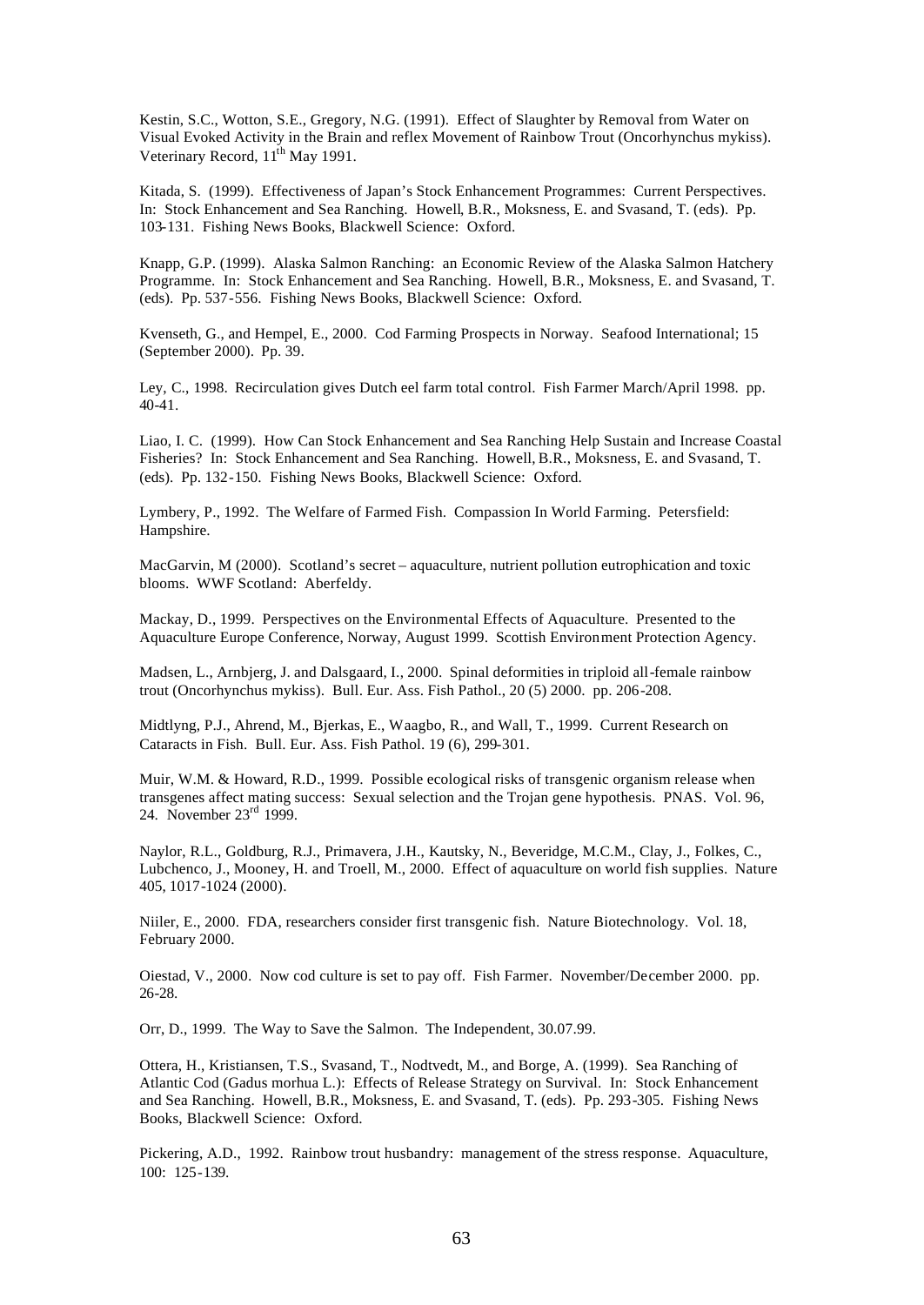Kestin, S.C., Wotton, S.E., Gregory, N.G. (1991). Effect of Slaughter by Removal from Water on Visual Evoked Activity in the Brain and reflex Movement of Rainbow Trout (Oncorhynchus mykiss). Veterinary Record, 11th May 1991.

Kitada, S. (1999). Effectiveness of Japan's Stock Enhancement Programmes: Current Perspectives. In: Stock Enhancement and Sea Ranching. Howell, B.R., Moksness, E. and Svasand, T. (eds). Pp. 103-131. Fishing News Books, Blackwell Science: Oxford.

Knapp, G.P. (1999). Alaska Salmon Ranching: an Economic Review of the Alaska Salmon Hatchery Programme. In: Stock Enhancement and Sea Ranching. Howell, B.R., Moksness, E. and Svasand, T. (eds). Pp. 537-556. Fishing News Books, Blackwell Science: Oxford.

Kvenseth, G., and Hempel, E., 2000. Cod Farming Prospects in Norway. Seafood International; 15 (September 2000). Pp. 39.

Ley, C., 1998. Recirculation gives Dutch eel farm total control. Fish Farmer March/April 1998. pp. 40-41.

Liao, I. C. (1999). How Can Stock Enhancement and Sea Ranching Help Sustain and Increase Coastal Fisheries? In: Stock Enhancement and Sea Ranching. Howell, B.R., Moksness, E. and Svasand, T. (eds). Pp. 132-150. Fishing News Books, Blackwell Science: Oxford.

Lymbery, P., 1992. The Welfare of Farmed Fish. Compassion In World Farming. Petersfield: Hampshire.

MacGarvin, M (2000). Scotland's secret – aquaculture, nutrient pollution eutrophication and toxic blooms. WWF Scotland: Aberfeldy.

Mackay, D., 1999. Perspectives on the Environmental Effects of Aquaculture. Presented to the Aquaculture Europe Conference, Norway, August 1999. Scottish Environment Protection Agency.

Madsen, L., Arnbjerg, J. and Dalsgaard, I., 2000. Spinal deformities in triploid all-female rainbow trout (Oncorhynchus mykiss). Bull. Eur. Ass. Fish Pathol., 20 (5) 2000. pp. 206-208.

Midtlyng, P.J., Ahrend, M., Bjerkas, E., Waagbo, R., and Wall, T., 1999. Current Research on Cataracts in Fish. Bull. Eur. Ass. Fish Pathol. 19 (6), 299-301.

Muir, W.M. & Howard, R.D., 1999. Possible ecological risks of transgenic organism release when transgenes affect mating success: Sexual selection and the Trojan gene hypothesis. PNAS. Vol. 96, 24. November 23rd 1999.

Naylor, R.L., Goldburg, R.J., Primavera, J.H., Kautsky, N., Beveridge, M.C.M., Clay, J., Folkes, C., Lubchenco, J., Mooney, H. and Troell, M., 2000. Effect of aquaculture on world fish supplies. Nature 405, 1017-1024 (2000).

Niiler, E., 2000. FDA, researchers consider first transgenic fish. Nature Biotechnology. Vol. 18, February 2000.

Oiestad, V., 2000. Now cod culture is set to pay off. Fish Farmer. November/December 2000. pp. 26-28.

Orr, D., 1999. The Way to Save the Salmon. The Independent, 30.07.99.

Ottera, H., Kristiansen, T.S., Svasand, T., Nodtvedt, M., and Borge, A. (1999). Sea Ranching of Atlantic Cod (Gadus morhua L.): Effects of Release Strategy on Survival. In: Stock Enhancement and Sea Ranching. Howell, B.R., Moksness, E. and Svasand, T. (eds). Pp. 293-305. Fishing News Books, Blackwell Science: Oxford.

Pickering, A.D., 1992. Rainbow trout husbandry: management of the stress response. Aquaculture, 100: 125-139.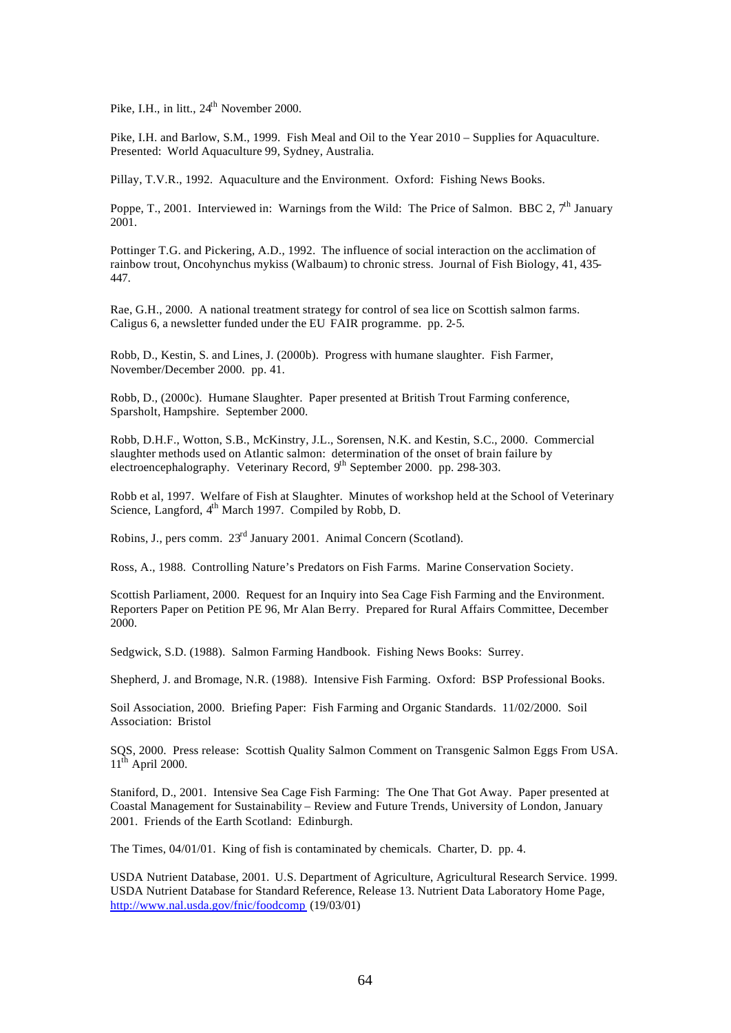Pike, I.H., in litt., 24th November 2000.

Pike, I.H. and Barlow, S.M., 1999. Fish Meal and Oil to the Year 2010 – Supplies for Aquaculture. Presented: World Aquaculture 99, Sydney, Australia.

Pillay, T.V.R., 1992. Aquaculture and the Environment. Oxford: Fishing News Books.

Poppe, T., 2001. Interviewed in: Warnings from the Wild: The Price of Salmon. BBC 2, 7th January 2001.

Pottinger T.G. and Pickering, A.D., 1992. The influence of social interaction on the acclimation of rainbow trout, Oncohynchus mykiss (Walbaum) to chronic stress. Journal of Fish Biology, 41, 435-447.

Rae, G.H., 2000. A national treatment strategy for control of sea lice on Scottish salmon farms. Caligus 6, a newsletter funded under the EU FAIR programme. pp. 2-5.

Robb, D., Kestin, S. and Lines, J. (2000b). Progress with humane slaughter. Fish Farmer, November/December 2000. pp. 41.

Robb, D., (2000c). Humane Slaughter. Paper presented at British Trout Farming conference, Sparsholt, Hampshire. September 2000.

Robb, D.H.F., Wotton, S.B., McKinstry, J.L., Sorensen, N.K. and Kestin, S.C., 2000. Commercial slaughter methods used on Atlantic salmon: determination of the onset of brain failure by electroencephalography. Veterinary Record, 9th September 2000. pp. 298-303.

Robb et al, 1997. Welfare of Fish at Slaughter. Minutes of workshop held at the School of Veterinary Science, Langford, 4th March 1997. Compiled by Robb, D.

Robins, J., pers comm. 23rd January 2001. Animal Concern (Scotland).

Ross, A., 1988. Controlling Nature's Predators on Fish Farms. Marine Conservation Society.

Scottish Parliament, 2000. Request for an Inquiry into Sea Cage Fish Farming and the Environment. Reporters Paper on Petition PE 96, Mr Alan Berry. Prepared for Rural Affairs Committee, December 2000.

Sedgwick, S.D. (1988). Salmon Farming Handbook. Fishing News Books: Surrey.

Shepherd, J. and Bromage, N.R. (1988). Intensive Fish Farming. Oxford: BSP Professional Books.

Soil Association, 2000. Briefing Paper: Fish Farming and Organic Standards. 11/02/2000. Soil Association: Bristol

SQS, 2000. Press release: Scottish Quality Salmon Comment on Transgenic Salmon Eggs From USA. 11th April 2000.

Staniford, D., 2001. Intensive Sea Cage Fish Farming: The One That Got Away. Paper presented at Coastal Management for Sustainability – Review and Future Trends, University of London, January 2001. Friends of the Earth Scotland: Edinburgh.

The Times, 04/01/01. King of fish is contaminated by chemicals. Charter, D. pp. 4.

USDA Nutrient Database, 2001. U.S. Department of Agriculture, Agricultural Research Service. 1999. USDA Nutrient Database for Standard Reference, Release 13. Nutrient Data Laboratory Home Page, http://www.nal.usda.gov/fnic/foodcomp (19/03/01)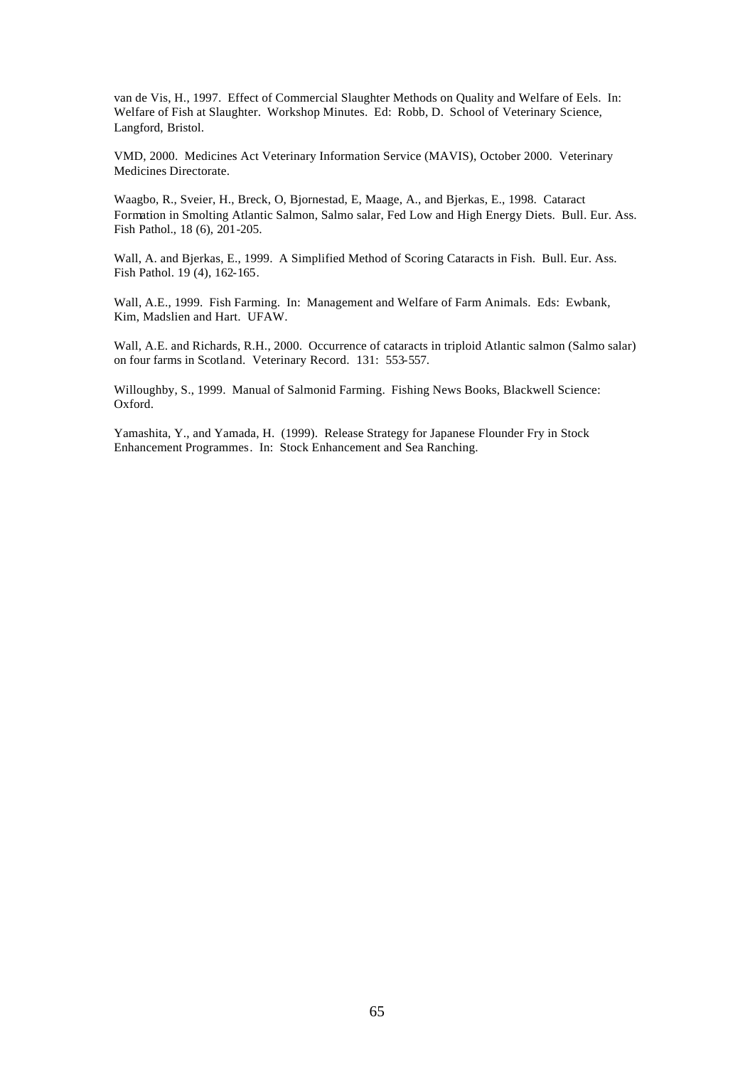van de Vis, H., 1997. Effect of Commercial Slaughter Methods on Quality and Welfare of Eels. In: Welfare of Fish at Slaughter. Workshop Minutes. Ed: Robb, D. School of Veterinary Science, Langford, Bristol.

VMD, 2000. Medicines Act Veterinary Information Service (MAVIS), October 2000. Veterinary Medicines Directorate.

Waagbo, R., Sveier, H., Breck, O, Bjornestad, E, Maage, A., and Bjerkas, E., 1998. Cataract Formation in Smolting Atlantic Salmon, Salmo salar, Fed Low and High Energy Diets. Bull. Eur. Ass. Fish Pathol., 18 (6), 201-205.

Wall, A. and Bjerkas, E., 1999. A Simplified Method of Scoring Cataracts in Fish. Bull. Eur. Ass. Fish Pathol. 19 (4), 162-165.

Wall, A.E., 1999. Fish Farming. In: Management and Welfare of Farm Animals. Eds: Ewbank, Kim, Madslien and Hart. UFAW.

Wall, A.E. and Richards, R.H., 2000. Occurrence of cataracts in triploid Atlantic salmon (Salmo salar) on four farms in Scotland. Veterinary Record. 131: 553-557.

Willoughby, S., 1999. Manual of Salmonid Farming. Fishing News Books, Blackwell Science: Oxford.

Yamashita, Y., and Yamada, H. (1999). Release Strategy for Japanese Flounder Fry in Stock Enhancement Programmes. In: Stock Enhancement and Sea Ranching.